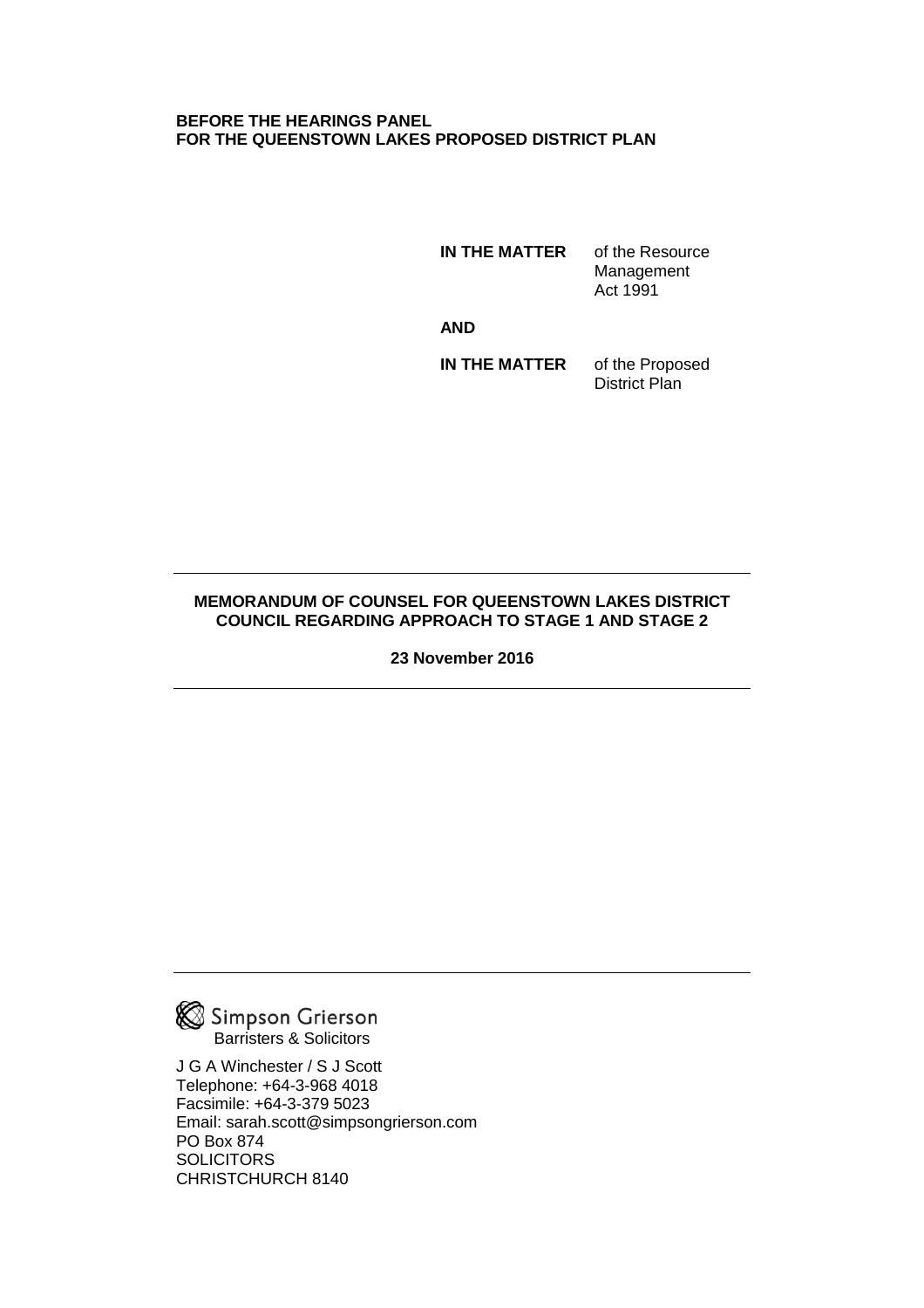**BEFORE THE HEARINGS PANEL**
**FOR THE QUEENSTOWN LAKES PROPOSED DISTRICT PLAN**

| | |
|---|---|
| **IN THE MATTER** | of the Resource Management Act 1991 |
| **AND** | |
| **IN THE MATTER** | of the Proposed District Plan |

---

**MEMORANDUM OF COUNSEL FOR QUEENSTOWN LAKES DISTRICT COUNCIL REGARDING APPROACH TO STAGE 1 AND STAGE 2**

**23 November 2016**

---

---

Simpson Grierson
Barristers & Solicitors

J G A Winchester / S J Scott
Telephone: +64-3-968 4018
Facsimile: +64-3-379 5023
Email: sarah.scott@simpsongrierson.com
PO Box 874
SOLICITORS
CHRISTCHURCH 8140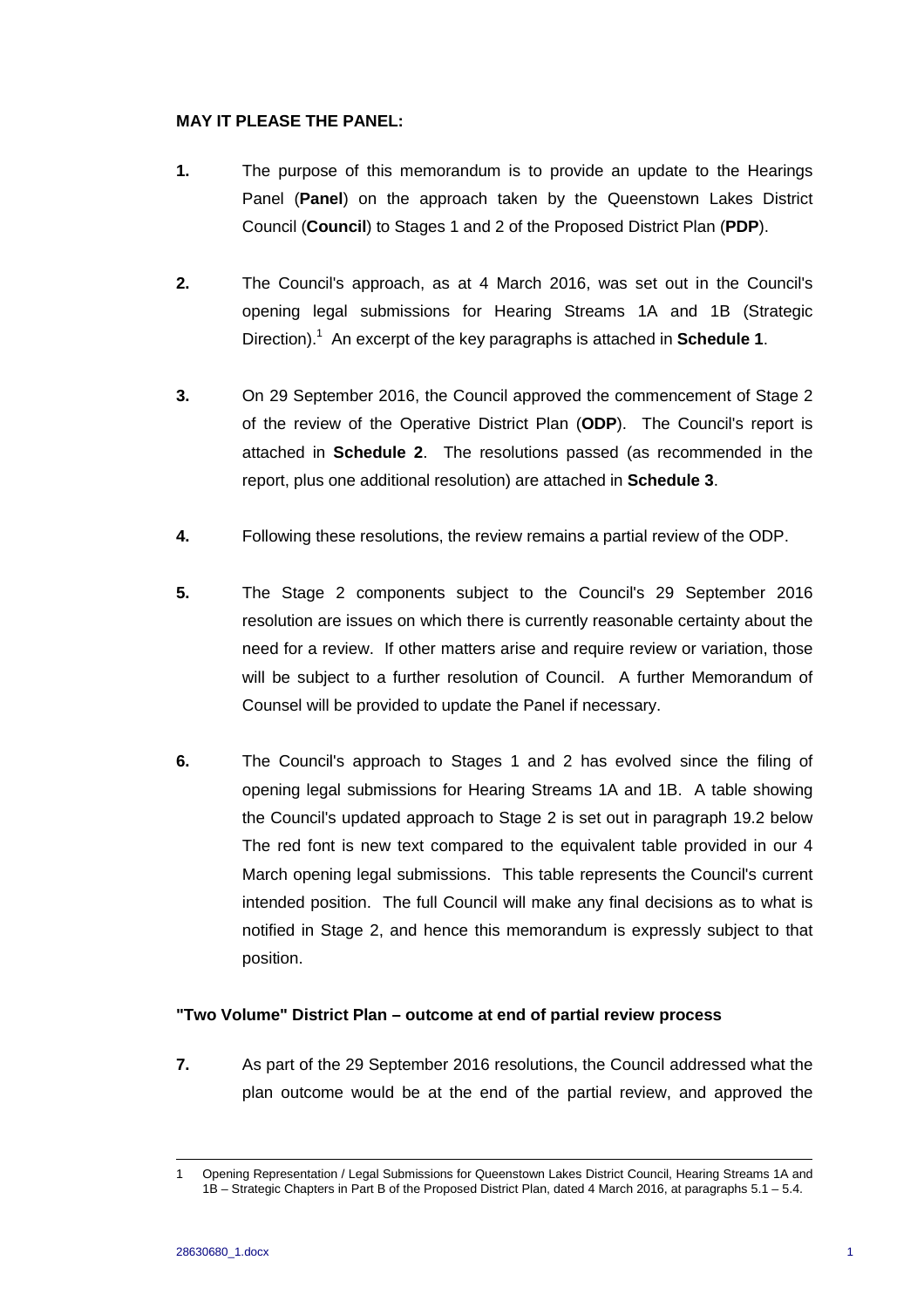**MAY IT PLEASE THE PANEL:**

**1.** The purpose of this memorandum is to provide an update to the Hearings Panel (**Panel**) on the approach taken by the Queenstown Lakes District Council (**Council**) to Stages 1 and 2 of the Proposed District Plan (**PDP**).

**2.** The Council's approach, as at 4 March 2016, was set out in the Council's opening legal submissions for Hearing Streams 1A and 1B (Strategic Direction).[1] An excerpt of the key paragraphs is attached in **Schedule 1**.

**3.** On 29 September 2016, the Council approved the commencement of Stage 2 of the review of the Operative District Plan (**ODP**). The Council's report is attached in **Schedule 2**. The resolutions passed (as recommended in the report, plus one additional resolution) are attached in **Schedule 3**.

**4.** Following these resolutions, the review remains a partial review of the ODP.

**5.** The Stage 2 components subject to the Council's 29 September 2016 resolution are issues on which there is currently reasonable certainty about the need for a review. If other matters arise and require review or variation, those will be subject to a further resolution of Council. A further Memorandum of Counsel will be provided to update the Panel if necessary.

**6.** The Council's approach to Stages 1 and 2 has evolved since the filing of opening legal submissions for Hearing Streams 1A and 1B. A table showing the Council's updated approach to Stage 2 is set out in paragraph 19.2 below The red font is new text compared to the equivalent table provided in our 4 March opening legal submissions. This table represents the Council's current intended position. The full Council will make any final decisions as to what is notified in Stage 2, and hence this memorandum is expressly subject to that position.

## "Two Volume" District Plan – outcome at end of partial review process

**7.** As part of the 29 September 2016 resolutions, the Council addressed what the plan outcome would be at the end of the partial review, and approved the

---

1 Opening Representation / Legal Submissions for Queenstown Lakes District Council, Hearing Streams 1A and 1B – Strategic Chapters in Part B of the Proposed District Plan, dated 4 March 2016, at paragraphs 5.1 – 5.4.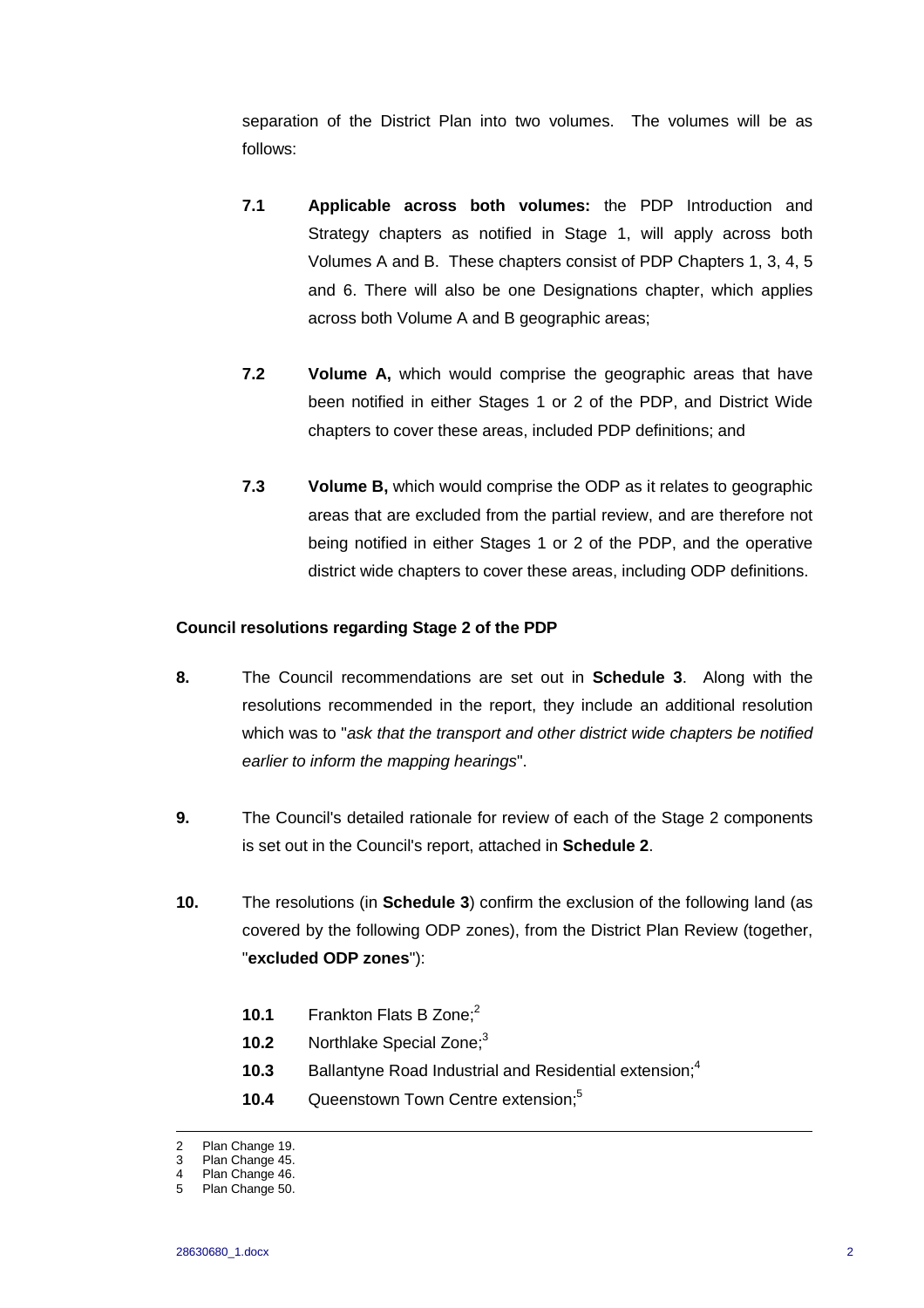separation of the District Plan into two volumes. The volumes will be as follows:

**7.1** **Applicable across both volumes:** the PDP Introduction and Strategy chapters as notified in Stage 1, will apply across both Volumes A and B. These chapters consist of PDP Chapters 1, 3, 4, 5 and 6. There will also be one Designations chapter, which applies across both Volume A and B geographic areas;

**7.2** **Volume A,** which would comprise the geographic areas that have been notified in either Stages 1 or 2 of the PDP, and District Wide chapters to cover these areas, included PDP definitions; and

**7.3** **Volume B,** which would comprise the ODP as it relates to geographic areas that are excluded from the partial review, and are therefore not being notified in either Stages 1 or 2 of the PDP, and the operative district wide chapters to cover these areas, including ODP definitions.

**Council resolutions regarding Stage 2 of the PDP**

**8.** The Council recommendations are set out in **Schedule 3**. Along with the resolutions recommended in the report, they include an additional resolution which was to "*ask that the transport and other district wide chapters be notified earlier to inform the mapping hearings*".

**9.** The Council's detailed rationale for review of each of the Stage 2 components is set out in the Council's report, attached in **Schedule 2**.

**10.** The resolutions (in **Schedule 3**) confirm the exclusion of the following land (as covered by the following ODP zones), from the District Plan Review (together, "**excluded ODP zones**"):

**10.1** Frankton Flats B Zone;[2]

**10.2** Northlake Special Zone;[3]

**10.3** Ballantyne Road Industrial and Residential extension;[4]

**10.4** Queenstown Town Centre extension;[5]

---

2 Plan Change 19.
3 Plan Change 45.
4 Plan Change 46.
5 Plan Change 50.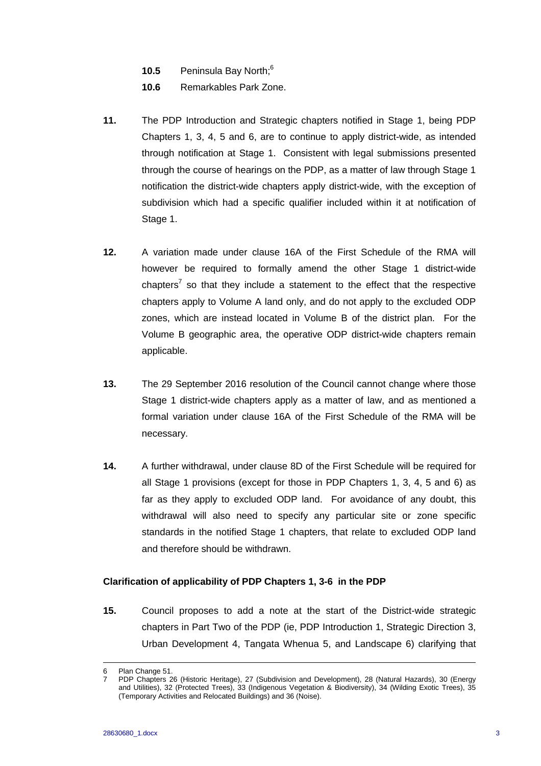**10.5** Peninsula Bay North;[6]

**10.6** Remarkables Park Zone.

**11.** The PDP Introduction and Strategic chapters notified in Stage 1, being PDP Chapters 1, 3, 4, 5 and 6, are to continue to apply district-wide, as intended through notification at Stage 1. Consistent with legal submissions presented through the course of hearings on the PDP, as a matter of law through Stage 1 notification the district-wide chapters apply district-wide, with the exception of subdivision which had a specific qualifier included within it at notification of Stage 1.

**12.** A variation made under clause 16A of the First Schedule of the RMA will however be required to formally amend the other Stage 1 district-wide chapters[7] so that they include a statement to the effect that the respective chapters apply to Volume A land only, and do not apply to the excluded ODP zones, which are instead located in Volume B of the district plan. For the Volume B geographic area, the operative ODP district-wide chapters remain applicable.

**13.** The 29 September 2016 resolution of the Council cannot change where those Stage 1 district-wide chapters apply as a matter of law, and as mentioned a formal variation under clause 16A of the First Schedule of the RMA will be necessary.

**14.** A further withdrawal, under clause 8D of the First Schedule will be required for all Stage 1 provisions (except for those in PDP Chapters 1, 3, 4, 5 and 6) as far as they apply to excluded ODP land. For avoidance of any doubt, this withdrawal will also need to specify any particular site or zone specific standards in the notified Stage 1 chapters, that relate to excluded ODP land and therefore should be withdrawn.

**Clarification of applicability of PDP Chapters 1, 3-6 in the PDP**

**15.** Council proposes to add a note at the start of the District-wide strategic chapters in Part Two of the PDP (ie, PDP Introduction 1, Strategic Direction 3, Urban Development 4, Tangata Whenua 5, and Landscape 6) clarifying that

---

6 Plan Change 51.

7 PDP Chapters 26 (Historic Heritage), 27 (Subdivision and Development), 28 (Natural Hazards), 30 (Energy and Utilities), 32 (Protected Trees), 33 (Indigenous Vegetation & Biodiversity), 34 (Wilding Exotic Trees), 35 (Temporary Activities and Relocated Buildings) and 36 (Noise).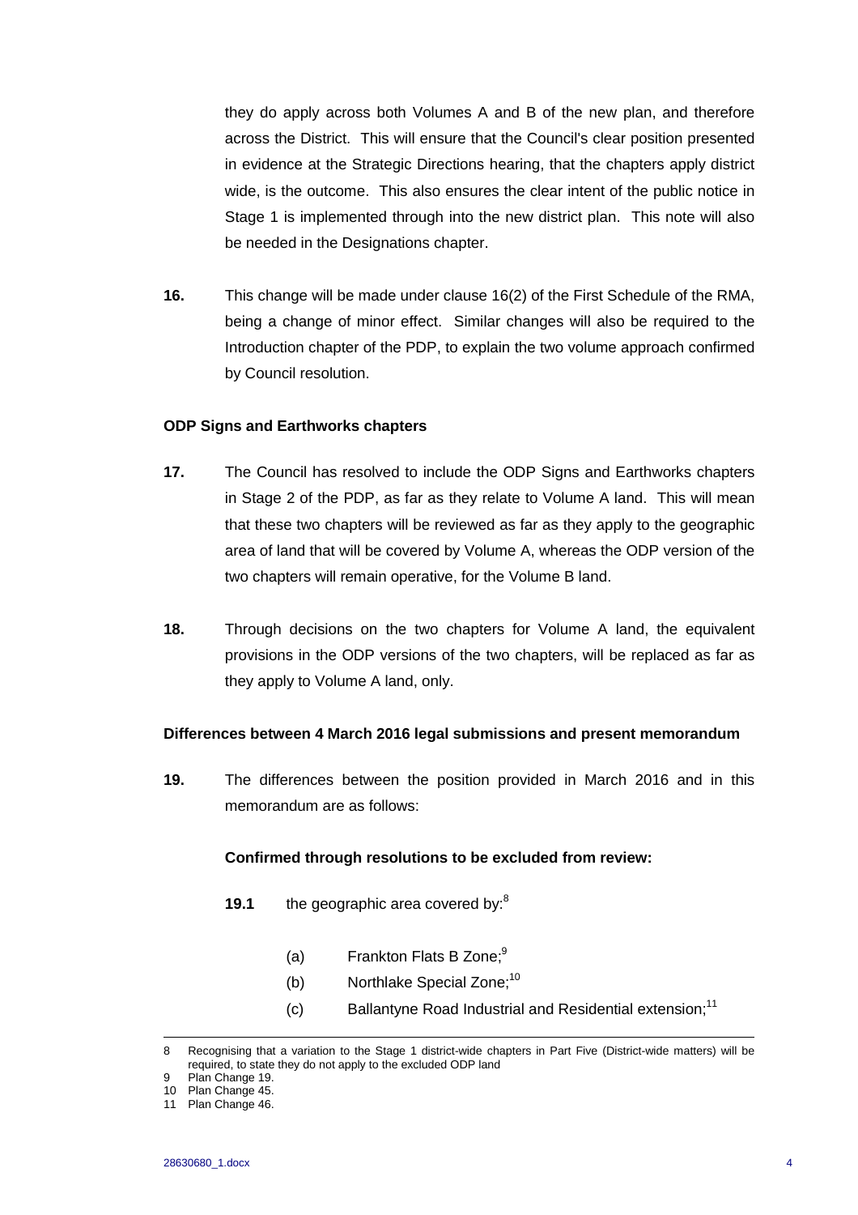they do apply across both Volumes A and B of the new plan, and therefore across the District. This will ensure that the Council's clear position presented in evidence at the Strategic Directions hearing, that the chapters apply district wide, is the outcome. This also ensures the clear intent of the public notice in Stage 1 is implemented through into the new district plan. This note will also be needed in the Designations chapter.

**16.** This change will be made under clause 16(2) of the First Schedule of the RMA, being a change of minor effect. Similar changes will also be required to the Introduction chapter of the PDP, to explain the two volume approach confirmed by Council resolution.

**ODP Signs and Earthworks chapters**

**17.** The Council has resolved to include the ODP Signs and Earthworks chapters in Stage 2 of the PDP, as far as they relate to Volume A land. This will mean that these two chapters will be reviewed as far as they apply to the geographic area of land that will be covered by Volume A, whereas the ODP version of the two chapters will remain operative, for the Volume B land.

**18.** Through decisions on the two chapters for Volume A land, the equivalent provisions in the ODP versions of the two chapters, will be replaced as far as they apply to Volume A land, only.

**Differences between 4 March 2016 legal submissions and present memorandum**

**19.** The differences between the position provided in March 2016 and in this memorandum are as follows:

**Confirmed through resolutions to be excluded from review:**

**19.1** the geographic area covered by:[8]

(a) Frankton Flats B Zone;[9]

(b) Northlake Special Zone;[10]

(c) Ballantyne Road Industrial and Residential extension;[11]

---

8 Recognising that a variation to the Stage 1 district-wide chapters in Part Five (District-wide matters) will be required, to state they do not apply to the excluded ODP land

9 Plan Change 19.

10 Plan Change 45.

11 Plan Change 46.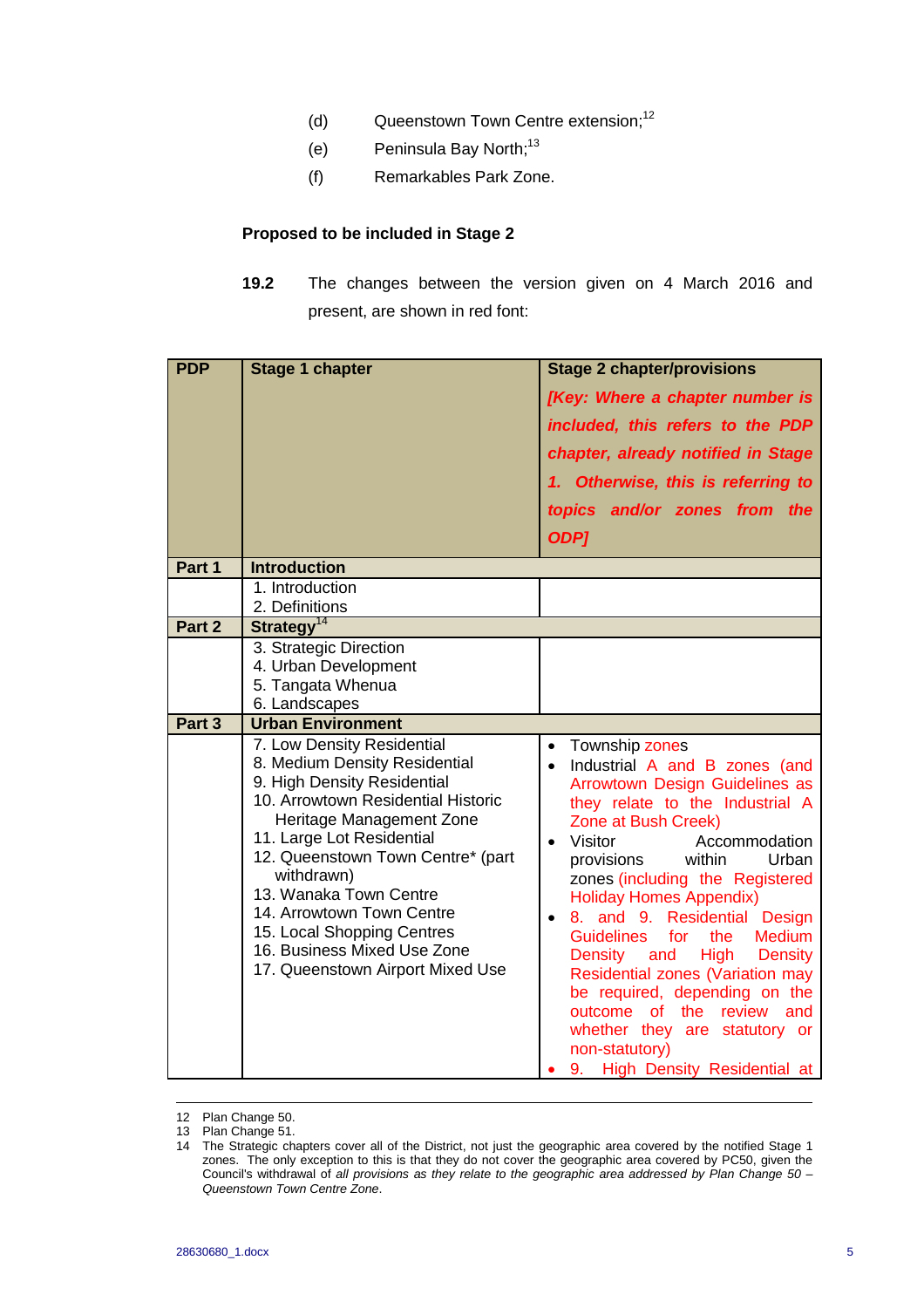(d) Queenstown Town Centre extension;[12]

(e) Peninsula Bay North;[13]

(f) Remarkables Park Zone.

**Proposed to be included in Stage 2**

**19.2** The changes between the version given on 4 March 2016 and present, are shown in red font:

| PDP | Stage 1 chapter | Stage 2 chapter/provisions *[Key: Where a chapter number is included, this refers to the PDP chapter, already notified in Stage 1. Otherwise, this is referring to topics and/or zones from the ODP]* |
|---|---|---|
| **Part 1** | **Introduction** | |
| | 1. Introduction<br>2. Definitions | |
| **Part 2** | **Strategy**[14] | |
| | 3. Strategic Direction<br>4. Urban Development<br>5. Tangata Whenua<br>6. Landscapes | |
| **Part 3** | **Urban Environment** | |
| | 7. Low Density Residential<br>8. Medium Density Residential<br>9. High Density Residential<br>10. Arrowtown Residential Historic Heritage Management Zone<br>11. Large Lot Residential<br>12. Queenstown Town Centre* (part withdrawn)<br>13. Wanaka Town Centre<br>14. Arrowtown Town Centre<br>15. Local Shopping Centres<br>16. Business Mixed Use Zone<br>17. Queenstown Airport Mixed Use | • Township zones<br>• Industrial A and B zones (and Arrowtown Design Guidelines as they relate to the Industrial A Zone at Bush Creek)<br>• Visitor Accommodation provisions within Urban zones (including the Registered Holiday Homes Appendix)<br>• 8. and 9. Residential Design Guidelines for the Medium Density and High Density Residential zones (Variation may be required, depending on the outcome of the review and whether they are statutory or non-statutory)<br>• 9. High Density Residential at |

12 Plan Change 50.

13 Plan Change 51.

14 The Strategic chapters cover all of the District, not just the geographic area covered by the notified Stage 1 zones. The only exception to this is that they do not cover the geographic area covered by PC50, given the Council's withdrawal of *all provisions as they relate to the geographic area addressed by Plan Change 50 – Queenstown Town Centre Zone*.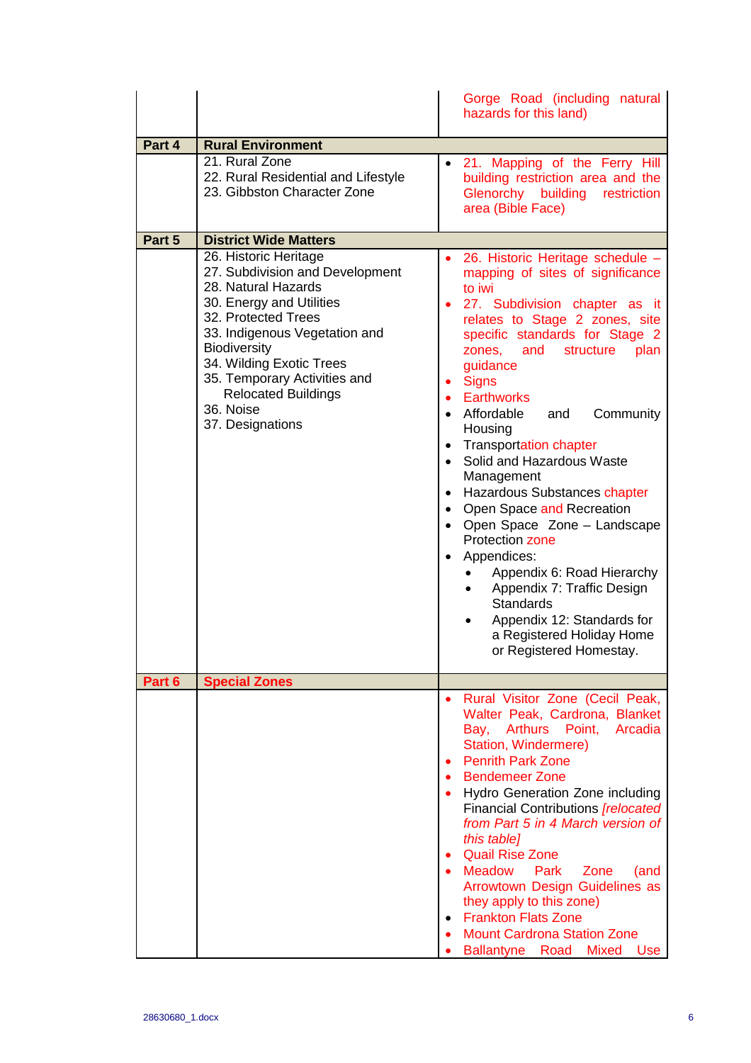| | | |
|---|---|---|
| | | Gorge Road (including natural hazards for this land) |
| **Part 4** | **Rural Environment** | |
| | 21. Rural Zone<br>22. Rural Residential and Lifestyle<br>23. Gibbston Character Zone | • 21. Mapping of the Ferry Hill building restriction area and the Glenorchy building restriction area (Bible Face) |
| **Part 5** | **District Wide Matters** | |
| | 26. Historic Heritage<br>27. Subdivision and Development<br>28. Natural Hazards<br>30. Energy and Utilities<br>32. Protected Trees<br>33. Indigenous Vegetation and Biodiversity<br>34. Wilding Exotic Trees<br>35. Temporary Activities and Relocated Buildings<br>36. Noise<br>37. Designations | • 26. Historic Heritage schedule – mapping of sites of significance to iwi<br>• 27. Subdivision chapter as it relates to Stage 2 zones, site specific standards for Stage 2 zones, and structure plan guidance<br>• Signs<br>• Earthworks<br>• Affordable and Community Housing<br>• Transportation chapter<br>• Solid and Hazardous Waste Management<br>• Hazardous Substances chapter<br>• Open Space and Recreation<br>• Open Space Zone – Landscape Protection zone<br>• Appendices:<br>  • Appendix 6: Road Hierarchy<br>  • Appendix 7: Traffic Design Standards<br>  • Appendix 12: Standards for a Registered Holiday Home or Registered Homestay. |
| **Part 6** | **Special Zones** | |
| | | • Rural Visitor Zone (Cecil Peak, Walter Peak, Cardrona, Blanket Bay, Arthurs Point, Arcadia Station, Windermere)<br>• Penrith Park Zone<br>• Bendemeer Zone<br>• Hydro Generation Zone including Financial Contributions *[relocated from Part 5 in 4 March version of this table]*<br>• Quail Rise Zone<br>• Meadow Park Zone (and Arrowtown Design Guidelines as they apply to this zone)<br>• Frankton Flats Zone<br>• Mount Cardrona Station Zone<br>• Ballantyne Road Mixed Use |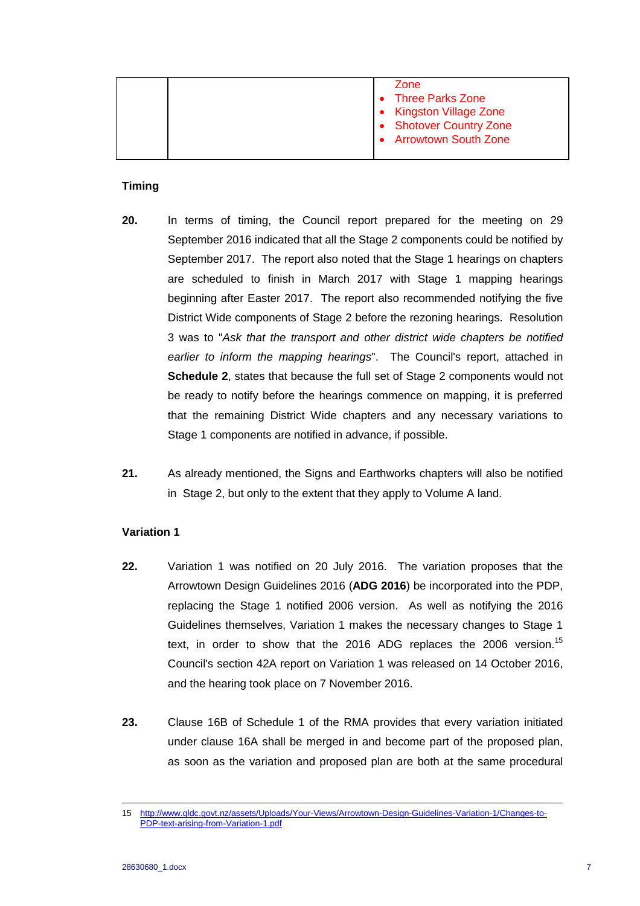| | | Zone<br>• Three Parks Zone<br>• Kingston Village Zone<br>• Shotover Country Zone<br>• Arrowtown South Zone |
|---|---|---|

### Timing

**20.** In terms of timing, the Council report prepared for the meeting on 29 September 2016 indicated that all the Stage 2 components could be notified by September 2017. The report also noted that the Stage 1 hearings on chapters are scheduled to finish in March 2017 with Stage 1 mapping hearings beginning after Easter 2017. The report also recommended notifying the five District Wide components of Stage 2 before the rezoning hearings. Resolution 3 was to "*Ask that the transport and other district wide chapters be notified earlier to inform the mapping hearings*". The Council's report, attached in **Schedule 2**, states that because the full set of Stage 2 components would not be ready to notify before the hearings commence on mapping, it is preferred that the remaining District Wide chapters and any necessary variations to Stage 1 components are notified in advance, if possible.

**21.** As already mentioned, the Signs and Earthworks chapters will also be notified in Stage 2, but only to the extent that they apply to Volume A land.

### Variation 1

**22.** Variation 1 was notified on 20 July 2016. The variation proposes that the Arrowtown Design Guidelines 2016 (**ADG 2016**) be incorporated into the PDP, replacing the Stage 1 notified 2006 version. As well as notifying the 2016 Guidelines themselves, Variation 1 makes the necessary changes to Stage 1 text, in order to show that the 2016 ADG replaces the 2006 version.[15] Council's section 42A report on Variation 1 was released on 14 October 2016, and the hearing took place on 7 November 2016.

**23.** Clause 16B of Schedule 1 of the RMA provides that every variation initiated under clause 16A shall be merged in and become part of the proposed plan, as soon as the variation and proposed plan are both at the same procedural

---

15 http://www.qldc.govt.nz/assets/Uploads/Your-Views/Arrowtown-Design-Guidelines-Variation-1/Changes-to-PDP-text-arising-from-Variation-1.pdf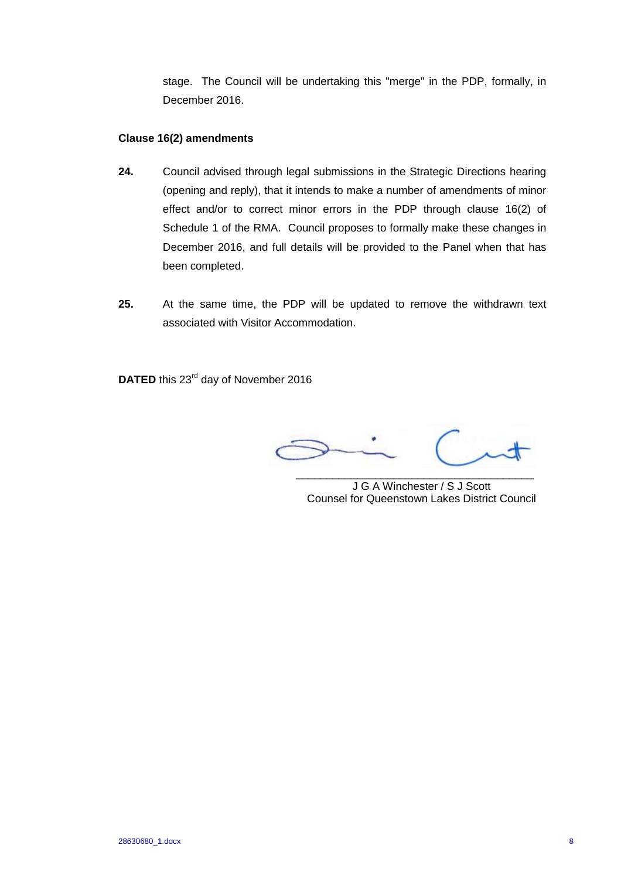stage. The Council will be undertaking this "merge" in the PDP, formally, in December 2016.

**Clause 16(2) amendments**

**24.** Council advised through legal submissions in the Strategic Directions hearing (opening and reply), that it intends to make a number of amendments of minor effect and/or to correct minor errors in the PDP through clause 16(2) of Schedule 1 of the RMA. Council proposes to formally make these changes in December 2016, and full details will be provided to the Panel when that has been completed.

**25.** At the same time, the PDP will be updated to remove the withdrawn text associated with Visitor Accommodation.

**DATED** this 23rd day of November 2016

\_\_\_\_\_\_\_\_\_\_\_\_\_\_\_\_\_\_\_\_\_\_\_\_\_\_\_\_\_\_\_\_\_\_\_\_\_\_
J G A Winchester / S J Scott
Counsel for Queenstown Lakes District Council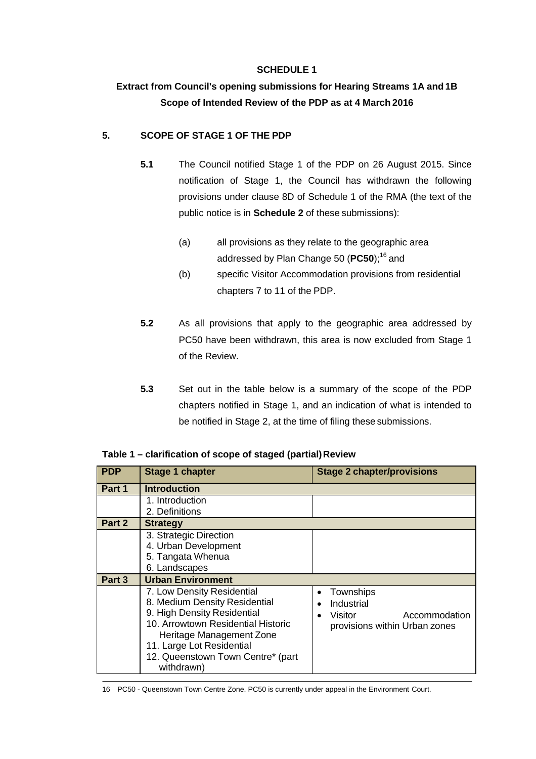**SCHEDULE 1**

**Extract from Council's opening submissions for Hearing Streams 1A and 1B**
**Scope of Intended Review of the PDP as at 4 March 2016**

**5. SCOPE OF STAGE 1 OF THE PDP**

**5.1** The Council notified Stage 1 of the PDP on 26 August 2015. Since notification of Stage 1, the Council has withdrawn the following provisions under clause 8D of Schedule 1 of the RMA (the text of the public notice is in **Schedule 2** of these submissions):

(a) all provisions as they relate to the geographic area addressed by Plan Change 50 (**PC50**);[16] and

(b) specific Visitor Accommodation provisions from residential chapters 7 to 11 of the PDP.

**5.2** As all provisions that apply to the geographic area addressed by PC50 have been withdrawn, this area is now excluded from Stage 1 of the Review.

**5.3** Set out in the table below is a summary of the scope of the PDP chapters notified in Stage 1, and an indication of what is intended to be notified in Stage 2, at the time of filing these submissions.

**Table 1 – clarification of scope of staged (partial) Review**

| PDP | Stage 1 chapter | Stage 2 chapter/provisions |
|---|---|---|
| **Part 1** | **Introduction** | |
| | 1. Introduction<br>2. Definitions | |
| **Part 2** | **Strategy** | |
| | 3. Strategic Direction<br>4. Urban Development<br>5. Tangata Whenua<br>6. Landscapes | |
| **Part 3** | **Urban Environment** | |
| | 7. Low Density Residential<br>8. Medium Density Residential<br>9. High Density Residential<br>10. Arrowtown Residential Historic Heritage Management Zone<br>11. Large Lot Residential<br>12. Queenstown Town Centre* (part withdrawn) | • Townships<br>• Industrial<br>• Visitor Accommodation provisions within Urban zones |

16 PC50 - Queenstown Town Centre Zone. PC50 is currently under appeal in the Environment Court.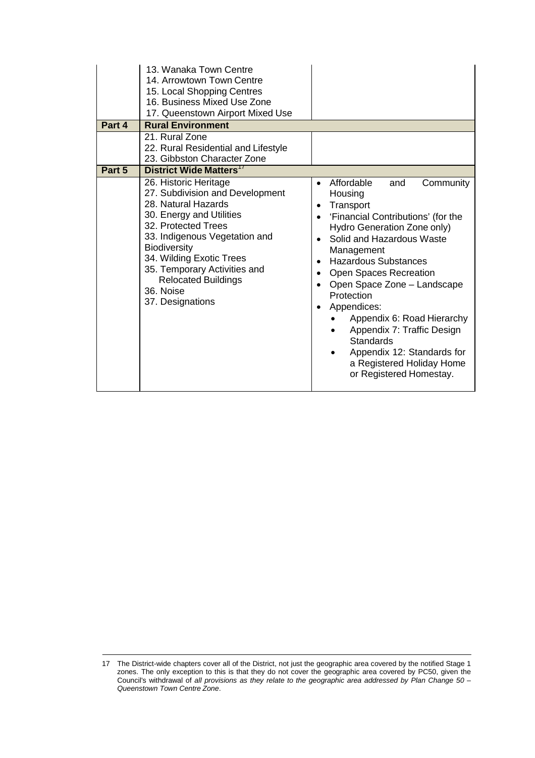| | | |
|---|---|---|
| | 13. Wanaka Town Centre<br>14. Arrowtown Town Centre<br>15. Local Shopping Centres<br>16. Business Mixed Use Zone<br>17. Queenstown Airport Mixed Use | |
| **Part 4** | **Rural Environment** | |
| | 21. Rural Zone<br>22. Rural Residential and Lifestyle<br>23. Gibbston Character Zone | |
| **Part 5** | **District Wide Matters**[17] | |
| | 26. Historic Heritage<br>27. Subdivision and Development<br>28. Natural Hazards<br>30. Energy and Utilities<br>32. Protected Trees<br>33. Indigenous Vegetation and Biodiversity<br>34. Wilding Exotic Trees<br>35. Temporary Activities and Relocated Buildings<br>36. Noise<br>37. Designations | • Affordable and Community Housing<br>• Transport<br>• 'Financial Contributions' (for the Hydro Generation Zone only)<br>• Solid and Hazardous Waste Management<br>• Hazardous Substances<br>• Open Spaces Recreation<br>• Open Space Zone – Landscape Protection<br>• Appendices:<br>&nbsp;&nbsp;• Appendix 6: Road Hierarchy<br>&nbsp;&nbsp;• Appendix 7: Traffic Design Standards<br>&nbsp;&nbsp;• Appendix 12: Standards for a Registered Holiday Home or Registered Homestay. |

17 The District-wide chapters cover all of the District, not just the geographic area covered by the notified Stage 1 zones. The only exception to this is that they do not cover the geographic area covered by PC50, given the Council's withdrawal of *all provisions as they relate to the geographic area addressed by Plan Change 50 – Queenstown Town Centre Zone*.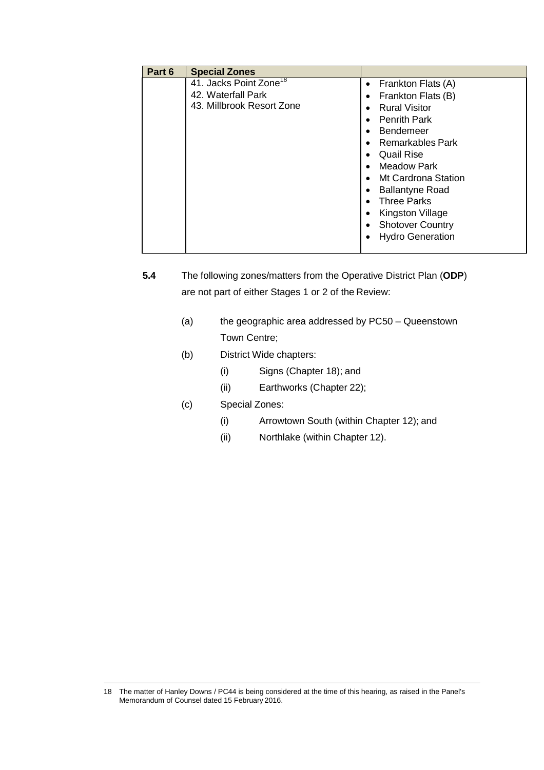| Part 6 | Special Zones | |
|---|---|---|
| | 41. Jacks Point Zone[18]<br>42. Waterfall Park<br>43. Millbrook Resort Zone | • Frankton Flats (A)<br>• Frankton Flats (B)<br>• Rural Visitor<br>• Penrith Park<br>• Bendemeer<br>• Remarkables Park<br>• Quail Rise<br>• Meadow Park<br>• Mt Cardrona Station<br>• Ballantyne Road<br>• Three Parks<br>• Kingston Village<br>• Shotover Country<br>• Hydro Generation |

**5.4** The following zones/matters from the Operative District Plan (**ODP**) are not part of either Stages 1 or 2 of the Review:

(a) the geographic area addressed by PC50 – Queenstown Town Centre;

(b) District Wide chapters:

  (i) Signs (Chapter 18); and

  (ii) Earthworks (Chapter 22);

(c) Special Zones:

  (i) Arrowtown South (within Chapter 12); and

  (ii) Northlake (within Chapter 12).

---

18 The matter of Hanley Downs / PC44 is being considered at the time of this hearing, as raised in the Panel's Memorandum of Counsel dated 15 February 2016.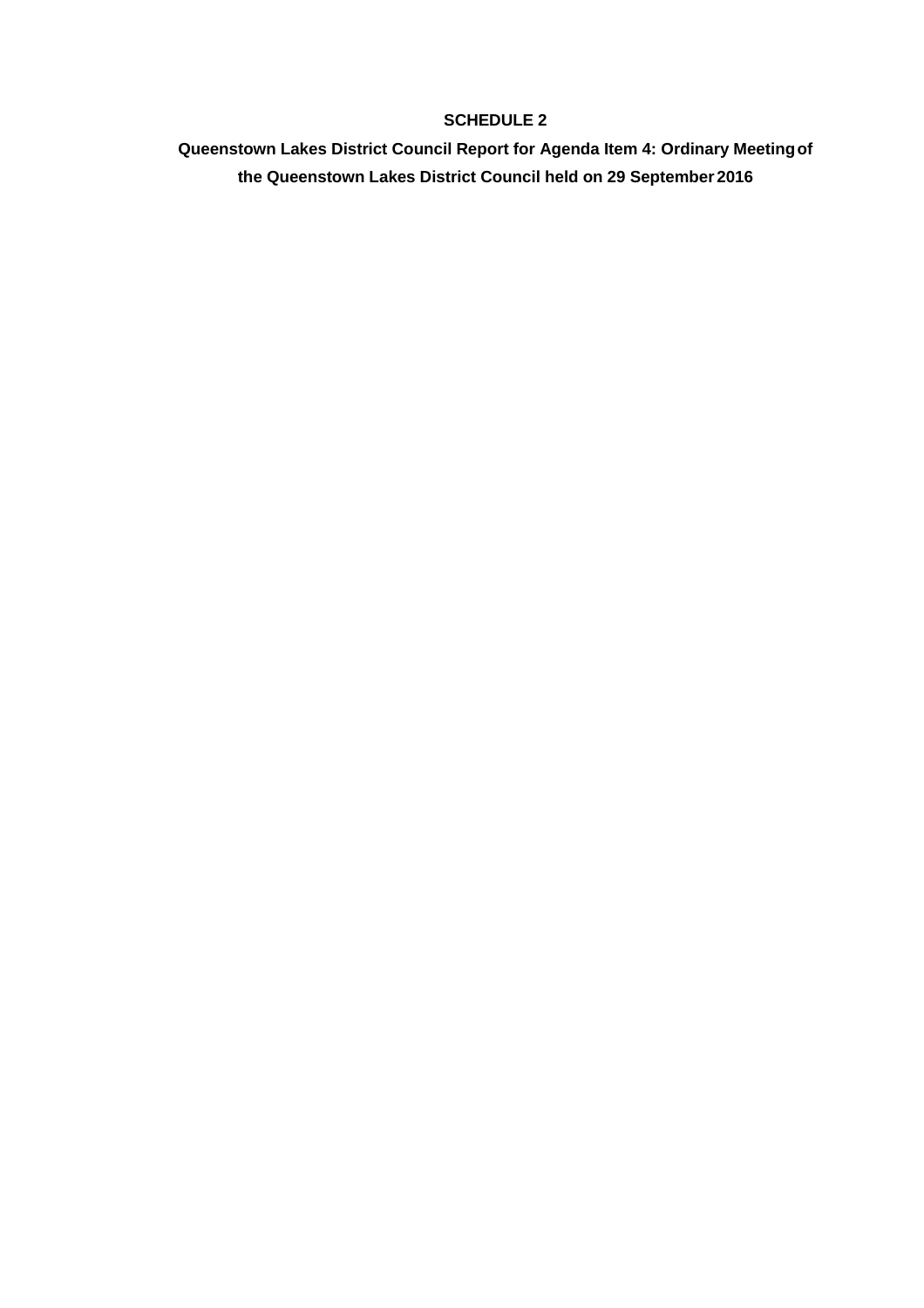# SCHEDULE 2

**Queenstown Lakes District Council Report for Agenda Item 4: Ordinary Meeting of the Queenstown Lakes District Council held on 29 September 2016**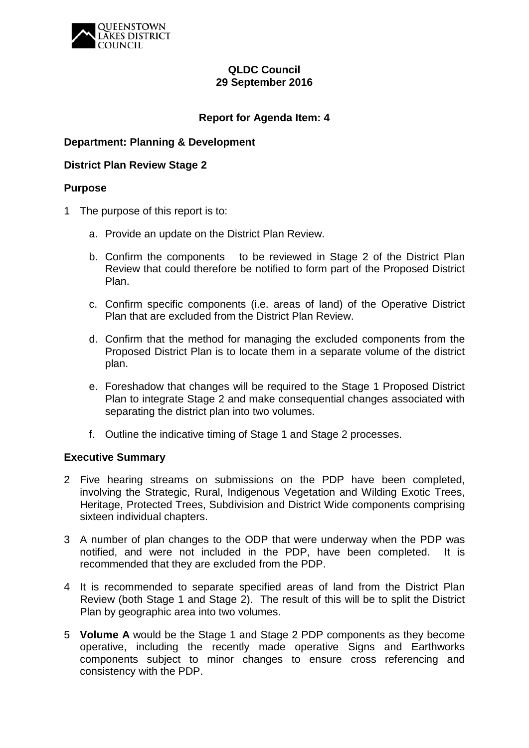**QLDC Council**
**29 September 2016**

**Report for Agenda Item: 4**

**Department: Planning & Development**

**District Plan Review Stage 2**

**Purpose**

1 The purpose of this report is to:

   a. Provide an update on the District Plan Review.

   b. Confirm the components to be reviewed in Stage 2 of the District Plan Review that could therefore be notified to form part of the Proposed District Plan.

   c. Confirm specific components (i.e. areas of land) of the Operative District Plan that are excluded from the District Plan Review.

   d. Confirm that the method for managing the excluded components from the Proposed District Plan is to locate them in a separate volume of the district plan.

   e. Foreshadow that changes will be required to the Stage 1 Proposed District Plan to integrate Stage 2 and make consequential changes associated with separating the district plan into two volumes.

   f. Outline the indicative timing of Stage 1 and Stage 2 processes.

**Executive Summary**

2 Five hearing streams on submissions on the PDP have been completed, involving the Strategic, Rural, Indigenous Vegetation and Wilding Exotic Trees, Heritage, Protected Trees, Subdivision and District Wide components comprising sixteen individual chapters.

3 A number of plan changes to the ODP that were underway when the PDP was notified, and were not included in the PDP, have been completed. It is recommended that they are excluded from the PDP.

4 It is recommended to separate specified areas of land from the District Plan Review (both Stage 1 and Stage 2). The result of this will be to split the District Plan by geographic area into two volumes.

5 **Volume A** would be the Stage 1 and Stage 2 PDP components as they become operative, including the recently made operative Signs and Earthworks components subject to minor changes to ensure cross referencing and consistency with the PDP.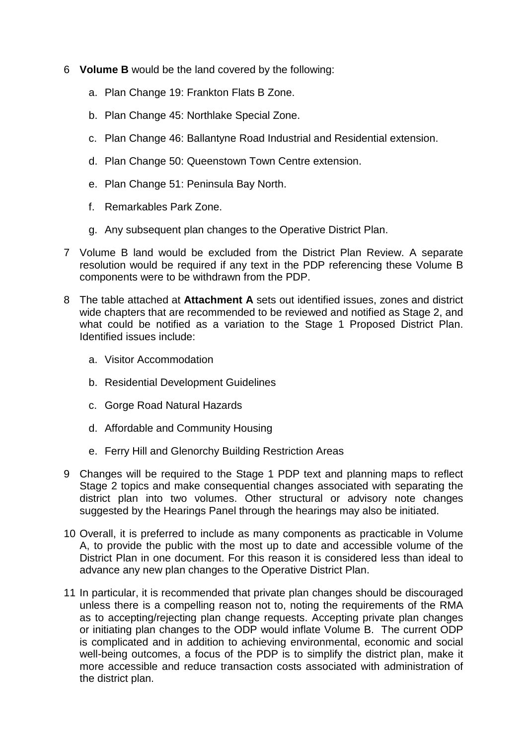6 **Volume B** would be the land covered by the following:

   a. Plan Change 19: Frankton Flats B Zone.

   b. Plan Change 45: Northlake Special Zone.

   c. Plan Change 46: Ballantyne Road Industrial and Residential extension.

   d. Plan Change 50: Queenstown Town Centre extension.

   e. Plan Change 51: Peninsula Bay North.

   f. Remarkables Park Zone.

   g. Any subsequent plan changes to the Operative District Plan.

7 Volume B land would be excluded from the District Plan Review. A separate resolution would be required if any text in the PDP referencing these Volume B components were to be withdrawn from the PDP.

8 The table attached at **Attachment A** sets out identified issues, zones and district wide chapters that are recommended to be reviewed and notified as Stage 2, and what could be notified as a variation to the Stage 1 Proposed District Plan. Identified issues include:

   a. Visitor Accommodation

   b. Residential Development Guidelines

   c. Gorge Road Natural Hazards

   d. Affordable and Community Housing

   e. Ferry Hill and Glenorchy Building Restriction Areas

9 Changes will be required to the Stage 1 PDP text and planning maps to reflect Stage 2 topics and make consequential changes associated with separating the district plan into two volumes. Other structural or advisory note changes suggested by the Hearings Panel through the hearings may also be initiated.

10 Overall, it is preferred to include as many components as practicable in Volume A, to provide the public with the most up to date and accessible volume of the District Plan in one document. For this reason it is considered less than ideal to advance any new plan changes to the Operative District Plan.

11 In particular, it is recommended that private plan changes should be discouraged unless there is a compelling reason not to, noting the requirements of the RMA as to accepting/rejecting plan change requests. Accepting private plan changes or initiating plan changes to the ODP would inflate Volume B. The current ODP is complicated and in addition to achieving environmental, economic and social well-being outcomes, a focus of the PDP is to simplify the district plan, make it more accessible and reduce transaction costs associated with administration of the district plan.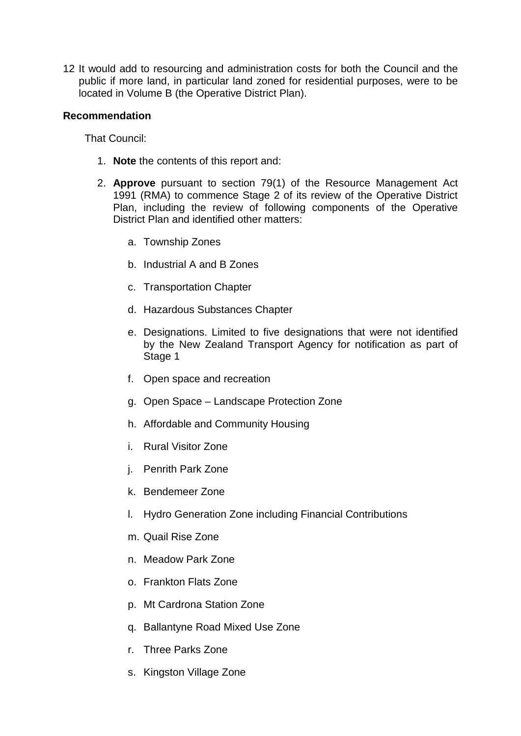12 It would add to resourcing and administration costs for both the Council and the public if more land, in particular land zoned for residential purposes, were to be located in Volume B (the Operative District Plan).

**Recommendation**

That Council:

1. **Note** the contents of this report and:

2. **Approve** pursuant to section 79(1) of the Resource Management Act 1991 (RMA) to commence Stage 2 of its review of the Operative District Plan, including the review of following components of the Operative District Plan and identified other matters:

    a. Township Zones

    b. Industrial A and B Zones

    c. Transportation Chapter

    d. Hazardous Substances Chapter

    e. Designations. Limited to five designations that were not identified by the New Zealand Transport Agency for notification as part of Stage 1

    f. Open space and recreation

    g. Open Space – Landscape Protection Zone

    h. Affordable and Community Housing

    i. Rural Visitor Zone

    j. Penrith Park Zone

    k. Bendemeer Zone

    l. Hydro Generation Zone including Financial Contributions

    m. Quail Rise Zone

    n. Meadow Park Zone

    o. Frankton Flats Zone

    p. Mt Cardrona Station Zone

    q. Ballantyne Road Mixed Use Zone

    r. Three Parks Zone

    s. Kingston Village Zone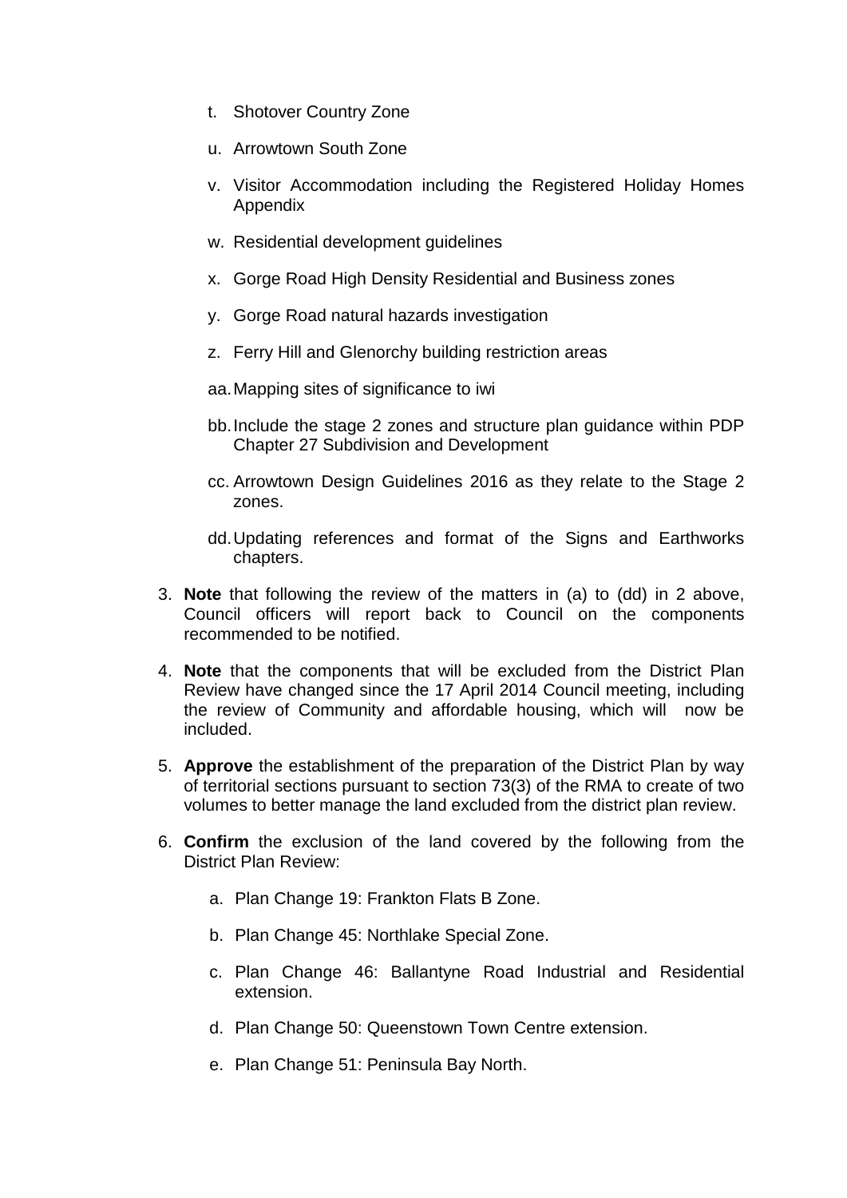t. Shotover Country Zone

u. Arrowtown South Zone

v. Visitor Accommodation including the Registered Holiday Homes Appendix

w. Residential development guidelines

x. Gorge Road High Density Residential and Business zones

y. Gorge Road natural hazards investigation

z. Ferry Hill and Glenorchy building restriction areas

aa. Mapping sites of significance to iwi

bb. Include the stage 2 zones and structure plan guidance within PDP Chapter 27 Subdivision and Development

cc. Arrowtown Design Guidelines 2016 as they relate to the Stage 2 zones.

dd. Updating references and format of the Signs and Earthworks chapters.

3. **Note** that following the review of the matters in (a) to (dd) in 2 above, Council officers will report back to Council on the components recommended to be notified.

4. **Note** that the components that will be excluded from the District Plan Review have changed since the 17 April 2014 Council meeting, including the review of Community and affordable housing, which will now be included.

5. **Approve** the establishment of the preparation of the District Plan by way of territorial sections pursuant to section 73(3) of the RMA to create of two volumes to better manage the land excluded from the district plan review.

6. **Confirm** the exclusion of the land covered by the following from the District Plan Review:

   a. Plan Change 19: Frankton Flats B Zone.

   b. Plan Change 45: Northlake Special Zone.

   c. Plan Change 46: Ballantyne Road Industrial and Residential extension.

   d. Plan Change 50: Queenstown Town Centre extension.

   e. Plan Change 51: Peninsula Bay North.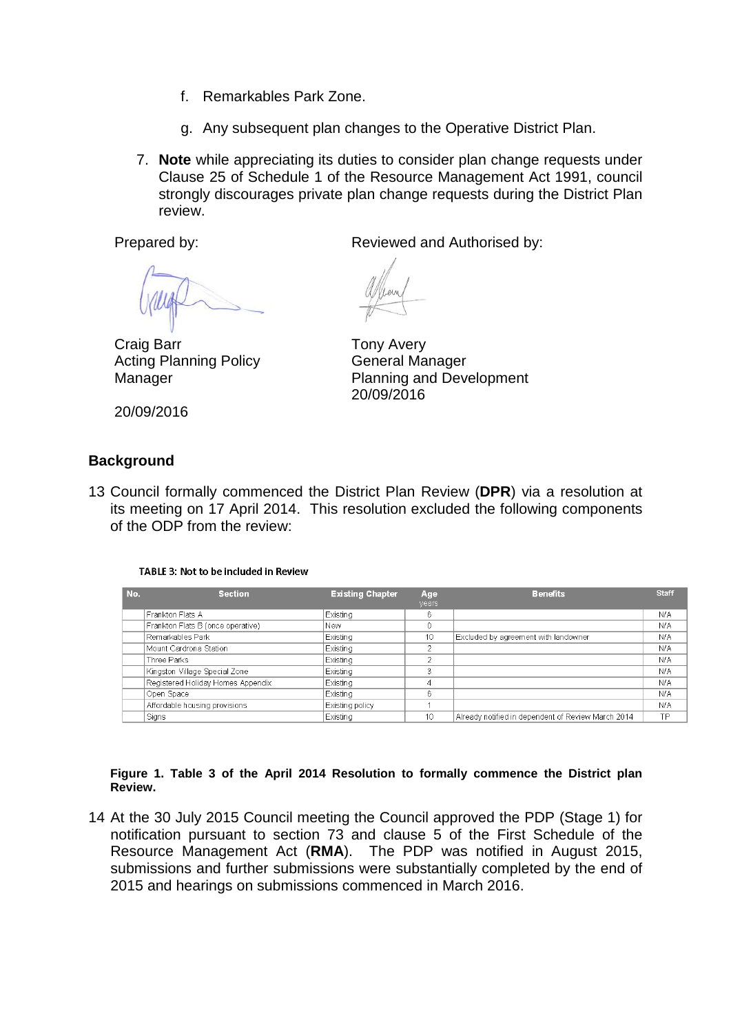f. Remarkables Park Zone.

g. Any subsequent plan changes to the Operative District Plan.

7. **Note** while appreciating its duties to consider plan change requests under Clause 25 of Schedule 1 of the Resource Management Act 1991, council strongly discourages private plan change requests during the District Plan review.

Prepared by:

Craig Barr
Acting Planning Policy Manager

20/09/2016

Reviewed and Authorised by:

Tony Avery
General Manager
Planning and Development
20/09/2016

## Background

13 Council formally commenced the District Plan Review (**DPR**) via a resolution at its meeting on 17 April 2014. This resolution excluded the following components of the ODP from the review:

TABLE 3: Not to be included in Review

| No. | Section | Existing Chapter | Age years | Benefits | Staff |
|---|---|---|---|---|---|
| | Frankton Flats A | Existing | 6 | | N/A |
| | Frankton Flats B (once operative) | New | 0 | | N/A |
| | Remarkables Park | Existing | 10 | Excluded by agreement with landowner | N/A |
| | Mount Cardrona Station | Existing | 2 | | N/A |
| | Three Parks | Existing | 2 | | N/A |
| | Kingston Village Special Zone | Existing | 3 | | N/A |
| | Registered Holiday Homes Appendix | Existing | 4 | | N/A |
| | Open Space | Existing | 6 | | N/A |
| | Affordable housing provisions | Existing policy | 1 | | N/A |
| | Signs | Existing | 10 | Already notified in dependent of Review March 2014 | TP |

**Figure 1. Table 3 of the April 2014 Resolution to formally commence the District plan Review.**

14 At the 30 July 2015 Council meeting the Council approved the PDP (Stage 1) for notification pursuant to section 73 and clause 5 of the First Schedule of the Resource Management Act (**RMA**). The PDP was notified in August 2015, submissions and further submissions were substantially completed by the end of 2015 and hearings on submissions commenced in March 2016.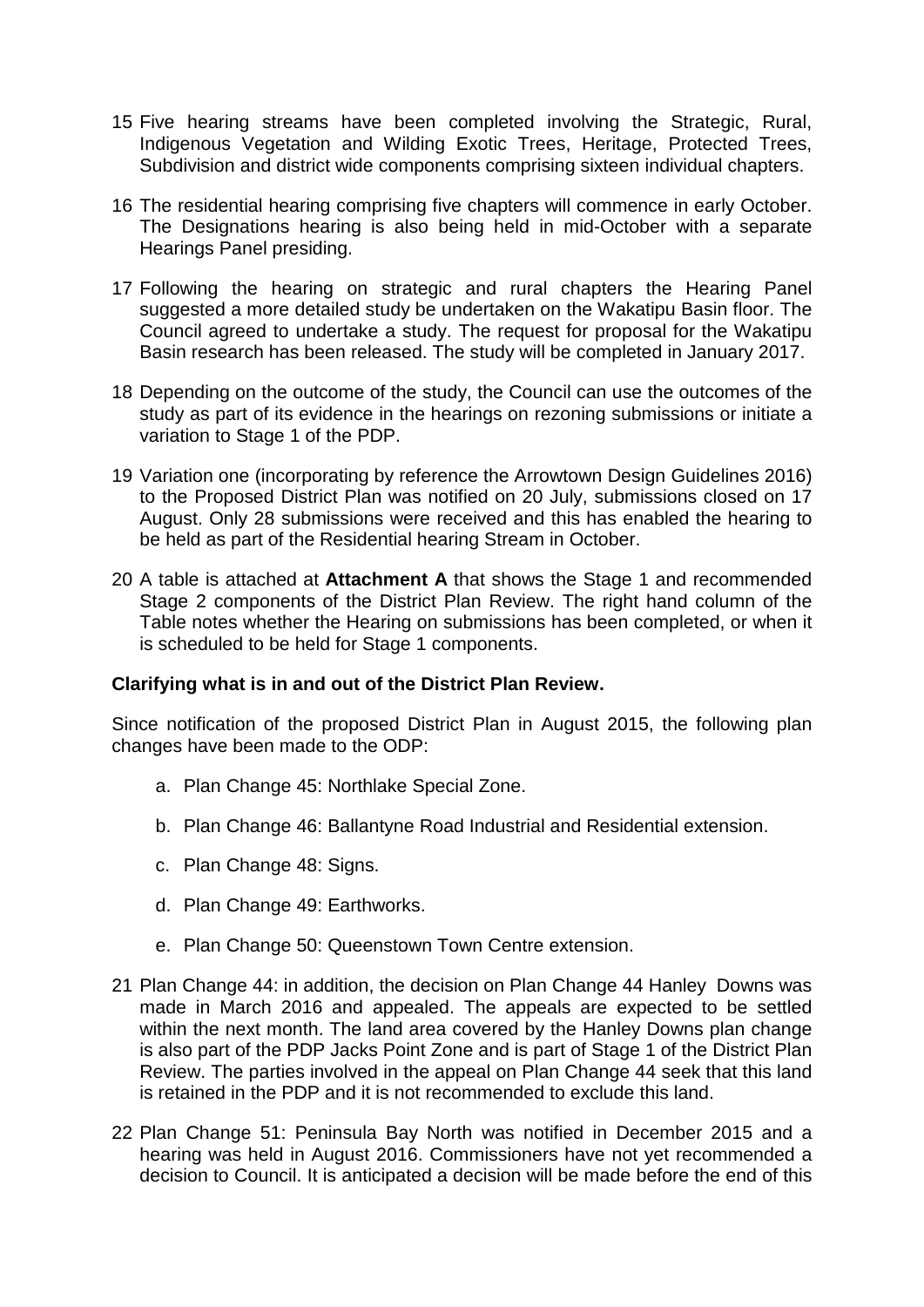15 Five hearing streams have been completed involving the Strategic, Rural, Indigenous Vegetation and Wilding Exotic Trees, Heritage, Protected Trees, Subdivision and district wide components comprising sixteen individual chapters.

16 The residential hearing comprising five chapters will commence in early October. The Designations hearing is also being held in mid-October with a separate Hearings Panel presiding.

17 Following the hearing on strategic and rural chapters the Hearing Panel suggested a more detailed study be undertaken on the Wakatipu Basin floor. The Council agreed to undertake a study. The request for proposal for the Wakatipu Basin research has been released. The study will be completed in January 2017.

18 Depending on the outcome of the study, the Council can use the outcomes of the study as part of its evidence in the hearings on rezoning submissions or initiate a variation to Stage 1 of the PDP.

19 Variation one (incorporating by reference the Arrowtown Design Guidelines 2016) to the Proposed District Plan was notified on 20 July, submissions closed on 17 August. Only 28 submissions were received and this has enabled the hearing to be held as part of the Residential hearing Stream in October.

20 A table is attached at **Attachment A** that shows the Stage 1 and recommended Stage 2 components of the District Plan Review. The right hand column of the Table notes whether the Hearing on submissions has been completed, or when it is scheduled to be held for Stage 1 components.

**Clarifying what is in and out of the District Plan Review.**

Since notification of the proposed District Plan in August 2015, the following plan changes have been made to the ODP:

a. Plan Change 45: Northlake Special Zone.

b. Plan Change 46: Ballantyne Road Industrial and Residential extension.

c. Plan Change 48: Signs.

d. Plan Change 49: Earthworks.

e. Plan Change 50: Queenstown Town Centre extension.

21 Plan Change 44: in addition, the decision on Plan Change 44 Hanley Downs was made in March 2016 and appealed. The appeals are expected to be settled within the next month. The land area covered by the Hanley Downs plan change is also part of the PDP Jacks Point Zone and is part of Stage 1 of the District Plan Review. The parties involved in the appeal on Plan Change 44 seek that this land is retained in the PDP and it is not recommended to exclude this land.

22 Plan Change 51: Peninsula Bay North was notified in December 2015 and a hearing was held in August 2016. Commissioners have not yet recommended a decision to Council. It is anticipated a decision will be made before the end of this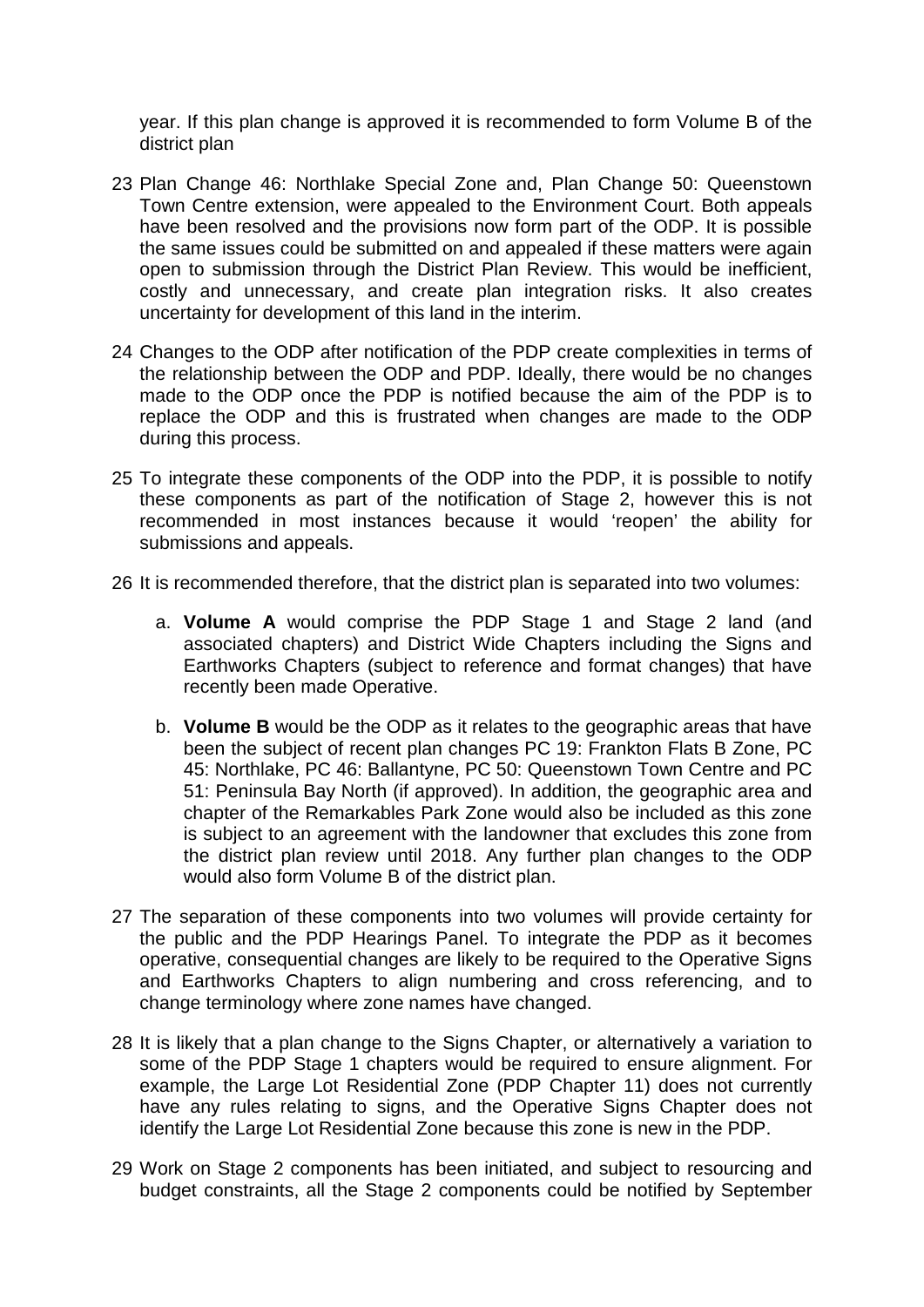year. If this plan change is approved it is recommended to form Volume B of the district plan

23 Plan Change 46: Northlake Special Zone and, Plan Change 50: Queenstown Town Centre extension, were appealed to the Environment Court. Both appeals have been resolved and the provisions now form part of the ODP. It is possible the same issues could be submitted on and appealed if these matters were again open to submission through the District Plan Review. This would be inefficient, costly and unnecessary, and create plan integration risks. It also creates uncertainty for development of this land in the interim.

24 Changes to the ODP after notification of the PDP create complexities in terms of the relationship between the ODP and PDP. Ideally, there would be no changes made to the ODP once the PDP is notified because the aim of the PDP is to replace the ODP and this is frustrated when changes are made to the ODP during this process.

25 To integrate these components of the ODP into the PDP, it is possible to notify these components as part of the notification of Stage 2, however this is not recommended in most instances because it would 'reopen' the ability for submissions and appeals.

26 It is recommended therefore, that the district plan is separated into two volumes:

  a. **Volume A** would comprise the PDP Stage 1 and Stage 2 land (and associated chapters) and District Wide Chapters including the Signs and Earthworks Chapters (subject to reference and format changes) that have recently been made Operative.

  b. **Volume B** would be the ODP as it relates to the geographic areas that have been the subject of recent plan changes PC 19: Frankton Flats B Zone, PC 45: Northlake, PC 46: Ballantyne, PC 50: Queenstown Town Centre and PC 51: Peninsula Bay North (if approved). In addition, the geographic area and chapter of the Remarkables Park Zone would also be included as this zone is subject to an agreement with the landowner that excludes this zone from the district plan review until 2018. Any further plan changes to the ODP would also form Volume B of the district plan.

27 The separation of these components into two volumes will provide certainty for the public and the PDP Hearings Panel. To integrate the PDP as it becomes operative, consequential changes are likely to be required to the Operative Signs and Earthworks Chapters to align numbering and cross referencing, and to change terminology where zone names have changed.

28 It is likely that a plan change to the Signs Chapter, or alternatively a variation to some of the PDP Stage 1 chapters would be required to ensure alignment. For example, the Large Lot Residential Zone (PDP Chapter 11) does not currently have any rules relating to signs, and the Operative Signs Chapter does not identify the Large Lot Residential Zone because this zone is new in the PDP.

29 Work on Stage 2 components has been initiated, and subject to resourcing and budget constraints, all the Stage 2 components could be notified by September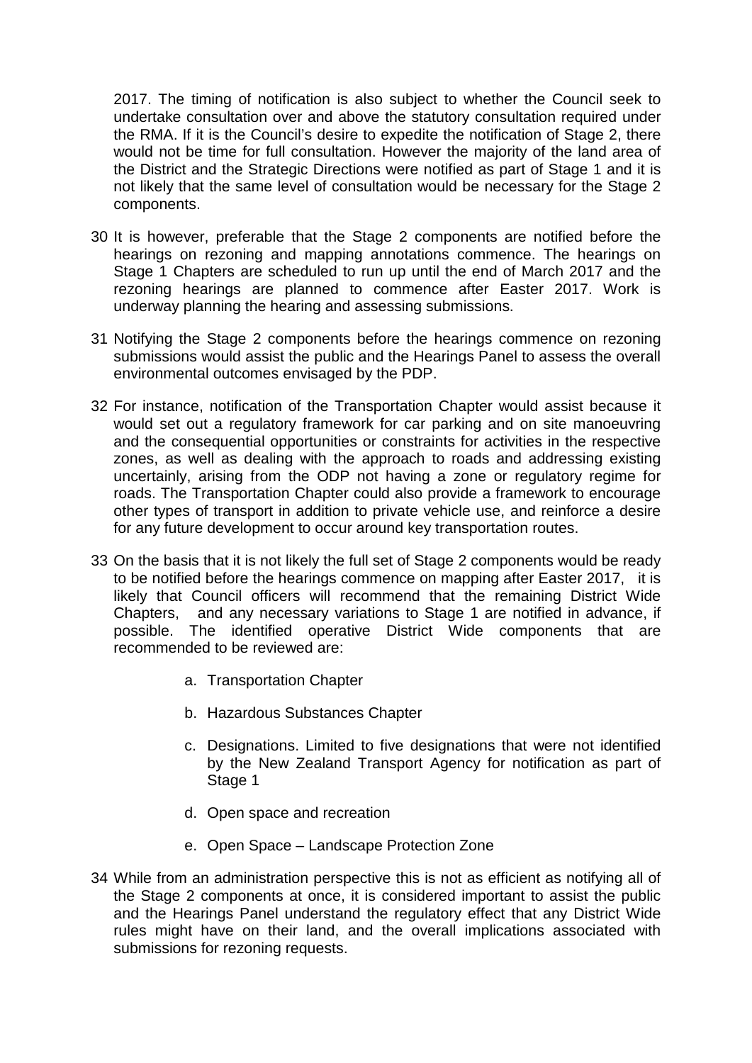2017. The timing of notification is also subject to whether the Council seek to undertake consultation over and above the statutory consultation required under the RMA. If it is the Council's desire to expedite the notification of Stage 2, there would not be time for full consultation. However the majority of the land area of the District and the Strategic Directions were notified as part of Stage 1 and it is not likely that the same level of consultation would be necessary for the Stage 2 components.

30 It is however, preferable that the Stage 2 components are notified before the hearings on rezoning and mapping annotations commence. The hearings on Stage 1 Chapters are scheduled to run up until the end of March 2017 and the rezoning hearings are planned to commence after Easter 2017. Work is underway planning the hearing and assessing submissions.

31 Notifying the Stage 2 components before the hearings commence on rezoning submissions would assist the public and the Hearings Panel to assess the overall environmental outcomes envisaged by the PDP.

32 For instance, notification of the Transportation Chapter would assist because it would set out a regulatory framework for car parking and on site manoeuvring and the consequential opportunities or constraints for activities in the respective zones, as well as dealing with the approach to roads and addressing existing uncertainly, arising from the ODP not having a zone or regulatory regime for roads. The Transportation Chapter could also provide a framework to encourage other types of transport in addition to private vehicle use, and reinforce a desire for any future development to occur around key transportation routes.

33 On the basis that it is not likely the full set of Stage 2 components would be ready to be notified before the hearings commence on mapping after Easter 2017, it is likely that Council officers will recommend that the remaining District Wide Chapters, and any necessary variations to Stage 1 are notified in advance, if possible. The identified operative District Wide components that are recommended to be reviewed are:

a. Transportation Chapter

b. Hazardous Substances Chapter

c. Designations. Limited to five designations that were not identified by the New Zealand Transport Agency for notification as part of Stage 1

d. Open space and recreation

e. Open Space – Landscape Protection Zone

34 While from an administration perspective this is not as efficient as notifying all of the Stage 2 components at once, it is considered important to assist the public and the Hearings Panel understand the regulatory effect that any District Wide rules might have on their land, and the overall implications associated with submissions for rezoning requests.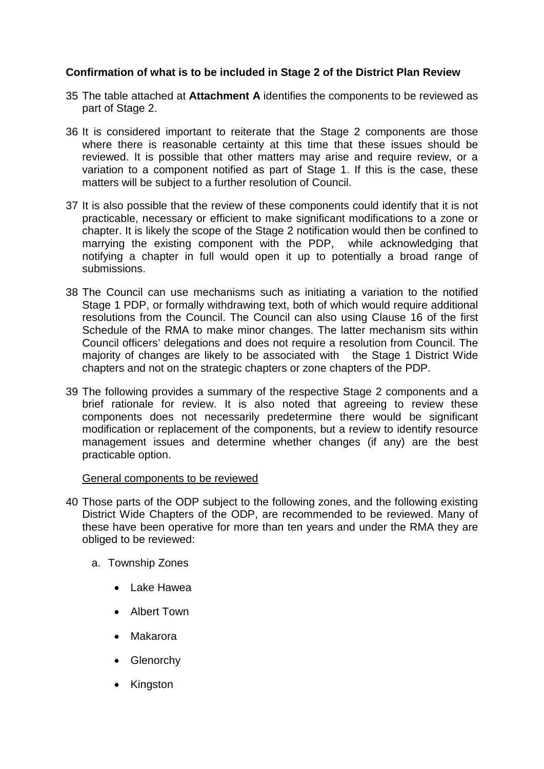**Confirmation of what is to be included in Stage 2 of the District Plan Review**

35 The table attached at **Attachment A** identifies the components to be reviewed as part of Stage 2.

36 It is considered important to reiterate that the Stage 2 components are those where there is reasonable certainty at this time that these issues should be reviewed. It is possible that other matters may arise and require review, or a variation to a component notified as part of Stage 1. If this is the case, these matters will be subject to a further resolution of Council.

37 It is also possible that the review of these components could identify that it is not practicable, necessary or efficient to make significant modifications to a zone or chapter. It is likely the scope of the Stage 2 notification would then be confined to marrying the existing component with the PDP, while acknowledging that notifying a chapter in full would open it up to potentially a broad range of submissions.

38 The Council can use mechanisms such as initiating a variation to the notified Stage 1 PDP, or formally withdrawing text, both of which would require additional resolutions from the Council. The Council can also using Clause 16 of the first Schedule of the RMA to make minor changes. The latter mechanism sits within Council officers' delegations and does not require a resolution from Council. The majority of changes are likely to be associated with the Stage 1 District Wide chapters and not on the strategic chapters or zone chapters of the PDP.

39 The following provides a summary of the respective Stage 2 components and a brief rationale for review. It is also noted that agreeing to review these components does not necessarily predetermine there would be significant modification or replacement of the components, but a review to identify resource management issues and determine whether changes (if any) are the best practicable option.

<u>General components to be reviewed</u>

40 Those parts of the ODP subject to the following zones, and the following existing District Wide Chapters of the ODP, are recommended to be reviewed. Many of these have been operative for more than ten years and under the RMA they are obliged to be reviewed:

a. Township Zones

- Lake Hawea
- Albert Town
- Makarora
- Glenorchy
- Kingston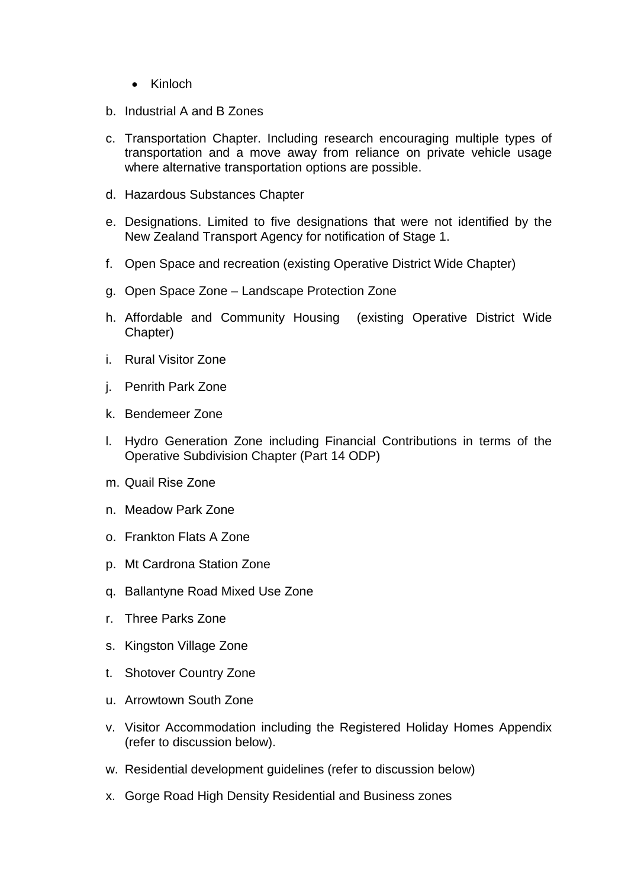- Kinloch

b. Industrial A and B Zones

c. Transportation Chapter. Including research encouraging multiple types of transportation and a move away from reliance on private vehicle usage where alternative transportation options are possible.

d. Hazardous Substances Chapter

e. Designations. Limited to five designations that were not identified by the New Zealand Transport Agency for notification of Stage 1.

f. Open Space and recreation (existing Operative District Wide Chapter)

g. Open Space Zone – Landscape Protection Zone

h. Affordable and Community Housing (existing Operative District Wide Chapter)

i. Rural Visitor Zone

j. Penrith Park Zone

k. Bendemeer Zone

l. Hydro Generation Zone including Financial Contributions in terms of the Operative Subdivision Chapter (Part 14 ODP)

m. Quail Rise Zone

n. Meadow Park Zone

o. Frankton Flats A Zone

p. Mt Cardrona Station Zone

q. Ballantyne Road Mixed Use Zone

r. Three Parks Zone

s. Kingston Village Zone

t. Shotover Country Zone

u. Arrowtown South Zone

v. Visitor Accommodation including the Registered Holiday Homes Appendix (refer to discussion below).

w. Residential development guidelines (refer to discussion below)

x. Gorge Road High Density Residential and Business zones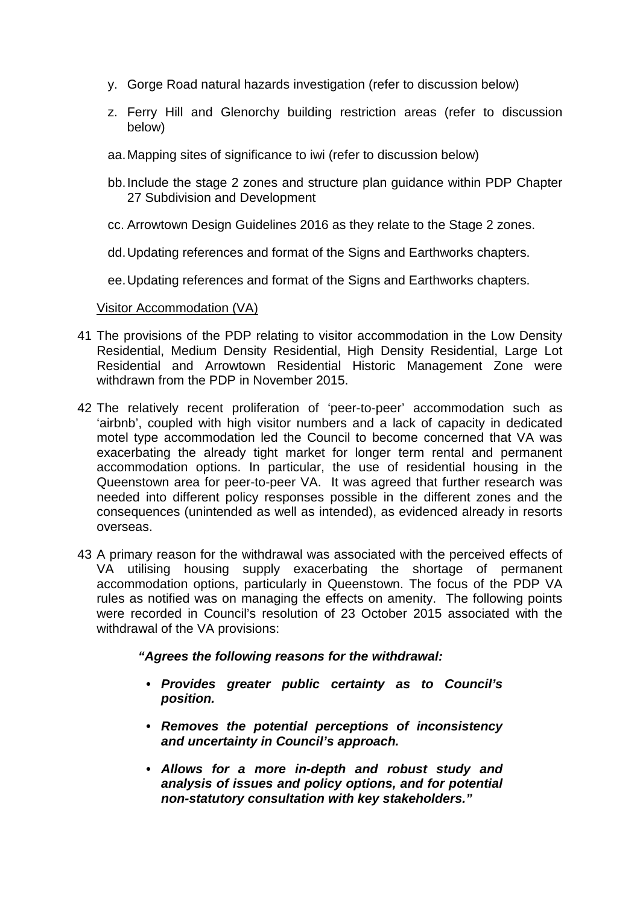y. Gorge Road natural hazards investigation (refer to discussion below)

z. Ferry Hill and Glenorchy building restriction areas (refer to discussion below)

aa. Mapping sites of significance to iwi (refer to discussion below)

bb. Include the stage 2 zones and structure plan guidance within PDP Chapter 27 Subdivision and Development

cc. Arrowtown Design Guidelines 2016 as they relate to the Stage 2 zones.

dd. Updating references and format of the Signs and Earthworks chapters.

ee. Updating references and format of the Signs and Earthworks chapters.

<u>Visitor Accommodation (VA)</u>

41 The provisions of the PDP relating to visitor accommodation in the Low Density Residential, Medium Density Residential, High Density Residential, Large Lot Residential and Arrowtown Residential Historic Management Zone were withdrawn from the PDP in November 2015.

42 The relatively recent proliferation of 'peer-to-peer' accommodation such as 'airbnb', coupled with high visitor numbers and a lack of capacity in dedicated motel type accommodation led the Council to become concerned that VA was exacerbating the already tight market for longer term rental and permanent accommodation options. In particular, the use of residential housing in the Queenstown area for peer-to-peer VA. It was agreed that further research was needed into different policy responses possible in the different zones and the consequences (unintended as well as intended), as evidenced already in resorts overseas.

43 A primary reason for the withdrawal was associated with the perceived effects of VA utilising housing supply exacerbating the shortage of permanent accommodation options, particularly in Queenstown. The focus of the PDP VA rules as notified was on managing the effects on amenity. The following points were recorded in Council's resolution of 23 October 2015 associated with the withdrawal of the VA provisions:

> ***"Agrees the following reasons for the withdrawal:***
>
> - ***Provides greater public certainty as to Council's position.***
> - ***Removes the potential perceptions of inconsistency and uncertainty in Council's approach.***
> - ***Allows for a more in-depth and robust study and analysis of issues and policy options, and for potential non-statutory consultation with key stakeholders."***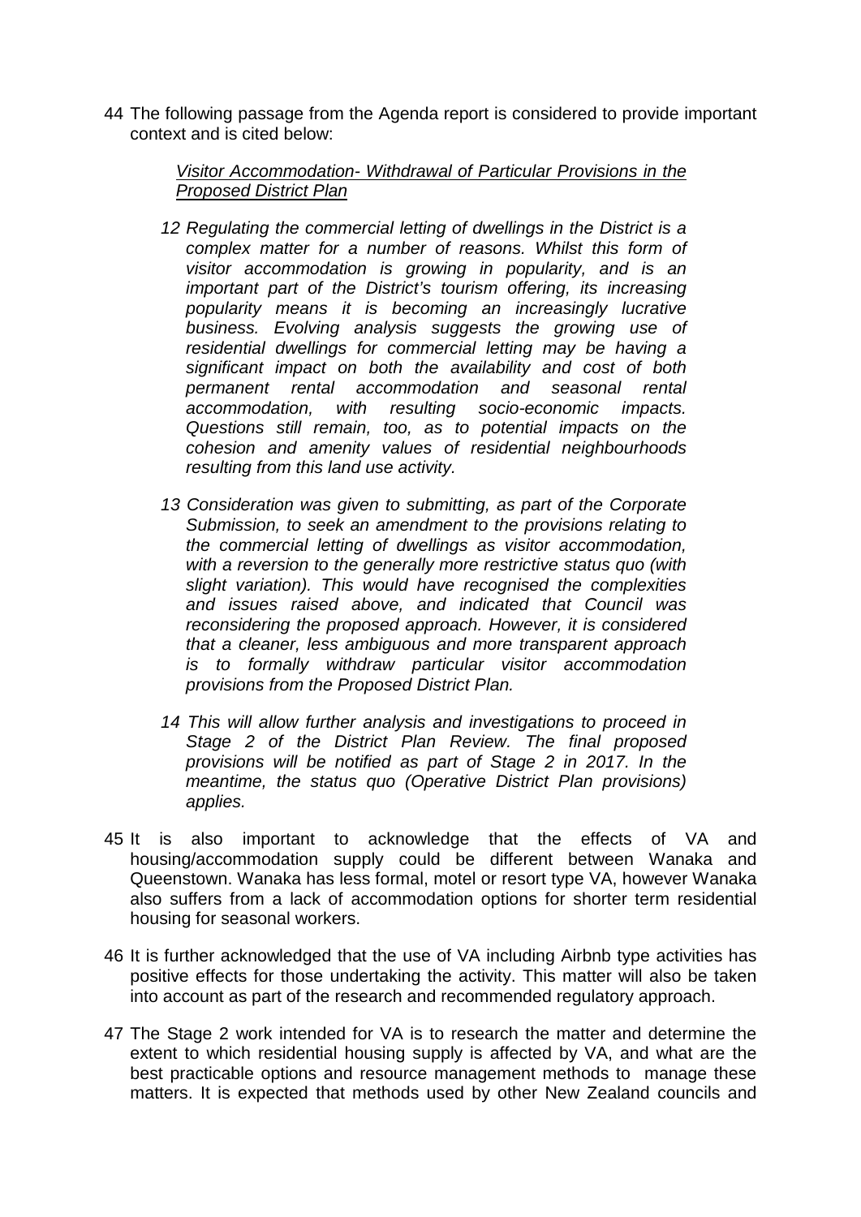44 The following passage from the Agenda report is considered to provide important context and is cited below:

> *Visitor Accommodation- Withdrawal of Particular Provisions in the Proposed District Plan*
>
> *12 Regulating the commercial letting of dwellings in the District is a complex matter for a number of reasons. Whilst this form of visitor accommodation is growing in popularity, and is an important part of the District's tourism offering, its increasing popularity means it is becoming an increasingly lucrative business. Evolving analysis suggests the growing use of residential dwellings for commercial letting may be having a significant impact on both the availability and cost of both permanent rental accommodation and seasonal rental accommodation, with resulting socio-economic impacts. Questions still remain, too, as to potential impacts on the cohesion and amenity values of residential neighbourhoods resulting from this land use activity.*
>
> *13 Consideration was given to submitting, as part of the Corporate Submission, to seek an amendment to the provisions relating to the commercial letting of dwellings as visitor accommodation, with a reversion to the generally more restrictive status quo (with slight variation). This would have recognised the complexities and issues raised above, and indicated that Council was reconsidering the proposed approach. However, it is considered that a cleaner, less ambiguous and more transparent approach is to formally withdraw particular visitor accommodation provisions from the Proposed District Plan.*
>
> *14 This will allow further analysis and investigations to proceed in Stage 2 of the District Plan Review. The final proposed provisions will be notified as part of Stage 2 in 2017. In the meantime, the status quo (Operative District Plan provisions) applies.*

45 It is also important to acknowledge that the effects of VA and housing/accommodation supply could be different between Wanaka and Queenstown. Wanaka has less formal, motel or resort type VA, however Wanaka also suffers from a lack of accommodation options for shorter term residential housing for seasonal workers.

46 It is further acknowledged that the use of VA including Airbnb type activities has positive effects for those undertaking the activity. This matter will also be taken into account as part of the research and recommended regulatory approach.

47 The Stage 2 work intended for VA is to research the matter and determine the extent to which residential housing supply is affected by VA, and what are the best practicable options and resource management methods to manage these matters. It is expected that methods used by other New Zealand councils and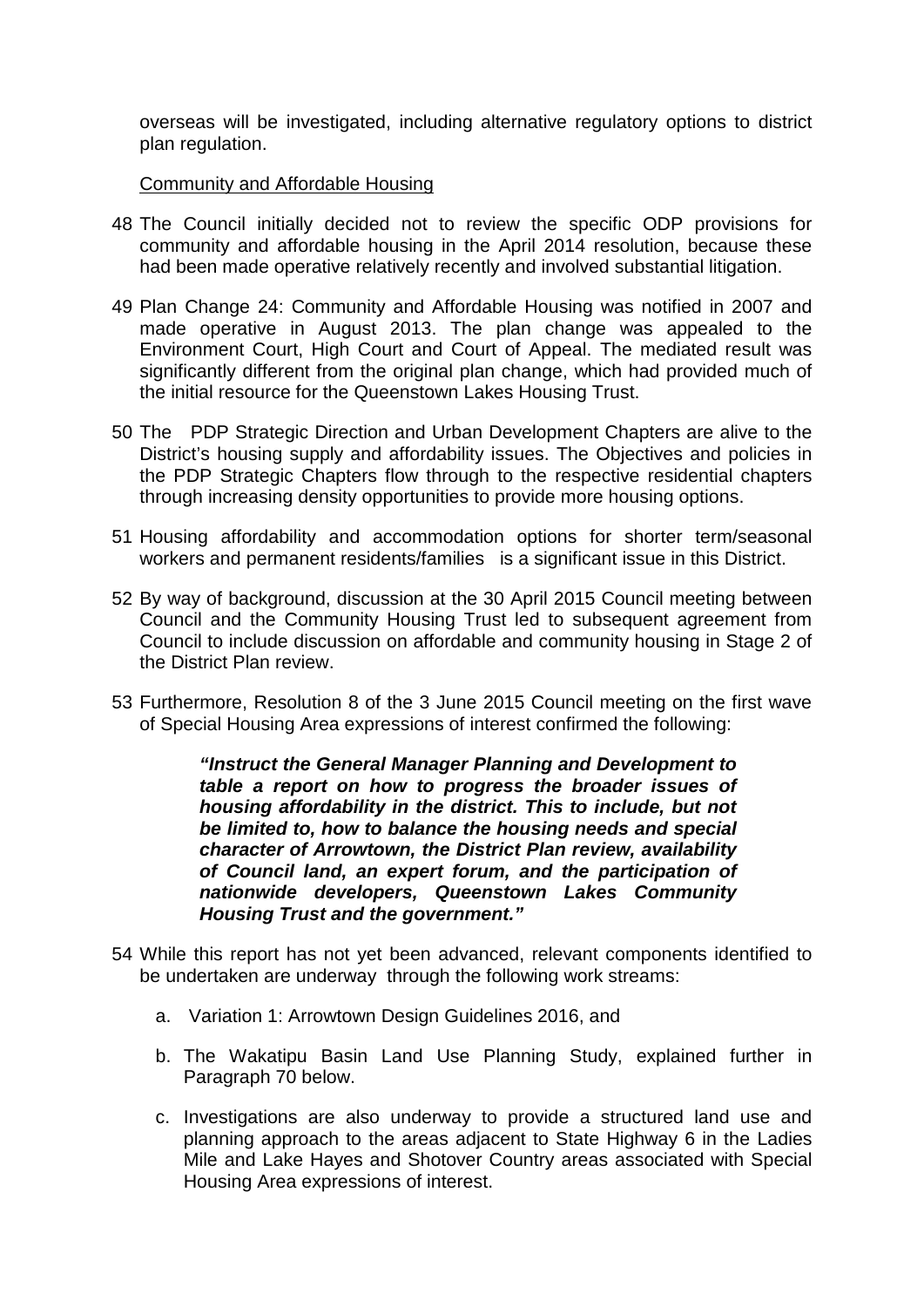overseas will be investigated, including alternative regulatory options to district plan regulation.

Community and Affordable Housing

48 The Council initially decided not to review the specific ODP provisions for community and affordable housing in the April 2014 resolution, because these had been made operative relatively recently and involved substantial litigation.

49 Plan Change 24: Community and Affordable Housing was notified in 2007 and made operative in August 2013. The plan change was appealed to the Environment Court, High Court and Court of Appeal. The mediated result was significantly different from the original plan change, which had provided much of the initial resource for the Queenstown Lakes Housing Trust.

50 The PDP Strategic Direction and Urban Development Chapters are alive to the District's housing supply and affordability issues. The Objectives and policies in the PDP Strategic Chapters flow through to the respective residential chapters through increasing density opportunities to provide more housing options.

51 Housing affordability and accommodation options for shorter term/seasonal workers and permanent residents/families is a significant issue in this District.

52 By way of background, discussion at the 30 April 2015 Council meeting between Council and the Community Housing Trust led to subsequent agreement from Council to include discussion on affordable and community housing in Stage 2 of the District Plan review.

53 Furthermore, Resolution 8 of the 3 June 2015 Council meeting on the first wave of Special Housing Area expressions of interest confirmed the following:

> ***"Instruct the General Manager Planning and Development to table a report on how to progress the broader issues of housing affordability in the district. This to include, but not be limited to, how to balance the housing needs and special character of Arrowtown, the District Plan review, availability of Council land, an expert forum, and the participation of nationwide developers, Queenstown Lakes Community Housing Trust and the government."***

54 While this report has not yet been advanced, relevant components identified to be undertaken are underway through the following work streams:

   a. Variation 1: Arrowtown Design Guidelines 2016, and

   b. The Wakatipu Basin Land Use Planning Study, explained further in Paragraph 70 below.

   c. Investigations are also underway to provide a structured land use and planning approach to the areas adjacent to State Highway 6 in the Ladies Mile and Lake Hayes and Shotover Country areas associated with Special Housing Area expressions of interest.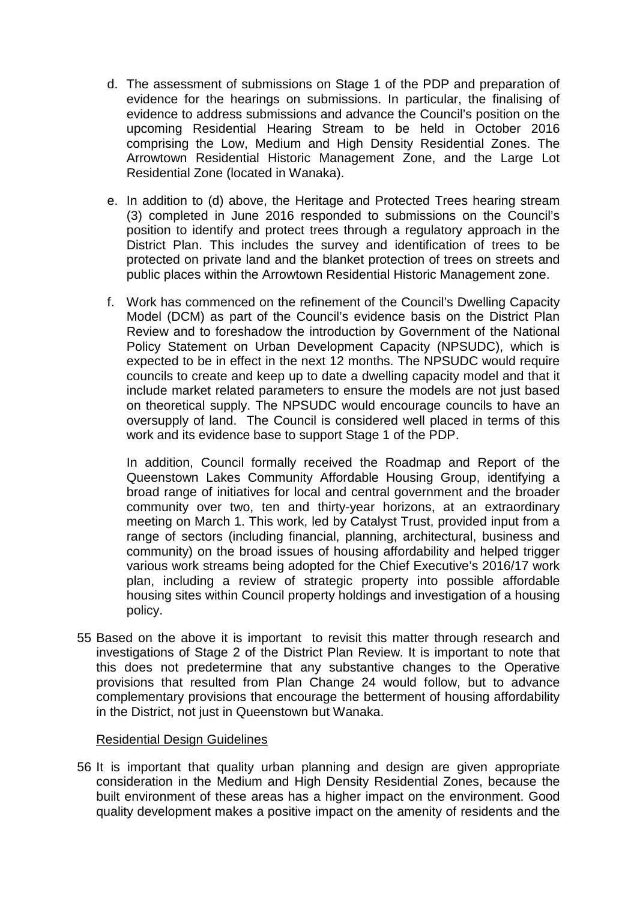d. The assessment of submissions on Stage 1 of the PDP and preparation of evidence for the hearings on submissions. In particular, the finalising of evidence to address submissions and advance the Council's position on the upcoming Residential Hearing Stream to be held in October 2016 comprising the Low, Medium and High Density Residential Zones. The Arrowtown Residential Historic Management Zone, and the Large Lot Residential Zone (located in Wanaka).

e. In addition to (d) above, the Heritage and Protected Trees hearing stream (3) completed in June 2016 responded to submissions on the Council's position to identify and protect trees through a regulatory approach in the District Plan. This includes the survey and identification of trees to be protected on private land and the blanket protection of trees on streets and public places within the Arrowtown Residential Historic Management zone.

f. Work has commenced on the refinement of the Council's Dwelling Capacity Model (DCM) as part of the Council's evidence basis on the District Plan Review and to foreshadow the introduction by Government of the National Policy Statement on Urban Development Capacity (NPSUDC), which is expected to be in effect in the next 12 months. The NPSUDC would require councils to create and keep up to date a dwelling capacity model and that it include market related parameters to ensure the models are not just based on theoretical supply. The NPSUDC would encourage councils to have an oversupply of land. The Council is considered well placed in terms of this work and its evidence base to support Stage 1 of the PDP.

   In addition, Council formally received the Roadmap and Report of the Queenstown Lakes Community Affordable Housing Group, identifying a broad range of initiatives for local and central government and the broader community over two, ten and thirty-year horizons, at an extraordinary meeting on March 1. This work, led by Catalyst Trust, provided input from a range of sectors (including financial, planning, architectural, business and community) on the broad issues of housing affordability and helped trigger various work streams being adopted for the Chief Executive's 2016/17 work plan, including a review of strategic property into possible affordable housing sites within Council property holdings and investigation of a housing policy.

55 Based on the above it is important to revisit this matter through research and investigations of Stage 2 of the District Plan Review. It is important to note that this does not predetermine that any substantive changes to the Operative provisions that resulted from Plan Change 24 would follow, but to advance complementary provisions that encourage the betterment of housing affordability in the District, not just in Queenstown but Wanaka.

<u>Residential Design Guidelines</u>

56 It is important that quality urban planning and design are given appropriate consideration in the Medium and High Density Residential Zones, because the built environment of these areas has a higher impact on the environment. Good quality development makes a positive impact on the amenity of residents and the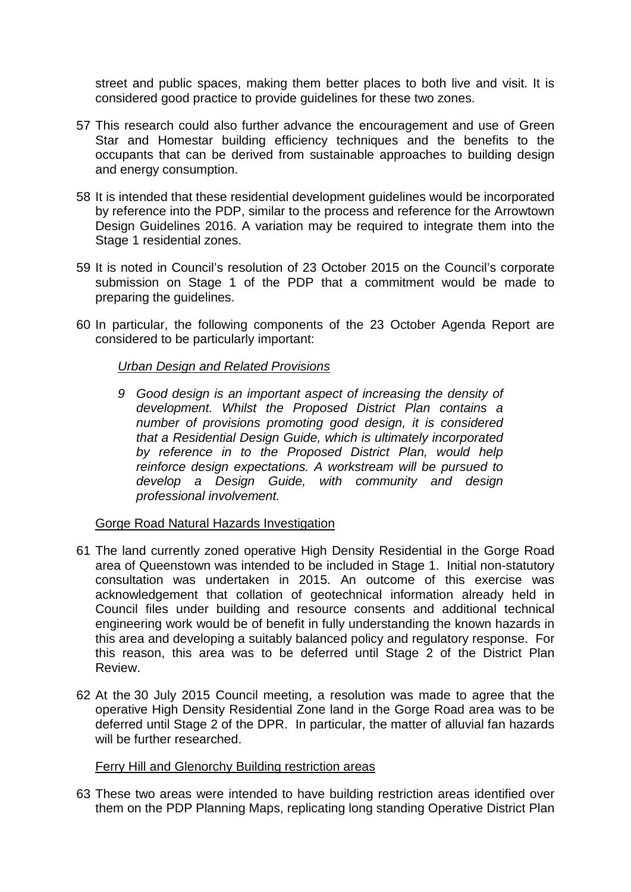street and public spaces, making them better places to both live and visit. It is considered good practice to provide guidelines for these two zones.

57 This research could also further advance the encouragement and use of Green Star and Homestar building efficiency techniques and the benefits to the occupants that can be derived from sustainable approaches to building design and energy consumption.

58 It is intended that these residential development guidelines would be incorporated by reference into the PDP, similar to the process and reference for the Arrowtown Design Guidelines 2016. A variation may be required to integrate them into the Stage 1 residential zones.

59 It is noted in Council's resolution of 23 October 2015 on the Council's corporate submission on Stage 1 of the PDP that a commitment would be made to preparing the guidelines.

60 In particular, the following components of the 23 October Agenda Report are considered to be particularly important:

> *Urban Design and Related Provisions*
>
> *9 Good design is an important aspect of increasing the density of development. Whilst the Proposed District Plan contains a number of provisions promoting good design, it is considered that a Residential Design Guide, which is ultimately incorporated by reference in to the Proposed District Plan, would help reinforce design expectations. A workstream will be pursued to develop a Design Guide, with community and design professional involvement.*

Gorge Road Natural Hazards Investigation

61 The land currently zoned operative High Density Residential in the Gorge Road area of Queenstown was intended to be included in Stage 1. Initial non-statutory consultation was undertaken in 2015. An outcome of this exercise was acknowledgement that collation of geotechnical information already held in Council files under building and resource consents and additional technical engineering work would be of benefit in fully understanding the known hazards in this area and developing a suitably balanced policy and regulatory response. For this reason, this area was to be deferred until Stage 2 of the District Plan Review.

62 At the 30 July 2015 Council meeting, a resolution was made to agree that the operative High Density Residential Zone land in the Gorge Road area was to be deferred until Stage 2 of the DPR. In particular, the matter of alluvial fan hazards will be further researched.

Ferry Hill and Glenorchy Building restriction areas

63 These two areas were intended to have building restriction areas identified over them on the PDP Planning Maps, replicating long standing Operative District Plan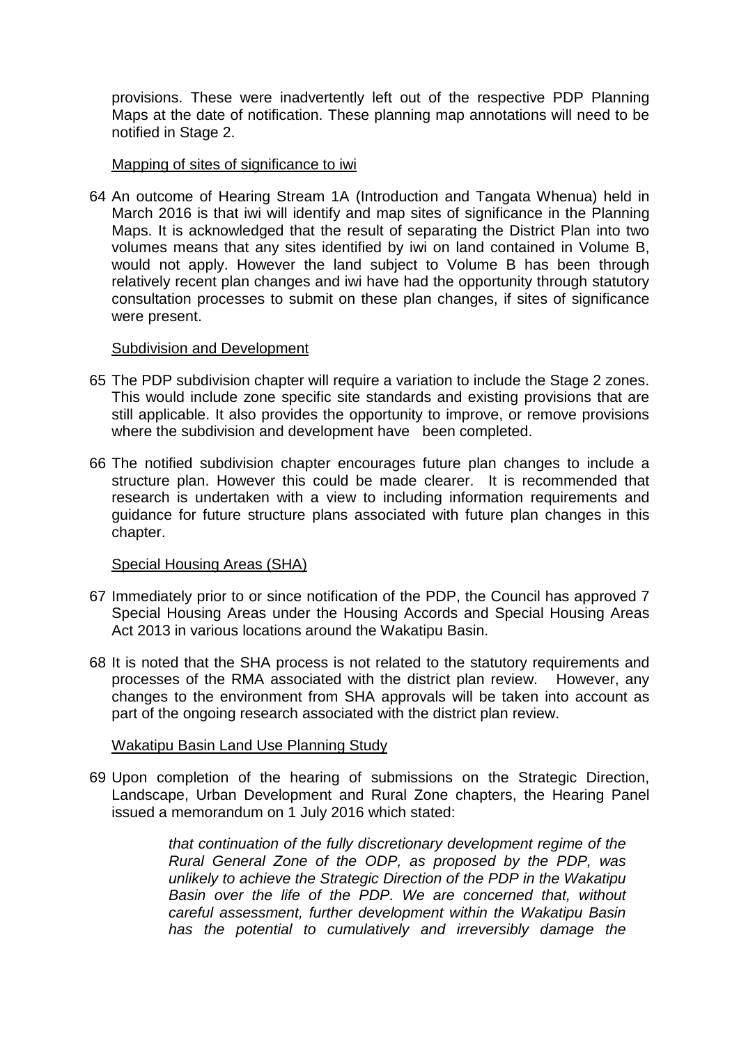provisions. These were inadvertently left out of the respective PDP Planning Maps at the date of notification. These planning map annotations will need to be notified in Stage 2.

Mapping of sites of significance to iwi

64 An outcome of Hearing Stream 1A (Introduction and Tangata Whenua) held in March 2016 is that iwi will identify and map sites of significance in the Planning Maps. It is acknowledged that the result of separating the District Plan into two volumes means that any sites identified by iwi on land contained in Volume B, would not apply. However the land subject to Volume B has been through relatively recent plan changes and iwi have had the opportunity through statutory consultation processes to submit on these plan changes, if sites of significance were present.

Subdivision and Development

65 The PDP subdivision chapter will require a variation to include the Stage 2 zones. This would include zone specific site standards and existing provisions that are still applicable. It also provides the opportunity to improve, or remove provisions where the subdivision and development have been completed.

66 The notified subdivision chapter encourages future plan changes to include a structure plan. However this could be made clearer. It is recommended that research is undertaken with a view to including information requirements and guidance for future structure plans associated with future plan changes in this chapter.

Special Housing Areas (SHA)

67 Immediately prior to or since notification of the PDP, the Council has approved 7 Special Housing Areas under the Housing Accords and Special Housing Areas Act 2013 in various locations around the Wakatipu Basin.

68 It is noted that the SHA process is not related to the statutory requirements and processes of the RMA associated with the district plan review. However, any changes to the environment from SHA approvals will be taken into account as part of the ongoing research associated with the district plan review.

Wakatipu Basin Land Use Planning Study

69 Upon completion of the hearing of submissions on the Strategic Direction, Landscape, Urban Development and Rural Zone chapters, the Hearing Panel issued a memorandum on 1 July 2016 which stated:

> *that continuation of the fully discretionary development regime of the Rural General Zone of the ODP, as proposed by the PDP, was unlikely to achieve the Strategic Direction of the PDP in the Wakatipu Basin over the life of the PDP. We are concerned that, without careful assessment, further development within the Wakatipu Basin has the potential to cumulatively and irreversibly damage the*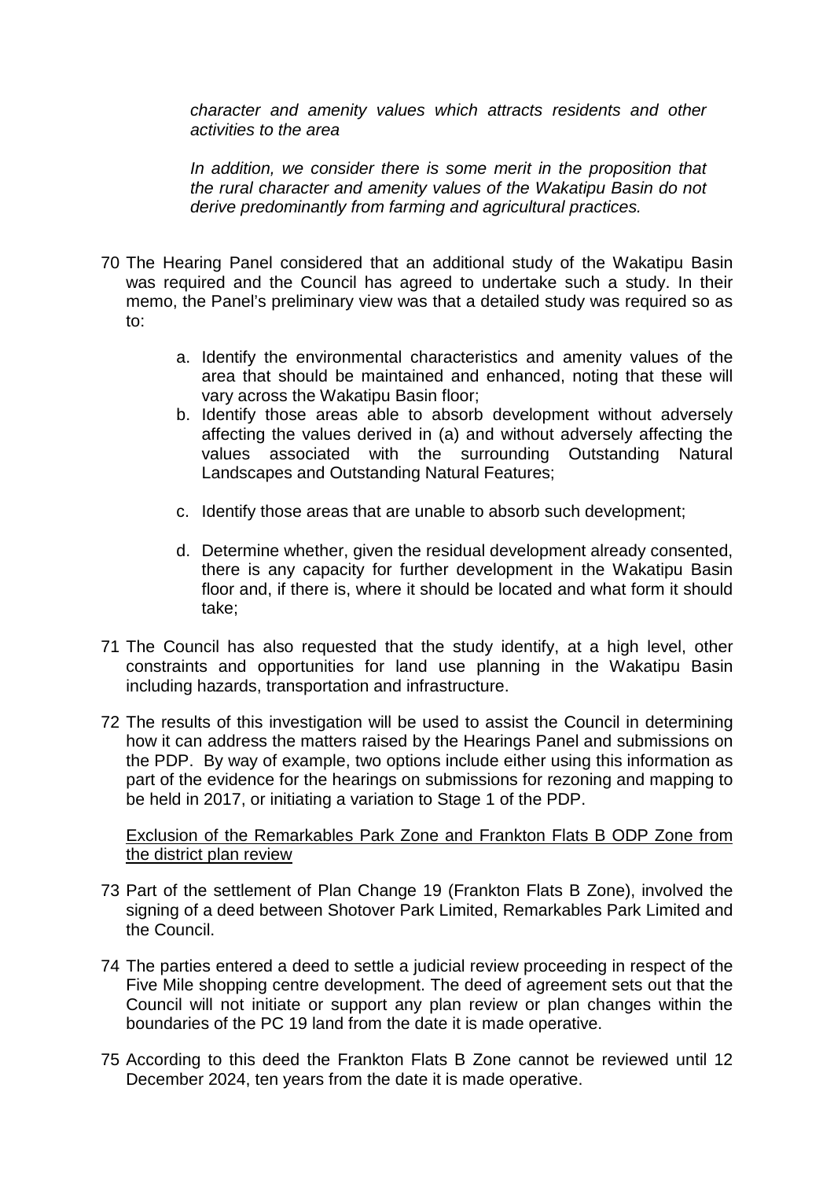*character and amenity values which attracts residents and other activities to the area*

*In addition, we consider there is some merit in the proposition that the rural character and amenity values of the Wakatipu Basin do not derive predominantly from farming and agricultural practices.*

70 The Hearing Panel considered that an additional study of the Wakatipu Basin was required and the Council has agreed to undertake such a study. In their memo, the Panel's preliminary view was that a detailed study was required so as to:

a. Identify the environmental characteristics and amenity values of the area that should be maintained and enhanced, noting that these will vary across the Wakatipu Basin floor;
b. Identify those areas able to absorb development without adversely affecting the values derived in (a) and without adversely affecting the values associated with the surrounding Outstanding Natural Landscapes and Outstanding Natural Features;
c. Identify those areas that are unable to absorb such development;
d. Determine whether, given the residual development already consented, there is any capacity for further development in the Wakatipu Basin floor and, if there is, where it should be located and what form it should take;

71 The Council has also requested that the study identify, at a high level, other constraints and opportunities for land use planning in the Wakatipu Basin including hazards, transportation and infrastructure.

72 The results of this investigation will be used to assist the Council in determining how it can address the matters raised by the Hearings Panel and submissions on the PDP. By way of example, two options include either using this information as part of the evidence for the hearings on submissions for rezoning and mapping to be held in 2017, or initiating a variation to Stage 1 of the PDP.

<u>Exclusion of the Remarkables Park Zone and Frankton Flats B ODP Zone from the district plan review</u>

73 Part of the settlement of Plan Change 19 (Frankton Flats B Zone), involved the signing of a deed between Shotover Park Limited, Remarkables Park Limited and the Council.

74 The parties entered a deed to settle a judicial review proceeding in respect of the Five Mile shopping centre development. The deed of agreement sets out that the Council will not initiate or support any plan review or plan changes within the boundaries of the PC 19 land from the date it is made operative.

75 According to this deed the Frankton Flats B Zone cannot be reviewed until 12 December 2024, ten years from the date it is made operative.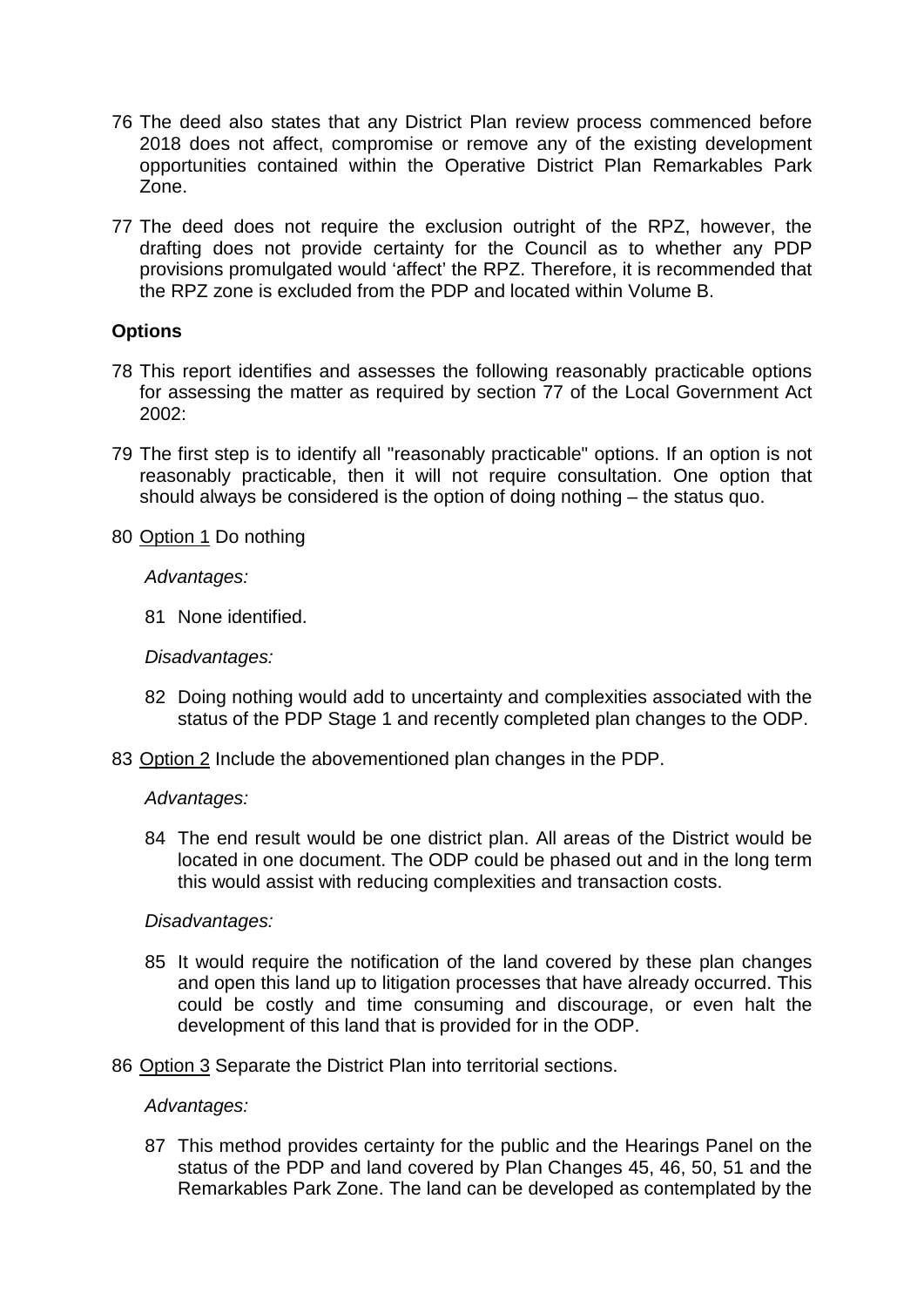76 The deed also states that any District Plan review process commenced before 2018 does not affect, compromise or remove any of the existing development opportunities contained within the Operative District Plan Remarkables Park Zone.

77 The deed does not require the exclusion outright of the RPZ, however, the drafting does not provide certainty for the Council as to whether any PDP provisions promulgated would 'affect' the RPZ. Therefore, it is recommended that the RPZ zone is excluded from the PDP and located within Volume B.

**Options**

78 This report identifies and assesses the following reasonably practicable options for assessing the matter as required by section 77 of the Local Government Act 2002:

79 The first step is to identify all "reasonably practicable" options. If an option is not reasonably practicable, then it will not require consultation. One option that should always be considered is the option of doing nothing – the status quo.

80 Option 1 Do nothing

*Advantages:*

81 None identified.

*Disadvantages:*

82 Doing nothing would add to uncertainty and complexities associated with the status of the PDP Stage 1 and recently completed plan changes to the ODP.

83 Option 2 Include the abovementioned plan changes in the PDP.

*Advantages:*

84 The end result would be one district plan. All areas of the District would be located in one document. The ODP could be phased out and in the long term this would assist with reducing complexities and transaction costs.

*Disadvantages:*

85 It would require the notification of the land covered by these plan changes and open this land up to litigation processes that have already occurred. This could be costly and time consuming and discourage, or even halt the development of this land that is provided for in the ODP.

86 Option 3 Separate the District Plan into territorial sections.

*Advantages:*

87 This method provides certainty for the public and the Hearings Panel on the status of the PDP and land covered by Plan Changes 45, 46, 50, 51 and the Remarkables Park Zone. The land can be developed as contemplated by the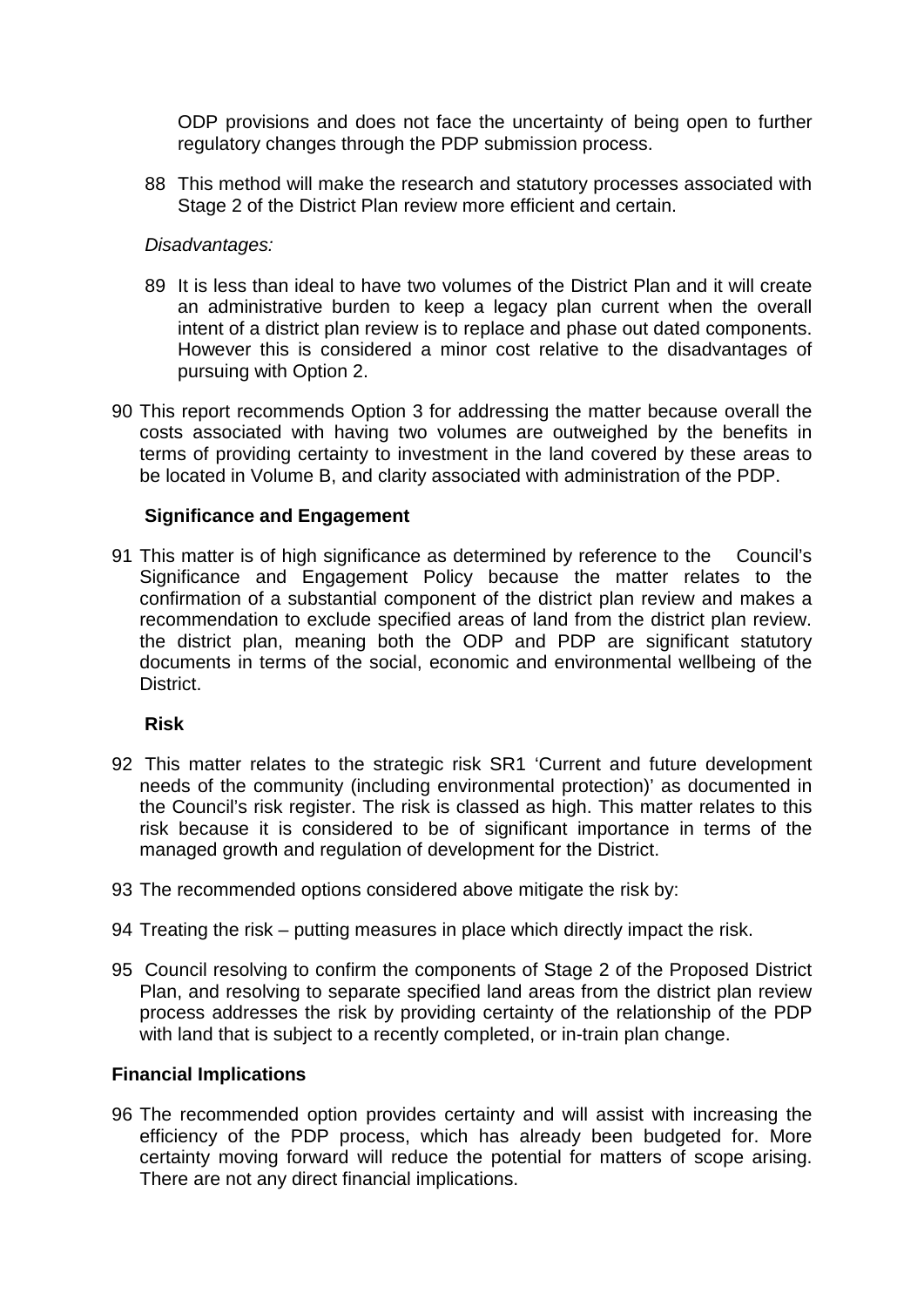ODP provisions and does not face the uncertainty of being open to further regulatory changes through the PDP submission process.

88 This method will make the research and statutory processes associated with Stage 2 of the District Plan review more efficient and certain.

*Disadvantages:*

89 It is less than ideal to have two volumes of the District Plan and it will create an administrative burden to keep a legacy plan current when the overall intent of a district plan review is to replace and phase out dated components. However this is considered a minor cost relative to the disadvantages of pursuing with Option 2.

90 This report recommends Option 3 for addressing the matter because overall the costs associated with having two volumes are outweighed by the benefits in terms of providing certainty to investment in the land covered by these areas to be located in Volume B, and clarity associated with administration of the PDP.

**Significance and Engagement**

91 This matter is of high significance as determined by reference to the Council's Significance and Engagement Policy because the matter relates to the confirmation of a substantial component of the district plan review and makes a recommendation to exclude specified areas of land from the district plan review. the district plan, meaning both the ODP and PDP are significant statutory documents in terms of the social, economic and environmental wellbeing of the District.

**Risk**

92 This matter relates to the strategic risk SR1 'Current and future development needs of the community (including environmental protection)' as documented in the Council's risk register. The risk is classed as high. This matter relates to this risk because it is considered to be of significant importance in terms of the managed growth and regulation of development for the District.

93 The recommended options considered above mitigate the risk by:

94 Treating the risk – putting measures in place which directly impact the risk.

95 Council resolving to confirm the components of Stage 2 of the Proposed District Plan, and resolving to separate specified land areas from the district plan review process addresses the risk by providing certainty of the relationship of the PDP with land that is subject to a recently completed, or in-train plan change.

**Financial Implications**

96 The recommended option provides certainty and will assist with increasing the efficiency of the PDP process, which has already been budgeted for. More certainty moving forward will reduce the potential for matters of scope arising. There are not any direct financial implications.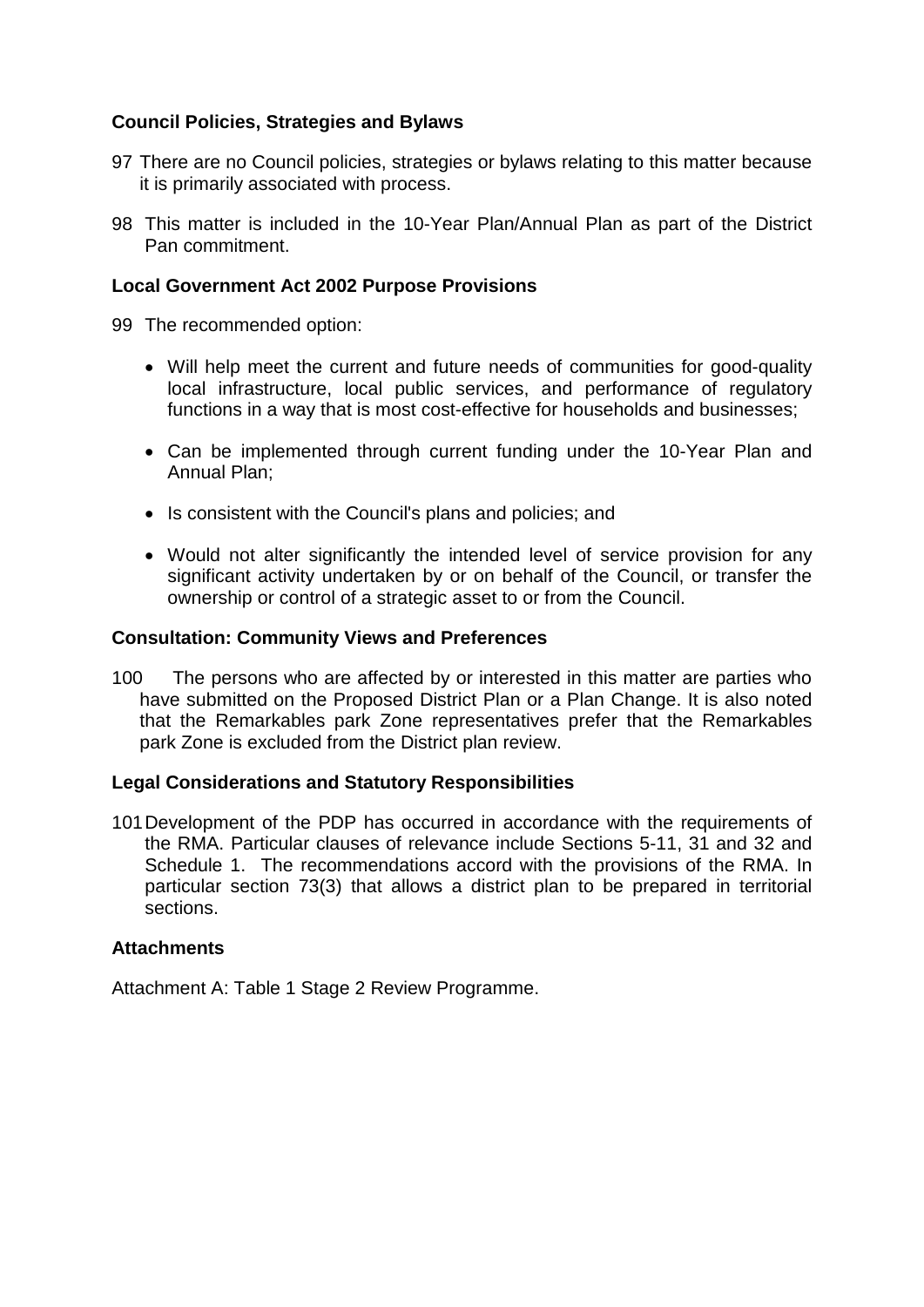**Council Policies, Strategies and Bylaws**

97 There are no Council policies, strategies or bylaws relating to this matter because it is primarily associated with process.

98 This matter is included in the 10-Year Plan/Annual Plan as part of the District Pan commitment.

**Local Government Act 2002 Purpose Provisions**

99 The recommended option:

- Will help meet the current and future needs of communities for good-quality local infrastructure, local public services, and performance of regulatory functions in a way that is most cost-effective for households and businesses;
- Can be implemented through current funding under the 10-Year Plan and Annual Plan;
- Is consistent with the Council's plans and policies; and
- Would not alter significantly the intended level of service provision for any significant activity undertaken by or on behalf of the Council, or transfer the ownership or control of a strategic asset to or from the Council.

**Consultation: Community Views and Preferences**

100 The persons who are affected by or interested in this matter are parties who have submitted on the Proposed District Plan or a Plan Change. It is also noted that the Remarkables park Zone representatives prefer that the Remarkables park Zone is excluded from the District plan review.

**Legal Considerations and Statutory Responsibilities**

101 Development of the PDP has occurred in accordance with the requirements of the RMA. Particular clauses of relevance include Sections 5-11, 31 and 32 and Schedule 1. The recommendations accord with the provisions of the RMA. In particular section 73(3) that allows a district plan to be prepared in territorial sections.

**Attachments**

Attachment A: Table 1 Stage 2 Review Programme.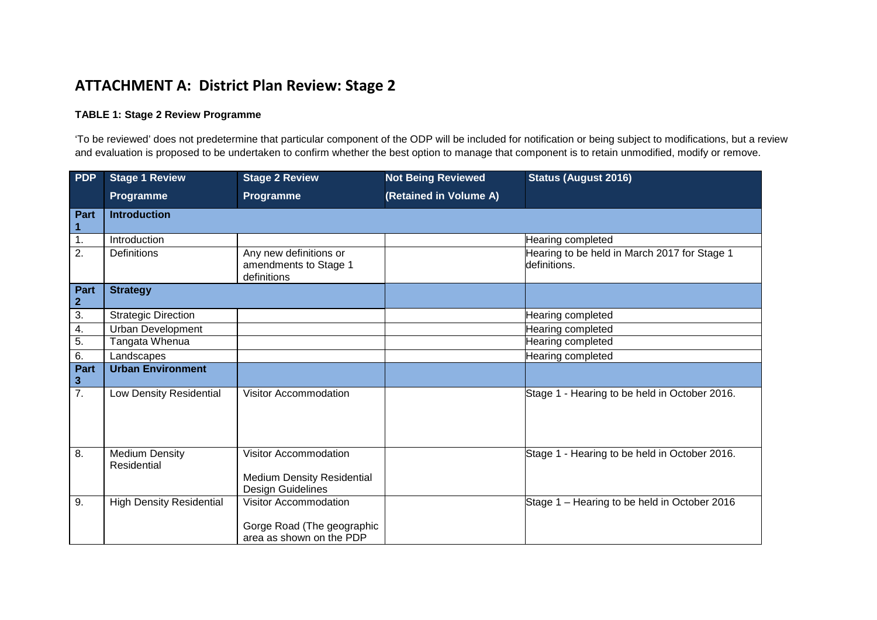# ATTACHMENT A: District Plan Review: Stage 2

**TABLE 1: Stage 2 Review Programme**

'To be reviewed' does not predetermine that particular component of the ODP will be included for notification or being subject to modifications, but a review and evaluation is proposed to be undertaken to confirm whether the best option to manage that component is to retain unmodified, modify or remove.

| PDP | Stage 1 Review Programme | Stage 2 Review Programme | Not Being Reviewed (Retained in Volume A) | Status (August 2016) |
|---|---|---|---|---|
| **Part 1** | **Introduction** | | | |
| 1. | Introduction | | | Hearing completed |
| 2. | Definitions | Any new definitions or amendments to Stage 1 definitions | | Hearing to be held in March 2017 for Stage 1 definitions. |
| **Part 2** | **Strategy** | | | |
| 3. | Strategic Direction | | | Hearing completed |
| 4. | Urban Development | | | Hearing completed |
| 5. | Tangata Whenua | | | Hearing completed |
| 6. | Landscapes | | | Hearing completed |
| **Part 3** | **Urban Environment** | | | |
| 7. | Low Density Residential | Visitor Accommodation | | Stage 1 - Hearing to be held in October 2016. |
| 8. | Medium Density Residential | Visitor Accommodation<br><br>Medium Density Residential Design Guidelines | | Stage 1 - Hearing to be held in October 2016. |
| 9. | High Density Residential | Visitor Accommodation<br><br>Gorge Road (The geographic area as shown on the PDP | | Stage 1 – Hearing to be held in October 2016 |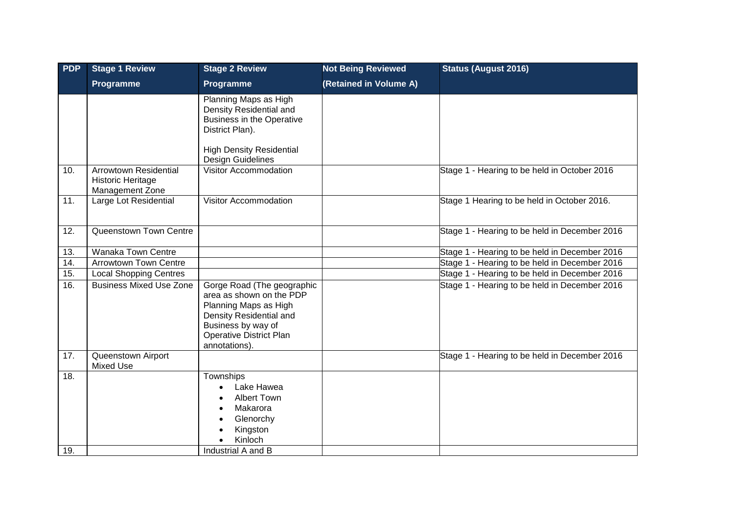| PDF | Stage 1 Review Programme | Stage 2 Review Programme | Not Being Reviewed (Retained in Volume A) | Status (August 2016) |
|---|---|---|---|---|
| | | Planning Maps as High Density Residential and Business in the Operative District Plan).<br><br>High Density Residential Design Guidelines | | |
| 10. | Arrowtown Residential Historic Heritage Management Zone | Visitor Accommodation | | Stage 1 - Hearing to be held in October 2016 |
| 11. | Large Lot Residential | Visitor Accommodation | | Stage 1 Hearing to be held in October 2016. |
| 12. | Queenstown Town Centre | | | Stage 1 - Hearing to be held in December 2016 |
| 13. | Wanaka Town Centre | | | Stage 1 - Hearing to be held in December 2016 |
| 14. | Arrowtown Town Centre | | | Stage 1 - Hearing to be held in December 2016 |
| 15. | Local Shopping Centres | | | Stage 1 - Hearing to be held in December 2016 |
| 16. | Business Mixed Use Zone | Gorge Road (The geographic area as shown on the PDP Planning Maps as High Density Residential and Business by way of Operative District Plan annotations). | | Stage 1 - Hearing to be held in December 2016 |
| 17. | Queenstown Airport Mixed Use | | | Stage 1 - Hearing to be held in December 2016 |
| 18. | | Townships<br>• Lake Hawea<br>• Albert Town<br>• Makarora<br>• Glenorchy<br>• Kingston<br>• Kinloch | | |
| 19. | | Industrial A and B | | |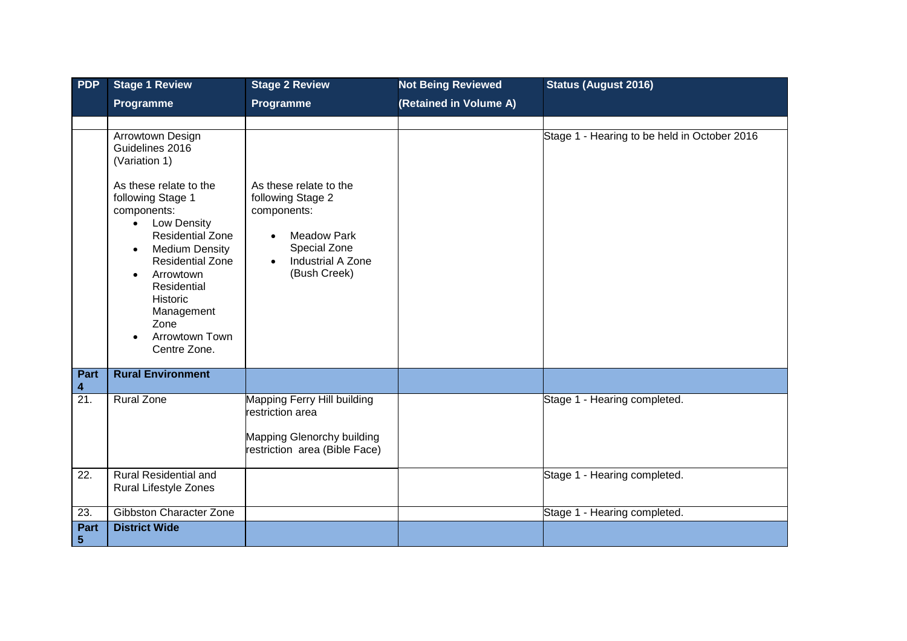| PDP | Stage 1 Review Programme | Stage 2 Review Programme | Not Being Reviewed (Retained in Volume A) | Status (August 2016) |
|---|---|---|---|---|
| | | | | |
| | Arrowtown Design Guidelines 2016 (Variation 1)<br><br>As these relate to the following Stage 1 components:<br>• Low Density Residential Zone<br>• Medium Density Residential Zone<br>• Arrowtown Residential Historic Management Zone<br>• Arrowtown Town Centre Zone. | As these relate to the following Stage 2 components:<br><br>• Meadow Park Special Zone<br>• Industrial A Zone (Bush Creek) | | Stage 1 - Hearing to be held in October 2016 |
| **Part 4** | **Rural Environment** | | | |
| 21. | Rural Zone | Mapping Ferry Hill building restriction area<br><br>Mapping Glenorchy building restriction area (Bible Face) | | Stage 1 - Hearing completed. |
| 22. | Rural Residential and Rural Lifestyle Zones | | | Stage 1 - Hearing completed. |
| 23. | Gibbston Character Zone | | | Stage 1 - Hearing completed. |
| **Part 5** | **District Wide** | | | |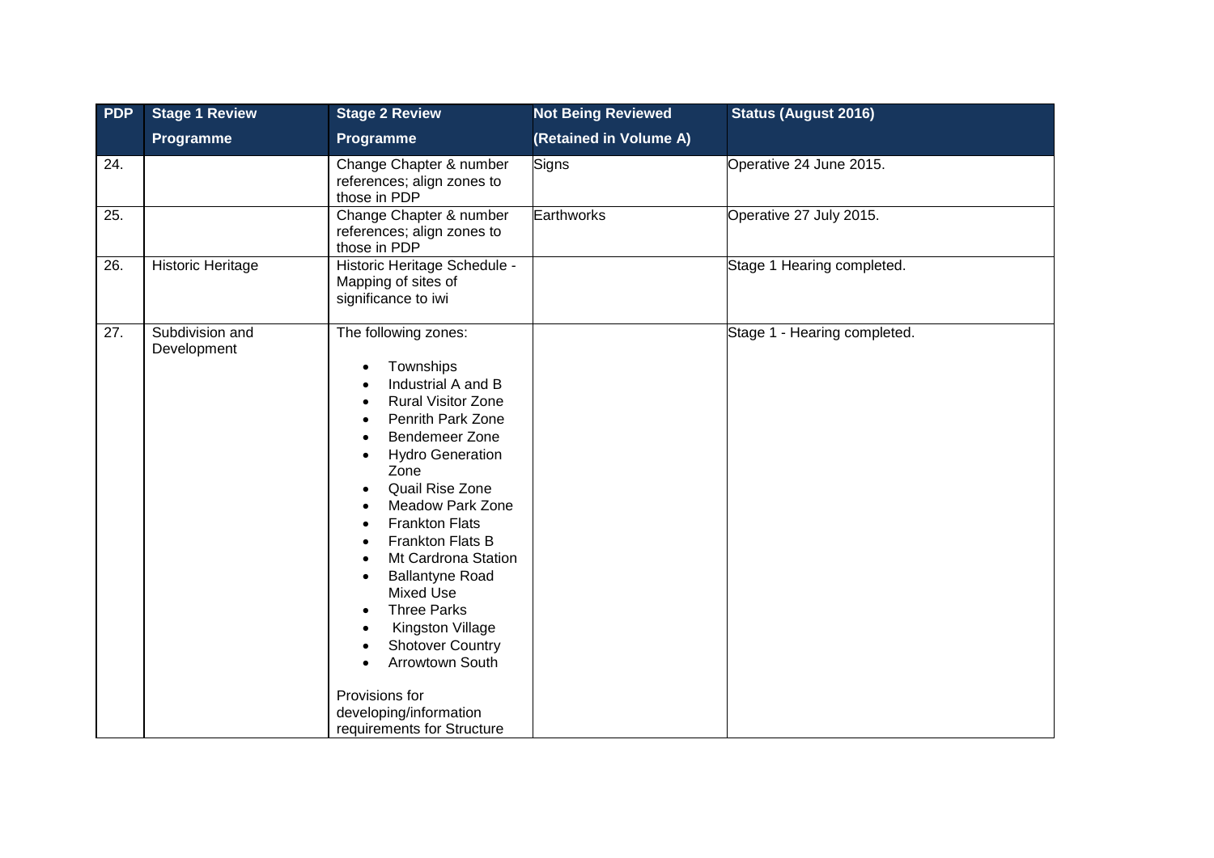| PDP | Stage 1 Review Programme | Stage 2 Review Programme | Not Being Reviewed (Retained in Volume A) | Status (August 2016) |
|---|---|---|---|---|
| 24. | | Change Chapter & number references; align zones to those in PDP | Signs | Operative 24 June 2015. |
| 25. | | Change Chapter & number references; align zones to those in PDP | Earthworks | Operative 27 July 2015. |
| 26. | Historic Heritage | Historic Heritage Schedule - Mapping of sites of significance to iwi | | Stage 1 Hearing completed. |
| 27. | Subdivision and Development | The following zones:<br>• Townships<br>• Industrial A and B<br>• Rural Visitor Zone<br>• Penrith Park Zone<br>• Bendemeer Zone<br>• Hydro Generation Zone<br>• Quail Rise Zone<br>• Meadow Park Zone<br>• Frankton Flats<br>• Frankton Flats B<br>• Mt Cardrona Station<br>• Ballantyne Road Mixed Use<br>• Three Parks<br>• Kingston Village<br>• Shotover Country<br>• Arrowtown South<br><br>Provisions for developing/information requirements for Structure | | Stage 1 - Hearing completed. |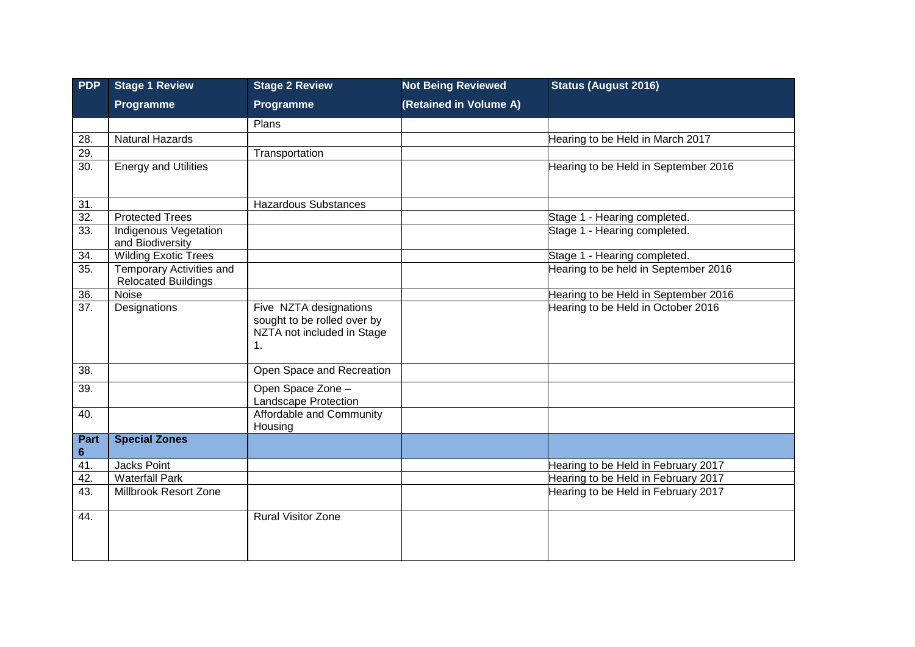| PDP | Stage 1 Review Programme | Stage 2 Review Programme | Not Being Reviewed (Retained in Volume A) | Status (August 2016) |
|---|---|---|---|---|
| | | Plans | | |
| 28. | Natural Hazards | | | Hearing to be Held in March 2017 |
| 29. | | Transportation | | |
| 30. | Energy and Utilities | | | Hearing to be Held in September 2016 |
| 31. | | Hazardous Substances | | |
| 32. | Protected Trees | | | Stage 1 - Hearing completed. |
| 33. | Indigenous Vegetation and Biodiversity | | | Stage 1 - Hearing completed. |
| 34. | Wilding Exotic Trees | | | Stage 1 - Hearing completed. |
| 35. | Temporary Activities and Relocated Buildings | | | Hearing to be held in September 2016 |
| 36. | Noise | | | Hearing to be Held in September 2016 |
| 37. | Designations | Five NZTA designations sought to be rolled over by NZTA not included in Stage 1. | | Hearing to be Held in October 2016 |
| 38. | | Open Space and Recreation | | |
| 39. | | Open Space Zone – Landscape Protection | | |
| 40. | | Affordable and Community Housing | | |
| **Part 6** | **Special Zones** | | | |
| 41. | Jacks Point | | | Hearing to be Held in February 2017 |
| 42. | Waterfall Park | | | Hearing to be Held in February 2017 |
| 43. | Millbrook Resort Zone | | | Hearing to be Held in February 2017 |
| 44. | | Rural Visitor Zone | | |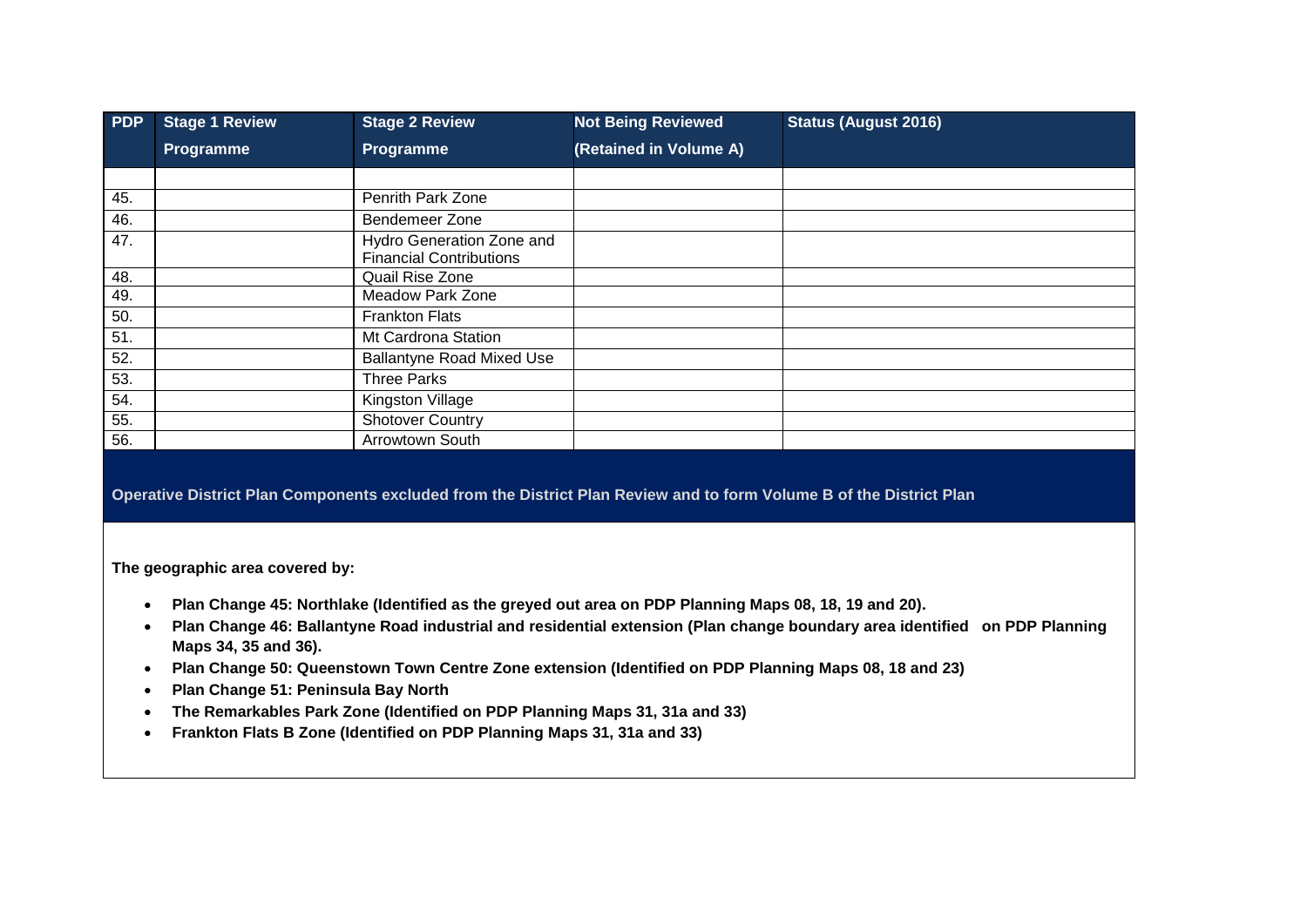| PDP | Stage 1 Review Programme | Stage 2 Review Programme | Not Being Reviewed (Retained in Volume A) | Status (August 2016) |
|---|---|---|---|---|
| | | | | |
| 45. | | Penrith Park Zone | | |
| 46. | | Bendemeer Zone | | |
| 47. | | Hydro Generation Zone and Financial Contributions | | |
| 48. | | Quail Rise Zone | | |
| 49. | | Meadow Park Zone | | |
| 50. | | Frankton Flats | | |
| 51. | | Mt Cardrona Station | | |
| 52. | | Ballantyne Road Mixed Use | | |
| 53. | | Three Parks | | |
| 54. | | Kingston Village | | |
| 55. | | Shotover Country | | |
| 56. | | Arrowtown South | | |

**Operative District Plan Components excluded from the District Plan Review and to form Volume B of the District Plan**

**The geographic area covered by:**

- **Plan Change 45: Northlake (Identified as the greyed out area on PDP Planning Maps 08, 18, 19 and 20).**
- **Plan Change 46: Ballantyne Road industrial and residential extension (Plan change boundary area identified on PDP Planning Maps 34, 35 and 36).**
- **Plan Change 50: Queenstown Town Centre Zone extension (Identified on PDP Planning Maps 08, 18 and 23)**
- **Plan Change 51: Peninsula Bay North**
- **The Remarkables Park Zone (Identified on PDP Planning Maps 31, 31a and 33)**
- **Frankton Flats B Zone (Identified on PDP Planning Maps 31, 31a and 33)**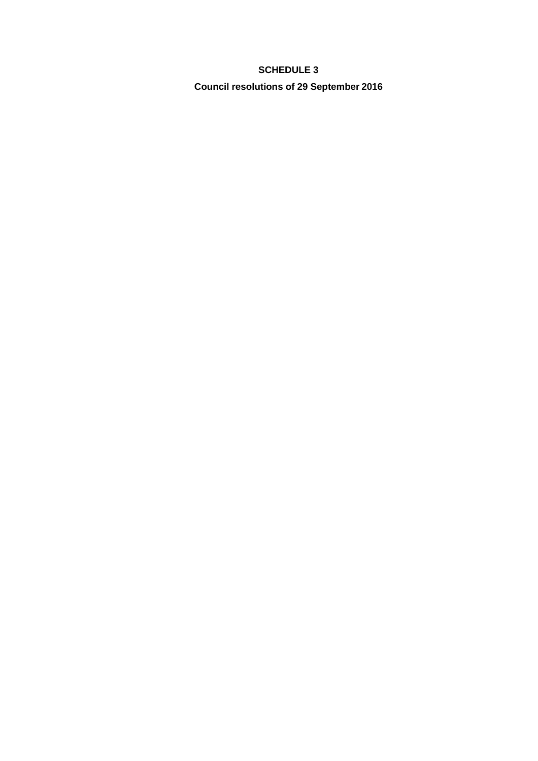# SCHEDULE 3

## Council resolutions of 29 September 2016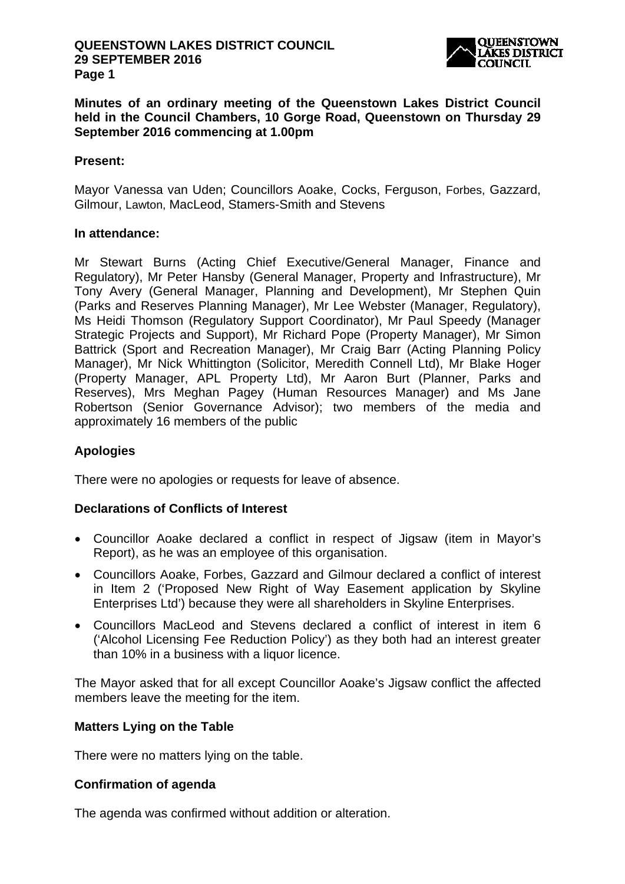**Minutes of an ordinary meeting of the Queenstown Lakes District Council held in the Council Chambers, 10 Gorge Road, Queenstown on Thursday 29 September 2016 commencing at 1.00pm**

**Present:**

Mayor Vanessa van Uden; Councillors Aoake, Cocks, Ferguson, Forbes, Gazzard, Gilmour, Lawton, MacLeod, Stamers-Smith and Stevens

**In attendance:**

Mr Stewart Burns (Acting Chief Executive/General Manager, Finance and Regulatory), Mr Peter Hansby (General Manager, Property and Infrastructure), Mr Tony Avery (General Manager, Planning and Development), Mr Stephen Quin (Parks and Reserves Planning Manager), Mr Lee Webster (Manager, Regulatory), Ms Heidi Thomson (Regulatory Support Coordinator), Mr Paul Speedy (Manager Strategic Projects and Support), Mr Richard Pope (Property Manager), Mr Simon Battrick (Sport and Recreation Manager), Mr Craig Barr (Acting Planning Policy Manager), Mr Nick Whittington (Solicitor, Meredith Connell Ltd), Mr Blake Hoger (Property Manager, APL Property Ltd), Mr Aaron Burt (Planner, Parks and Reserves), Mrs Meghan Pagey (Human Resources Manager) and Ms Jane Robertson (Senior Governance Advisor); two members of the media and approximately 16 members of the public

## Apologies

There were no apologies or requests for leave of absence.

## Declarations of Conflicts of Interest

- Councillor Aoake declared a conflict in respect of Jigsaw (item in Mayor's Report), as he was an employee of this organisation.
- Councillors Aoake, Forbes, Gazzard and Gilmour declared a conflict of interest in Item 2 ('Proposed New Right of Way Easement application by Skyline Enterprises Ltd') because they were all shareholders in Skyline Enterprises.
- Councillors MacLeod and Stevens declared a conflict of interest in item 6 ('Alcohol Licensing Fee Reduction Policy') as they both had an interest greater than 10% in a business with a liquor licence.

The Mayor asked that for all except Councillor Aoake's Jigsaw conflict the affected members leave the meeting for the item.

## Matters Lying on the Table

There were no matters lying on the table.

## Confirmation of agenda

The agenda was confirmed without addition or alteration.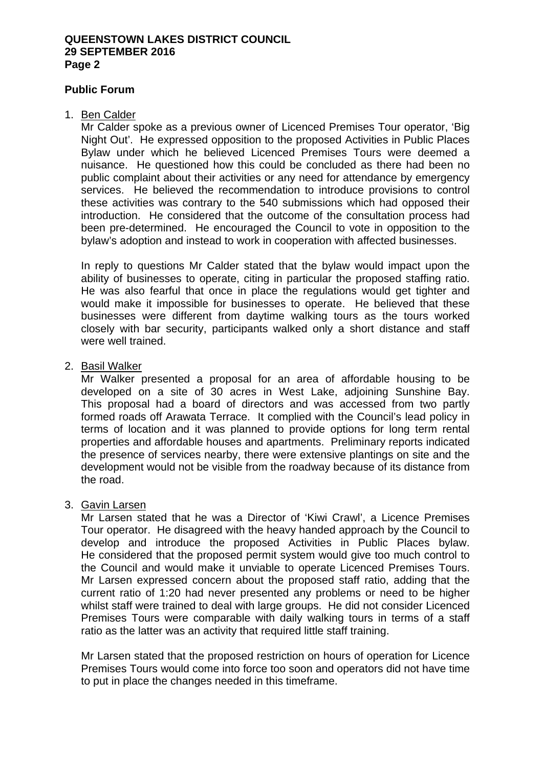## Public Forum

1. <u>Ben Calder</u>

   Mr Calder spoke as a previous owner of Licenced Premises Tour operator, 'Big Night Out'. He expressed opposition to the proposed Activities in Public Places Bylaw under which he believed Licenced Premises Tours were deemed a nuisance. He questioned how this could be concluded as there had been no public complaint about their activities or any need for attendance by emergency services. He believed the recommendation to introduce provisions to control these activities was contrary to the 540 submissions which had opposed their introduction. He considered that the outcome of the consultation process had been pre-determined. He encouraged the Council to vote in opposition to the bylaw's adoption and instead to work in cooperation with affected businesses.

   In reply to questions Mr Calder stated that the bylaw would impact upon the ability of businesses to operate, citing in particular the proposed staffing ratio. He was also fearful that once in place the regulations would get tighter and would make it impossible for businesses to operate. He believed that these businesses were different from daytime walking tours as the tours worked closely with bar security, participants walked only a short distance and staff were well trained.

2. <u>Basil Walker</u>

   Mr Walker presented a proposal for an area of affordable housing to be developed on a site of 30 acres in West Lake, adjoining Sunshine Bay. This proposal had a board of directors and was accessed from two partly formed roads off Arawata Terrace. It complied with the Council's lead policy in terms of location and it was planned to provide options for long term rental properties and affordable houses and apartments. Preliminary reports indicated the presence of services nearby, there were extensive plantings on site and the development would not be visible from the roadway because of its distance from the road.

3. <u>Gavin Larsen</u>

   Mr Larsen stated that he was a Director of 'Kiwi Crawl', a Licence Premises Tour operator. He disagreed with the heavy handed approach by the Council to develop and introduce the proposed Activities in Public Places bylaw. He considered that the proposed permit system would give too much control to the Council and would make it unviable to operate Licenced Premises Tours. Mr Larsen expressed concern about the proposed staff ratio, adding that the current ratio of 1:20 had never presented any problems or need to be higher whilst staff were trained to deal with large groups. He did not consider Licenced Premises Tours were comparable with daily walking tours in terms of a staff ratio as the latter was an activity that required little staff training.

   Mr Larsen stated that the proposed restriction on hours of operation for Licence Premises Tours would come into force too soon and operators did not have time to put in place the changes needed in this timeframe.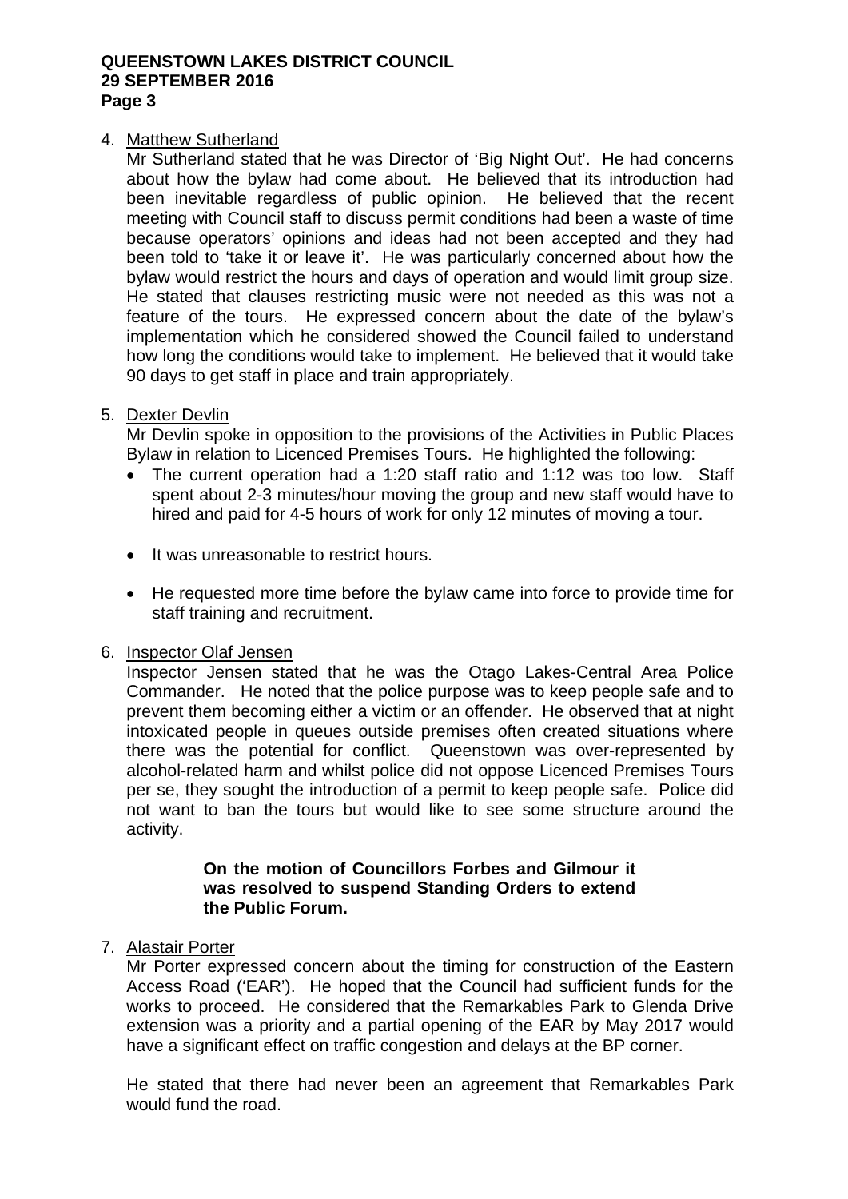4. <u>Matthew Sutherland</u>

   Mr Sutherland stated that he was Director of 'Big Night Out'. He had concerns about how the bylaw had come about. He believed that its introduction had been inevitable regardless of public opinion. He believed that the recent meeting with Council staff to discuss permit conditions had been a waste of time because operators' opinions and ideas had not been accepted and they had been told to 'take it or leave it'. He was particularly concerned about how the bylaw would restrict the hours and days of operation and would limit group size. He stated that clauses restricting music were not needed as this was not a feature of the tours. He expressed concern about the date of the bylaw's implementation which he considered showed the Council failed to understand how long the conditions would take to implement. He believed that it would take 90 days to get staff in place and train appropriately.

5. <u>Dexter Devlin</u>

   Mr Devlin spoke in opposition to the provisions of the Activities in Public Places Bylaw in relation to Licenced Premises Tours. He highlighted the following:

   - The current operation had a 1:20 staff ratio and 1:12 was too low. Staff spent about 2-3 minutes/hour moving the group and new staff would have to hired and paid for 4-5 hours of work for only 12 minutes of moving a tour.
   - It was unreasonable to restrict hours.
   - He requested more time before the bylaw came into force to provide time for staff training and recruitment.

6. <u>Inspector Olaf Jensen</u>

   Inspector Jensen stated that he was the Otago Lakes-Central Area Police Commander. He noted that the police purpose was to keep people safe and to prevent them becoming either a victim or an offender. He observed that at night intoxicated people in queues outside premises often created situations where there was the potential for conflict. Queenstown was over-represented by alcohol-related harm and whilst police did not oppose Licenced Premises Tours per se, they sought the introduction of a permit to keep people safe. Police did not want to ban the tours but would like to see some structure around the activity.

   **On the motion of Councillors Forbes and Gilmour it was resolved to suspend Standing Orders to extend the Public Forum.**

7. <u>Alastair Porter</u>

   Mr Porter expressed concern about the timing for construction of the Eastern Access Road ('EAR'). He hoped that the Council had sufficient funds for the works to proceed. He considered that the Remarkables Park to Glenda Drive extension was a priority and a partial opening of the EAR by May 2017 would have a significant effect on traffic congestion and delays at the BP corner.

   He stated that there had never been an agreement that Remarkables Park would fund the road.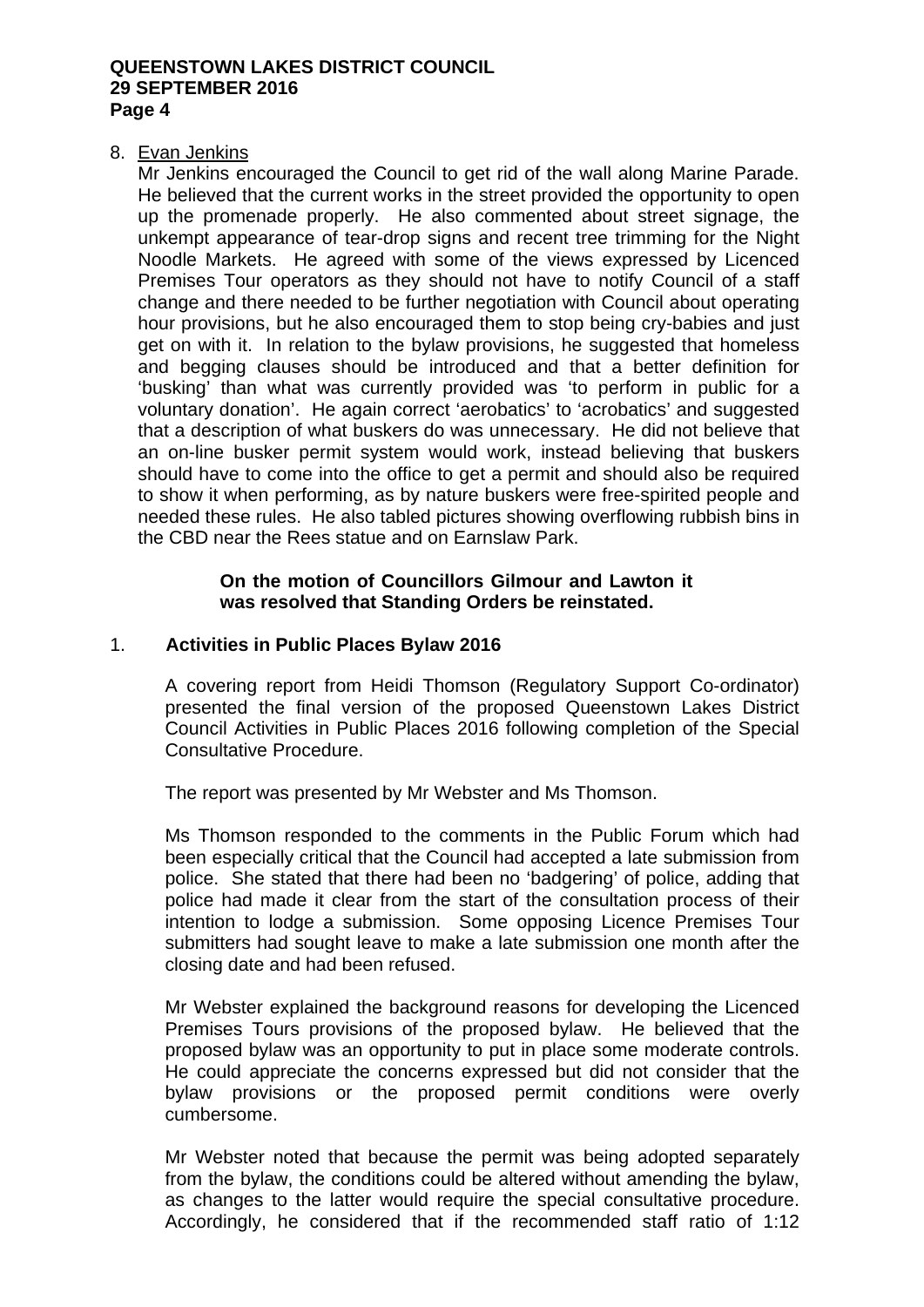8. Evan Jenkins

   Mr Jenkins encouraged the Council to get rid of the wall along Marine Parade. He believed that the current works in the street provided the opportunity to open up the promenade properly. He also commented about street signage, the unkempt appearance of tear-drop signs and recent tree trimming for the Night Noodle Markets. He agreed with some of the views expressed by Licenced Premises Tour operators as they should not have to notify Council of a staff change and there needed to be further negotiation with Council about operating hour provisions, but he also encouraged them to stop being cry-babies and just get on with it. In relation to the bylaw provisions, he suggested that homeless and begging clauses should be introduced and that a better definition for 'busking' than what was currently provided was 'to perform in public for a voluntary donation'. He again correct 'aerobatics' to 'acrobatics' and suggested that a description of what buskers do was unnecessary. He did not believe that an on-line busker permit system would work, instead believing that buskers should have to come into the office to get a permit and should also be required to show it when performing, as by nature buskers were free-spirited people and needed these rules. He also tabled pictures showing overflowing rubbish bins in the CBD near the Rees statue and on Earnslaw Park.

**On the motion of Councillors Gilmour and Lawton it was resolved that Standing Orders be reinstated.**

## 1. Activities in Public Places Bylaw 2016

A covering report from Heidi Thomson (Regulatory Support Co-ordinator) presented the final version of the proposed Queenstown Lakes District Council Activities in Public Places 2016 following completion of the Special Consultative Procedure.

The report was presented by Mr Webster and Ms Thomson.

Ms Thomson responded to the comments in the Public Forum which had been especially critical that the Council had accepted a late submission from police. She stated that there had been no 'badgering' of police, adding that police had made it clear from the start of the consultation process of their intention to lodge a submission. Some opposing Licence Premises Tour submitters had sought leave to make a late submission one month after the closing date and had been refused.

Mr Webster explained the background reasons for developing the Licenced Premises Tours provisions of the proposed bylaw. He believed that the proposed bylaw was an opportunity to put in place some moderate controls. He could appreciate the concerns expressed but did not consider that the bylaw provisions or the proposed permit conditions were overly cumbersome.

Mr Webster noted that because the permit was being adopted separately from the bylaw, the conditions could be altered without amending the bylaw, as changes to the latter would require the special consultative procedure. Accordingly, he considered that if the recommended staff ratio of 1:12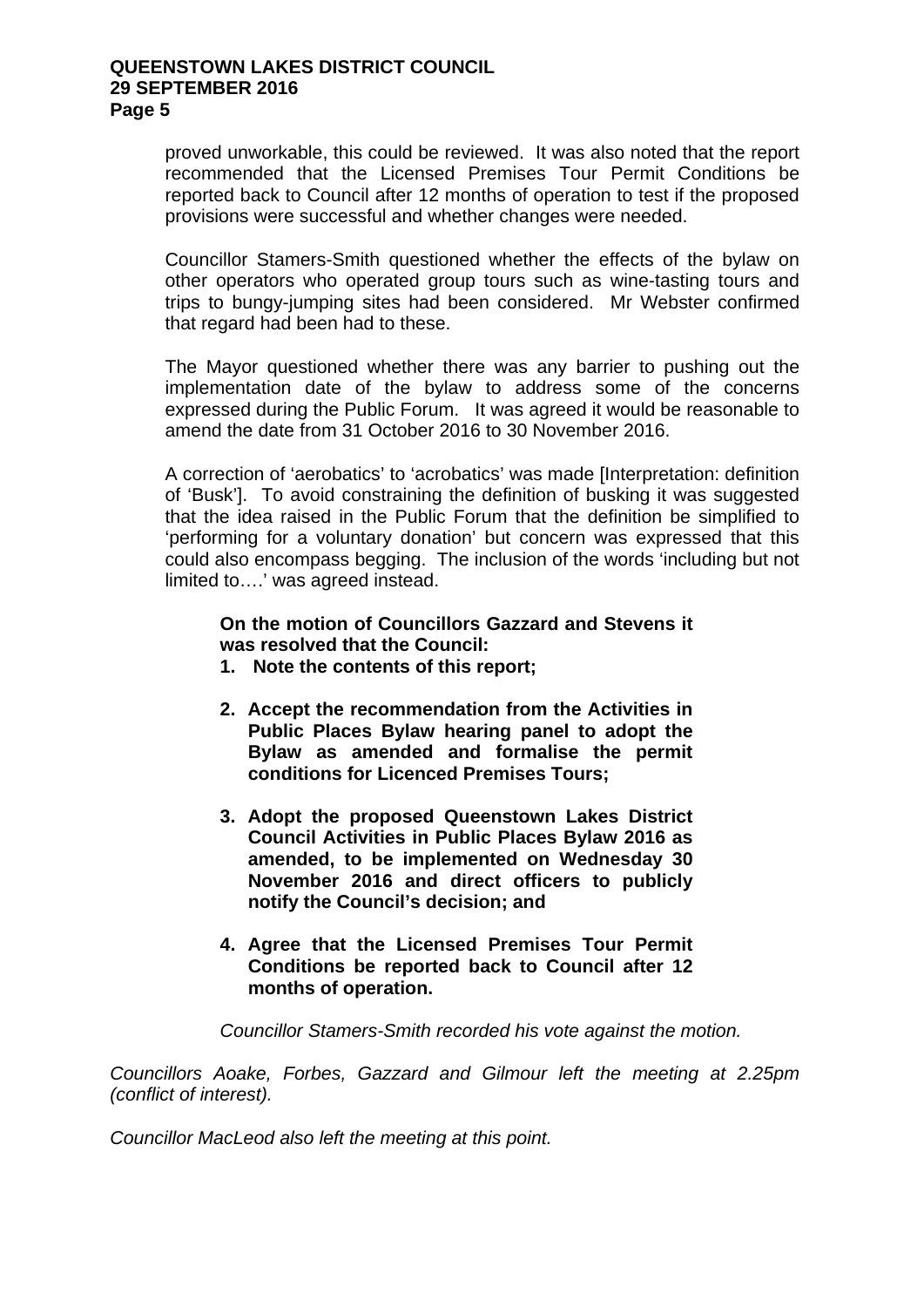proved unworkable, this could be reviewed. It was also noted that the report recommended that the Licensed Premises Tour Permit Conditions be reported back to Council after 12 months of operation to test if the proposed provisions were successful and whether changes were needed.

Councillor Stamers-Smith questioned whether the effects of the bylaw on other operators who operated group tours such as wine-tasting tours and trips to bungy-jumping sites had been considered. Mr Webster confirmed that regard had been had to these.

The Mayor questioned whether there was any barrier to pushing out the implementation date of the bylaw to address some of the concerns expressed during the Public Forum. It was agreed it would be reasonable to amend the date from 31 October 2016 to 30 November 2016.

A correction of 'aerobatics' to 'acrobatics' was made [Interpretation: definition of 'Busk']. To avoid constraining the definition of busking it was suggested that the idea raised in the Public Forum that the definition be simplified to 'performing for a voluntary donation' but concern was expressed that this could also encompass begging. The inclusion of the words 'including but not limited to….' was agreed instead.

**On the motion of Councillors Gazzard and Stevens it was resolved that the Council:**

1. **Note the contents of this report;**
2. **Accept the recommendation from the Activities in Public Places Bylaw hearing panel to adopt the Bylaw as amended and formalise the permit conditions for Licenced Premises Tours;**
3. **Adopt the proposed Queenstown Lakes District Council Activities in Public Places Bylaw 2016 as amended, to be implemented on Wednesday 30 November 2016 and direct officers to publicly notify the Council's decision; and**
4. **Agree that the Licensed Premises Tour Permit Conditions be reported back to Council after 12 months of operation.**

*Councillor Stamers-Smith recorded his vote against the motion.*

*Councillors Aoake, Forbes, Gazzard and Gilmour left the meeting at 2.25pm (conflict of interest).*

*Councillor MacLeod also left the meeting at this point.*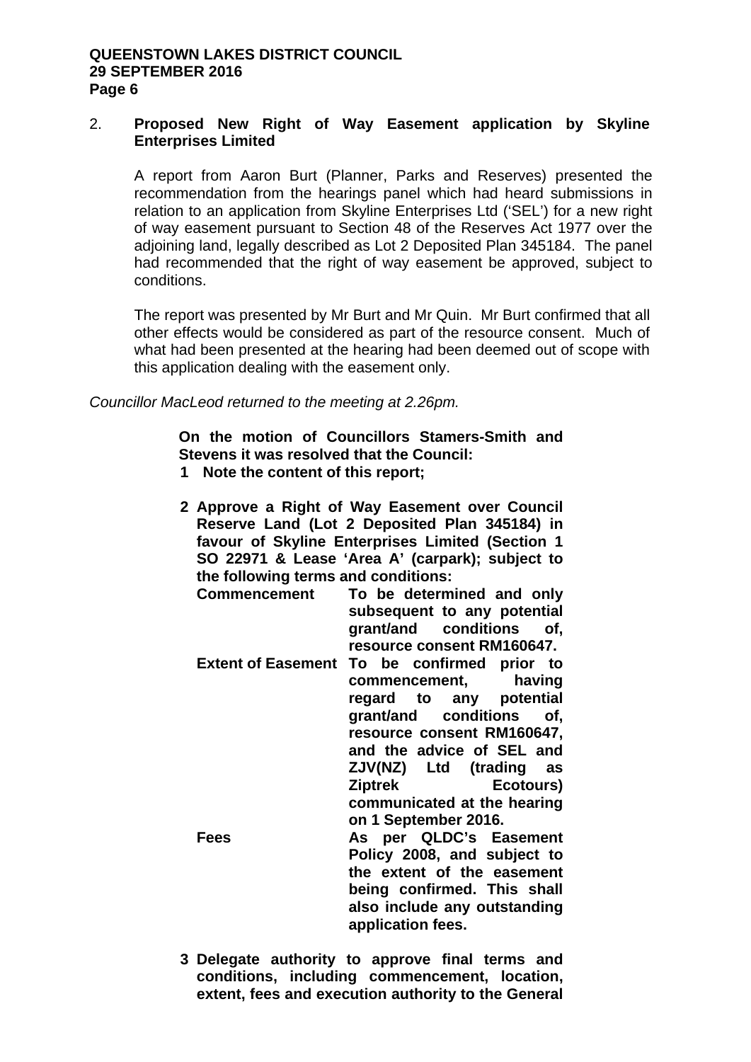2. **Proposed New Right of Way Easement application by Skyline Enterprises Limited**

A report from Aaron Burt (Planner, Parks and Reserves) presented the recommendation from the hearings panel which had heard submissions in relation to an application from Skyline Enterprises Ltd ('SEL') for a new right of way easement pursuant to Section 48 of the Reserves Act 1977 over the adjoining land, legally described as Lot 2 Deposited Plan 345184. The panel had recommended that the right of way easement be approved, subject to conditions.

The report was presented by Mr Burt and Mr Quin. Mr Burt confirmed that all other effects would be considered as part of the resource consent. Much of what had been presented at the hearing had been deemed out of scope with this application dealing with the easement only.

*Councillor MacLeod returned to the meeting at 2.26pm.*

**On the motion of Councillors Stamers-Smith and Stevens it was resolved that the Council:**

**1 Note the content of this report;**

**2 Approve a Right of Way Easement over Council Reserve Land (Lot 2 Deposited Plan 345184) in favour of Skyline Enterprises Limited (Section 1 SO 22971 & Lease 'Area A' (carpark); subject to the following terms and conditions:**

| | |
|---|---|
| **Commencement** | **To be determined and only subsequent to any potential grant/and conditions of, resource consent RM160647.** |
| **Extent of Easement** | **To be confirmed prior to commencement, having regard to any potential grant/and conditions of, resource consent RM160647, and the advice of SEL and ZJV(NZ) Ltd (trading as Ziptrek Ecotours) communicated at the hearing on 1 September 2016.** |
| **Fees** | **As per QLDC's Easement Policy 2008, and subject to the extent of the easement being confirmed. This shall also include any outstanding application fees.** |

**3 Delegate authority to approve final terms and conditions, including commencement, location, extent, fees and execution authority to the General**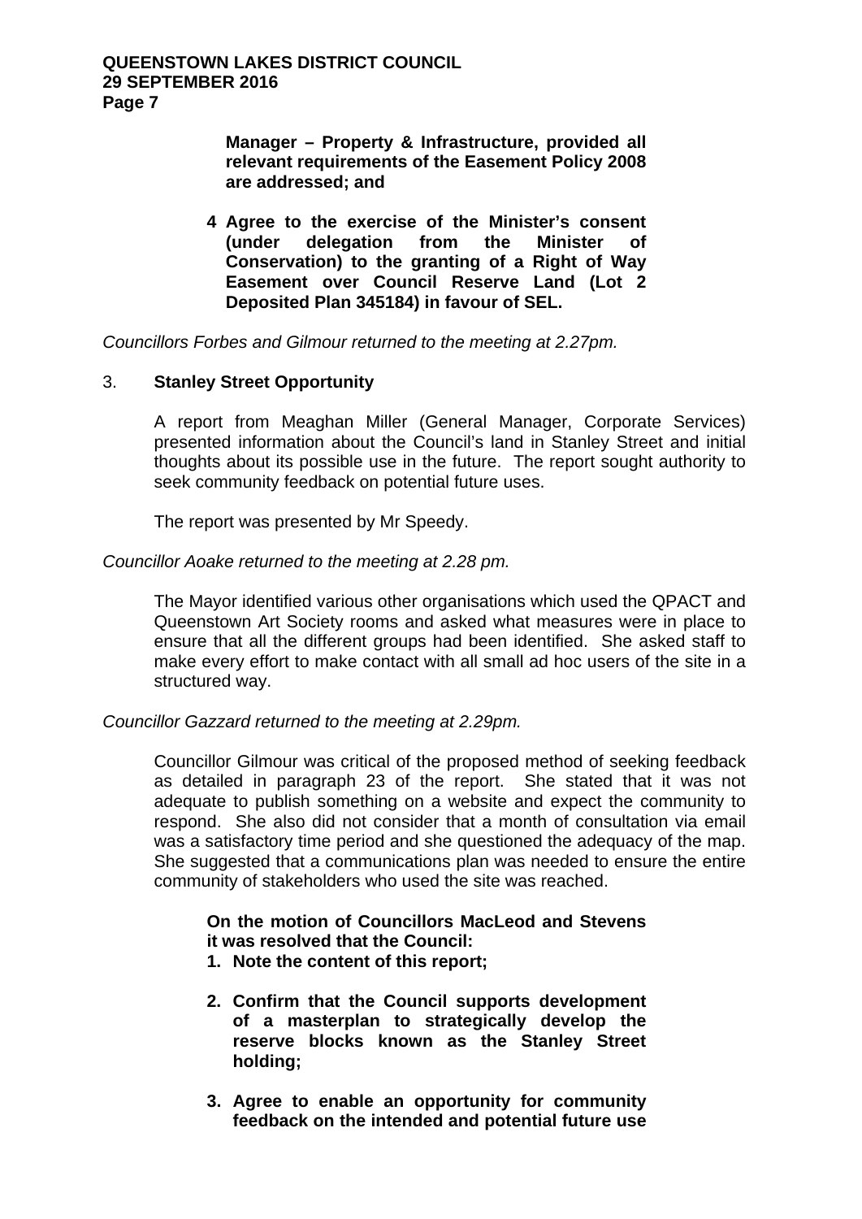**Manager – Property & Infrastructure, provided all relevant requirements of the Easement Policy 2008 are addressed; and**

**4 Agree to the exercise of the Minister's consent (under delegation from the Minister of Conservation) to the granting of a Right of Way Easement over Council Reserve Land (Lot 2 Deposited Plan 345184) in favour of SEL.**

*Councillors Forbes and Gilmour returned to the meeting at 2.27pm.*

3. **Stanley Street Opportunity**

A report from Meaghan Miller (General Manager, Corporate Services) presented information about the Council's land in Stanley Street and initial thoughts about its possible use in the future. The report sought authority to seek community feedback on potential future uses.

The report was presented by Mr Speedy.

*Councillor Aoake returned to the meeting at 2.28 pm.*

The Mayor identified various other organisations which used the QPACT and Queenstown Art Society rooms and asked what measures were in place to ensure that all the different groups had been identified. She asked staff to make every effort to make contact with all small ad hoc users of the site in a structured way.

*Councillor Gazzard returned to the meeting at 2.29pm.*

Councillor Gilmour was critical of the proposed method of seeking feedback as detailed in paragraph 23 of the report. She stated that it was not adequate to publish something on a website and expect the community to respond. She also did not consider that a month of consultation via email was a satisfactory time period and she questioned the adequacy of the map. She suggested that a communications plan was needed to ensure the entire community of stakeholders who used the site was reached.

**On the motion of Councillors MacLeod and Stevens it was resolved that the Council:**

1. **Note the content of this report;**
2. **Confirm that the Council supports development of a masterplan to strategically develop the reserve blocks known as the Stanley Street holding;**
3. **Agree to enable an opportunity for community feedback on the intended and potential future use**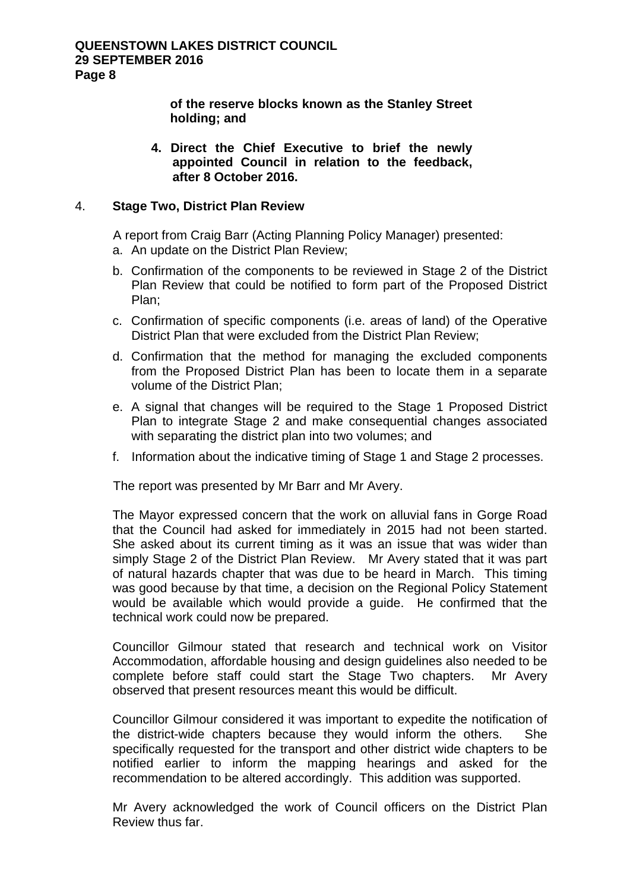**of the reserve blocks known as the Stanley Street holding; and**

4. **Direct the Chief Executive to brief the newly appointed Council in relation to the feedback, after 8 October 2016.**

4. **Stage Two, District Plan Review**

A report from Craig Barr (Acting Planning Policy Manager) presented:

a. An update on the District Plan Review;
b. Confirmation of the components to be reviewed in Stage 2 of the District Plan Review that could be notified to form part of the Proposed District Plan;
c. Confirmation of specific components (i.e. areas of land) of the Operative District Plan that were excluded from the District Plan Review;
d. Confirmation that the method for managing the excluded components from the Proposed District Plan has been to locate them in a separate volume of the District Plan;
e. A signal that changes will be required to the Stage 1 Proposed District Plan to integrate Stage 2 and make consequential changes associated with separating the district plan into two volumes; and
f. Information about the indicative timing of Stage 1 and Stage 2 processes.

The report was presented by Mr Barr and Mr Avery.

The Mayor expressed concern that the work on alluvial fans in Gorge Road that the Council had asked for immediately in 2015 had not been started. She asked about its current timing as it was an issue that was wider than simply Stage 2 of the District Plan Review. Mr Avery stated that it was part of natural hazards chapter that was due to be heard in March. This timing was good because by that time, a decision on the Regional Policy Statement would be available which would provide a guide. He confirmed that the technical work could now be prepared.

Councillor Gilmour stated that research and technical work on Visitor Accommodation, affordable housing and design guidelines also needed to be complete before staff could start the Stage Two chapters. Mr Avery observed that present resources meant this would be difficult.

Councillor Gilmour considered it was important to expedite the notification of the district-wide chapters because they would inform the others. She specifically requested for the transport and other district wide chapters to be notified earlier to inform the mapping hearings and asked for the recommendation to be altered accordingly. This addition was supported.

Mr Avery acknowledged the work of Council officers on the District Plan Review thus far.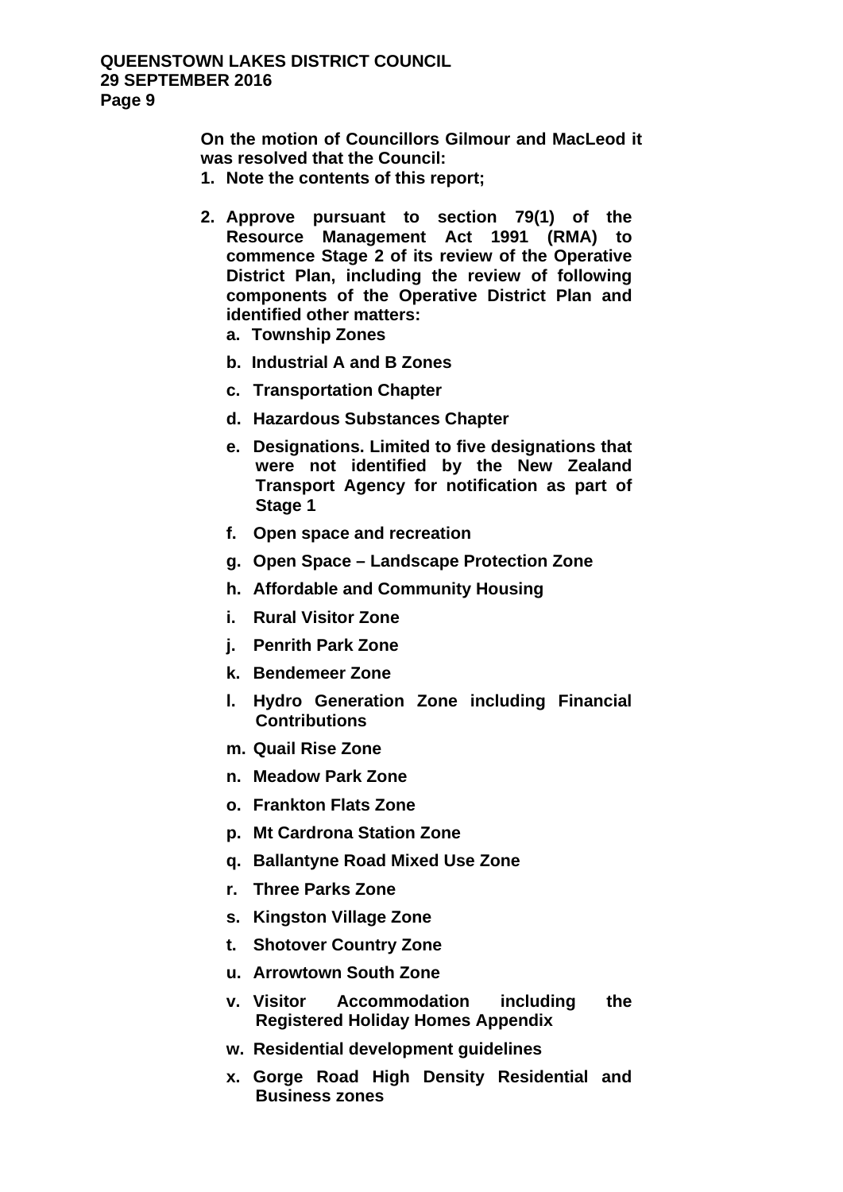**On the motion of Councillors Gilmour and MacLeod it was resolved that the Council:**

1. **Note the contents of this report;**
2. **Approve pursuant to section 79(1) of the Resource Management Act 1991 (RMA) to commence Stage 2 of its review of the Operative District Plan, including the review of following components of the Operative District Plan and identified other matters:**
   a. **Township Zones**
   b. **Industrial A and B Zones**
   c. **Transportation Chapter**
   d. **Hazardous Substances Chapter**
   e. **Designations. Limited to five designations that were not identified by the New Zealand Transport Agency for notification as part of Stage 1**
   f. **Open space and recreation**
   g. **Open Space – Landscape Protection Zone**
   h. **Affordable and Community Housing**
   i. **Rural Visitor Zone**
   j. **Penrith Park Zone**
   k. **Bendemeer Zone**
   l. **Hydro Generation Zone including Financial Contributions**
   m. **Quail Rise Zone**
   n. **Meadow Park Zone**
   o. **Frankton Flats Zone**
   p. **Mt Cardrona Station Zone**
   q. **Ballantyne Road Mixed Use Zone**
   r. **Three Parks Zone**
   s. **Kingston Village Zone**
   t. **Shotover Country Zone**
   u. **Arrowtown South Zone**
   v. **Visitor Accommodation including the Registered Holiday Homes Appendix**
   w. **Residential development guidelines**
   x. **Gorge Road High Density Residential and Business zones**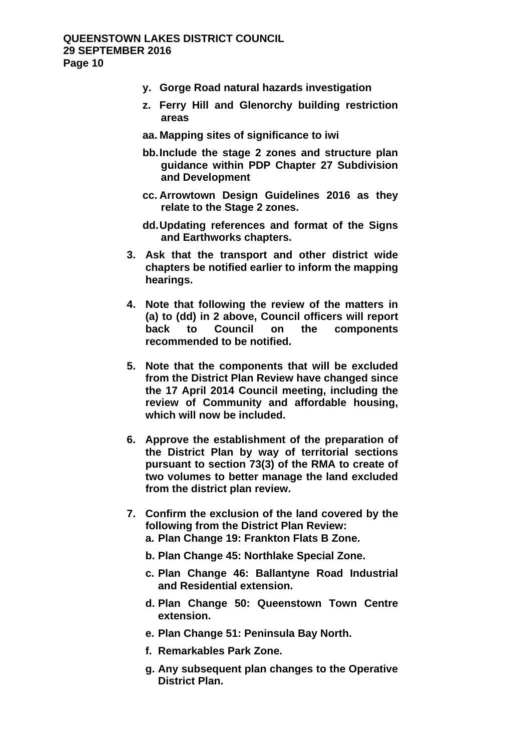- **y. Gorge Road natural hazards investigation**
- **z. Ferry Hill and Glenorchy building restriction areas**
- **aa. Mapping sites of significance to iwi**
- **bb. Include the stage 2 zones and structure plan guidance within PDP Chapter 27 Subdivision and Development**
- **cc. Arrowtown Design Guidelines 2016 as they relate to the Stage 2 zones.**
- **dd. Updating references and format of the Signs and Earthworks chapters.**

**3. Ask that the transport and other district wide chapters be notified earlier to inform the mapping hearings.**

**4. Note that following the review of the matters in (a) to (dd) in 2 above, Council officers will report back to Council on the components recommended to be notified.**

**5. Note that the components that will be excluded from the District Plan Review have changed since the 17 April 2014 Council meeting, including the review of Community and affordable housing, which will now be included.**

**6. Approve the establishment of the preparation of the District Plan by way of territorial sections pursuant to section 73(3) of the RMA to create of two volumes to better manage the land excluded from the district plan review.**

**7. Confirm the exclusion of the land covered by the following from the District Plan Review:**

- **a. Plan Change 19: Frankton Flats B Zone.**
- **b. Plan Change 45: Northlake Special Zone.**
- **c. Plan Change 46: Ballantyne Road Industrial and Residential extension.**
- **d. Plan Change 50: Queenstown Town Centre extension.**
- **e. Plan Change 51: Peninsula Bay North.**
- **f. Remarkables Park Zone.**
- **g. Any subsequent plan changes to the Operative District Plan.**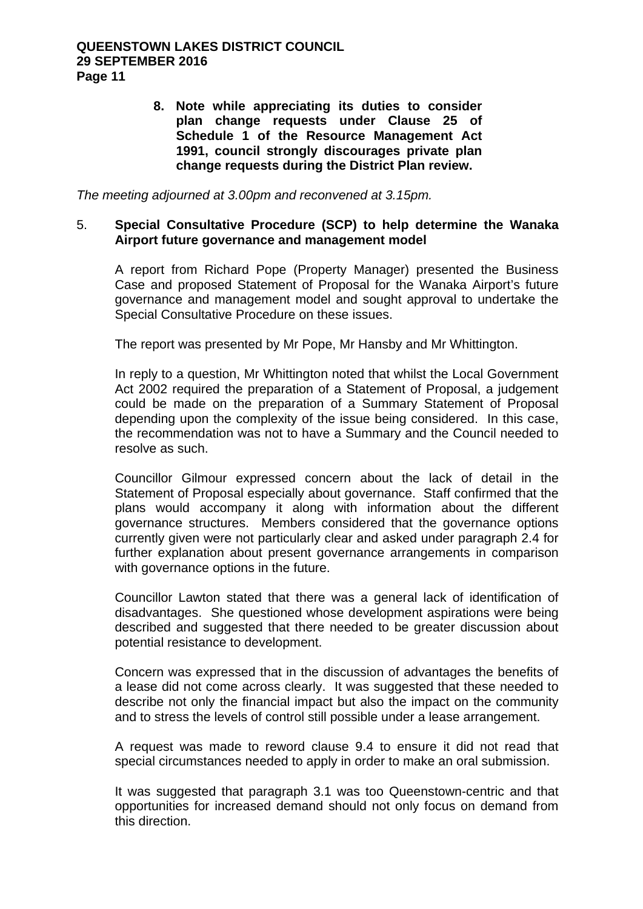8. **Note while appreciating its duties to consider plan change requests under Clause 25 of Schedule 1 of the Resource Management Act 1991, council strongly discourages private plan change requests during the District Plan review.**

*The meeting adjourned at 3.00pm and reconvened at 3.15pm.*

5. **Special Consultative Procedure (SCP) to help determine the Wanaka Airport future governance and management model**

A report from Richard Pope (Property Manager) presented the Business Case and proposed Statement of Proposal for the Wanaka Airport's future governance and management model and sought approval to undertake the Special Consultative Procedure on these issues.

The report was presented by Mr Pope, Mr Hansby and Mr Whittington.

In reply to a question, Mr Whittington noted that whilst the Local Government Act 2002 required the preparation of a Statement of Proposal, a judgement could be made on the preparation of a Summary Statement of Proposal depending upon the complexity of the issue being considered. In this case, the recommendation was not to have a Summary and the Council needed to resolve as such.

Councillor Gilmour expressed concern about the lack of detail in the Statement of Proposal especially about governance. Staff confirmed that the plans would accompany it along with information about the different governance structures. Members considered that the governance options currently given were not particularly clear and asked under paragraph 2.4 for further explanation about present governance arrangements in comparison with governance options in the future.

Councillor Lawton stated that there was a general lack of identification of disadvantages. She questioned whose development aspirations were being described and suggested that there needed to be greater discussion about potential resistance to development.

Concern was expressed that in the discussion of advantages the benefits of a lease did not come across clearly. It was suggested that these needed to describe not only the financial impact but also the impact on the community and to stress the levels of control still possible under a lease arrangement.

A request was made to reword clause 9.4 to ensure it did not read that special circumstances needed to apply in order to make an oral submission.

It was suggested that paragraph 3.1 was too Queenstown-centric and that opportunities for increased demand should not only focus on demand from this direction.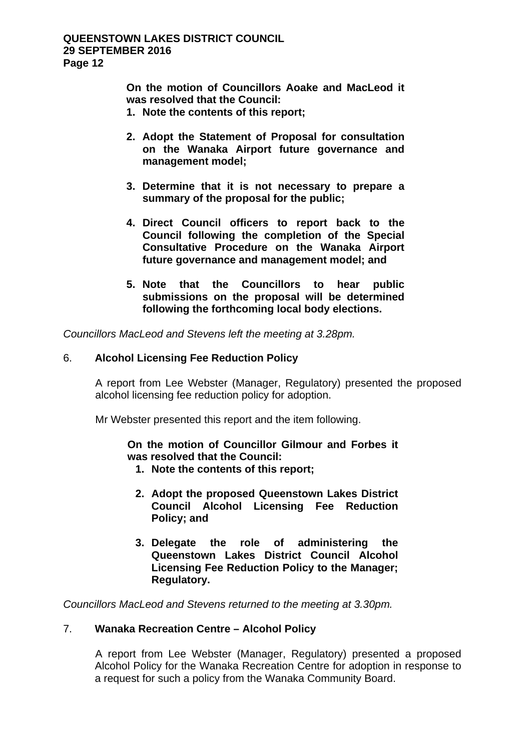**On the motion of Councillors Aoake and MacLeod it was resolved that the Council:**

1. **Note the contents of this report;**

2. **Adopt the Statement of Proposal for consultation on the Wanaka Airport future governance and management model;**

3. **Determine that it is not necessary to prepare a summary of the proposal for the public;**

4. **Direct Council officers to report back to the Council following the completion of the Special Consultative Procedure on the Wanaka Airport future governance and management model; and**

5. **Note that the Councillors to hear public submissions on the proposal will be determined following the forthcoming local body elections.**

*Councillors MacLeod and Stevens left the meeting at 3.28pm.*

6. **Alcohol Licensing Fee Reduction Policy**

A report from Lee Webster (Manager, Regulatory) presented the proposed alcohol licensing fee reduction policy for adoption.

Mr Webster presented this report and the item following.

**On the motion of Councillor Gilmour and Forbes it was resolved that the Council:**

1. **Note the contents of this report;**

2. **Adopt the proposed Queenstown Lakes District Council Alcohol Licensing Fee Reduction Policy; and**

3. **Delegate the role of administering the Queenstown Lakes District Council Alcohol Licensing Fee Reduction Policy to the Manager; Regulatory.**

*Councillors MacLeod and Stevens returned to the meeting at 3.30pm.*

7. **Wanaka Recreation Centre – Alcohol Policy**

A report from Lee Webster (Manager, Regulatory) presented a proposed Alcohol Policy for the Wanaka Recreation Centre for adoption in response to a request for such a policy from the Wanaka Community Board.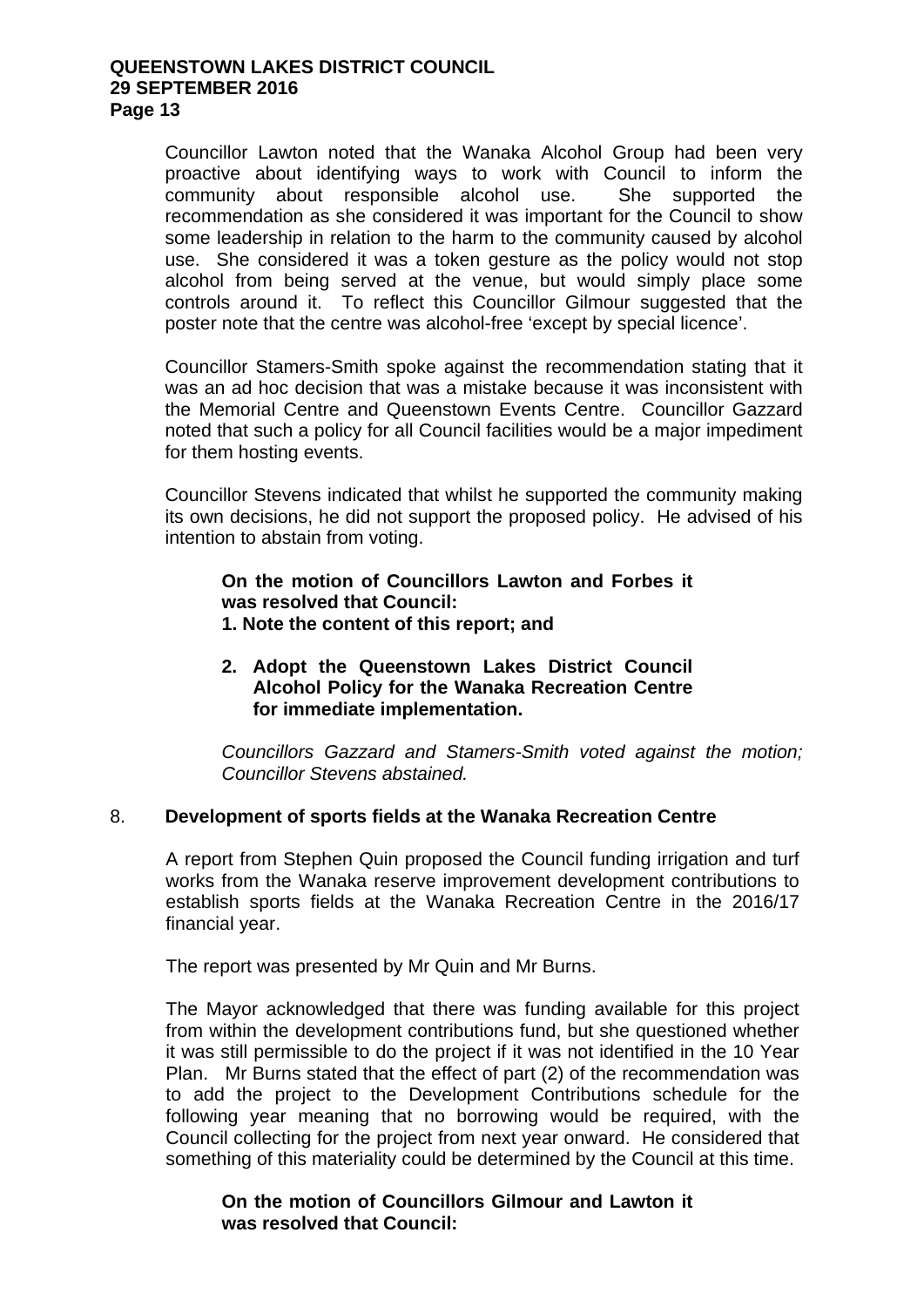Councillor Lawton noted that the Wanaka Alcohol Group had been very proactive about identifying ways to work with Council to inform the community about responsible alcohol use. She supported the recommendation as she considered it was important for the Council to show some leadership in relation to the harm to the community caused by alcohol use. She considered it was a token gesture as the policy would not stop alcohol from being served at the venue, but would simply place some controls around it. To reflect this Councillor Gilmour suggested that the poster note that the centre was alcohol-free 'except by special licence'.

Councillor Stamers-Smith spoke against the recommendation stating that it was an ad hoc decision that was a mistake because it was inconsistent with the Memorial Centre and Queenstown Events Centre. Councillor Gazzard noted that such a policy for all Council facilities would be a major impediment for them hosting events.

Councillor Stevens indicated that whilst he supported the community making its own decisions, he did not support the proposed policy. He advised of his intention to abstain from voting.

> **On the motion of Councillors Lawton and Forbes it was resolved that Council:**
>
> **1. Note the content of this report; and**
>
> **2. Adopt the Queenstown Lakes District Council Alcohol Policy for the Wanaka Recreation Centre for immediate implementation.**

*Councillors Gazzard and Stamers-Smith voted against the motion; Councillor Stevens abstained.*

## 8. Development of sports fields at the Wanaka Recreation Centre

A report from Stephen Quin proposed the Council funding irrigation and turf works from the Wanaka reserve improvement development contributions to establish sports fields at the Wanaka Recreation Centre in the 2016/17 financial year.

The report was presented by Mr Quin and Mr Burns.

The Mayor acknowledged that there was funding available for this project from within the development contributions fund, but she questioned whether it was still permissible to do the project if it was not identified in the 10 Year Plan. Mr Burns stated that the effect of part (2) of the recommendation was to add the project to the Development Contributions schedule for the following year meaning that no borrowing would be required, with the Council collecting for the project from next year onward. He considered that something of this materiality could be determined by the Council at this time.

> **On the motion of Councillors Gilmour and Lawton it was resolved that Council:**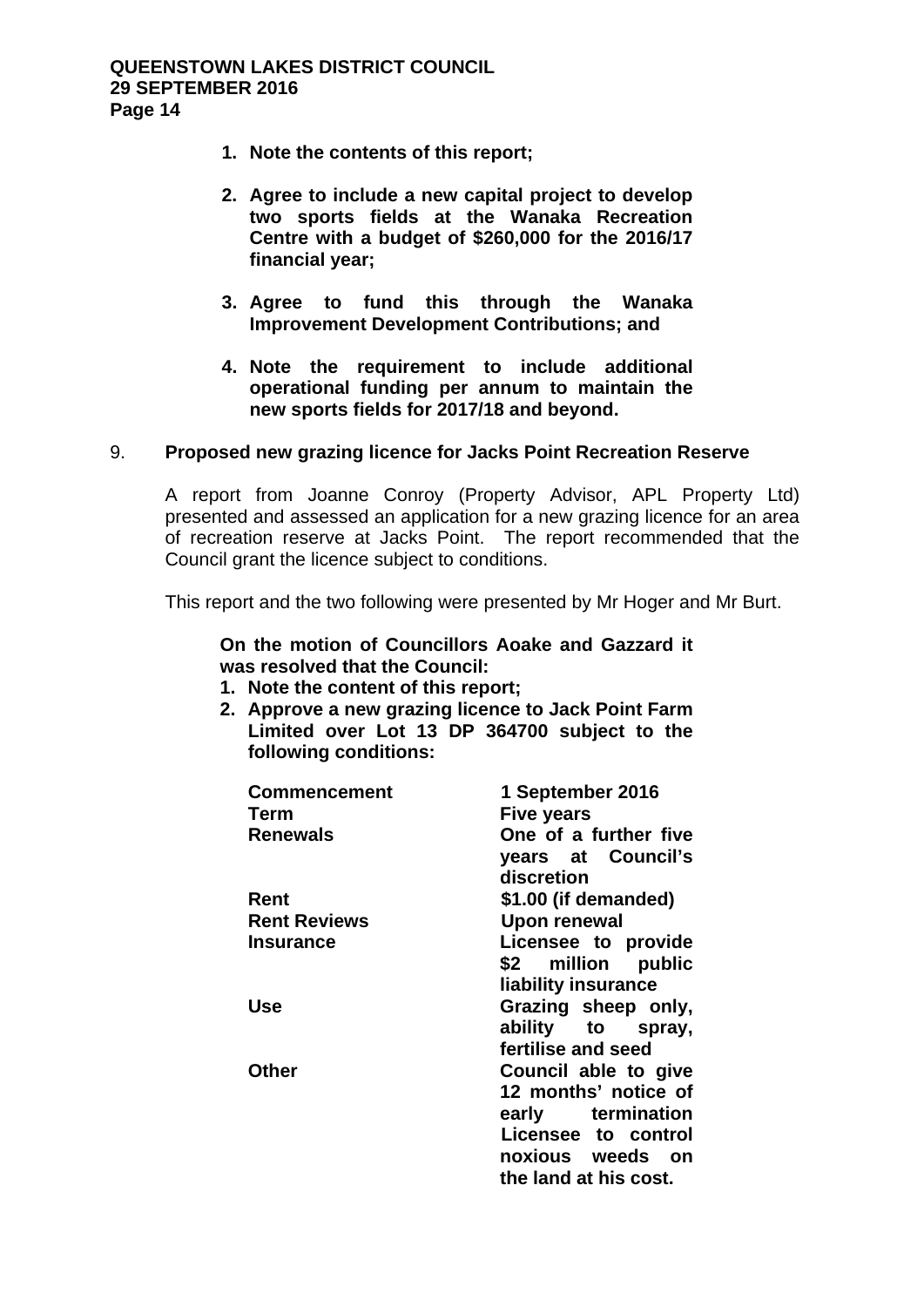1. **Note the contents of this report;**

2. **Agree to include a new capital project to develop two sports fields at the Wanaka Recreation Centre with a budget of $260,000 for the 2016/17 financial year;**

3. **Agree to fund this through the Wanaka Improvement Development Contributions; and**

4. **Note the requirement to include additional operational funding per annum to maintain the new sports fields for 2017/18 and beyond.**

## 9. Proposed new grazing licence for Jacks Point Recreation Reserve

A report from Joanne Conroy (Property Advisor, APL Property Ltd) presented and assessed an application for a new grazing licence for an area of recreation reserve at Jacks Point. The report recommended that the Council grant the licence subject to conditions.

This report and the two following were presented by Mr Hoger and Mr Burt.

**On the motion of Councillors Aoake and Gazzard it was resolved that the Council:**

1. **Note the content of this report;**
2. **Approve a new grazing licence to Jack Point Farm Limited over Lot 13 DP 364700 subject to the following conditions:**

| | |
|---|---|
| **Commencement** | **1 September 2016** |
| **Term** | **Five years** |
| **Renewals** | **One of a further five years at Council's discretion** |
| **Rent** | **$1.00 (if demanded)** |
| **Rent Reviews** | **Upon renewal** |
| **Insurance** | **Licensee to provide $2 million public liability insurance** |
| **Use** | **Grazing sheep only, ability to spray, fertilise and seed** |
| **Other** | **Council able to give 12 months' notice of early termination Licensee to control noxious weeds on the land at his cost.** |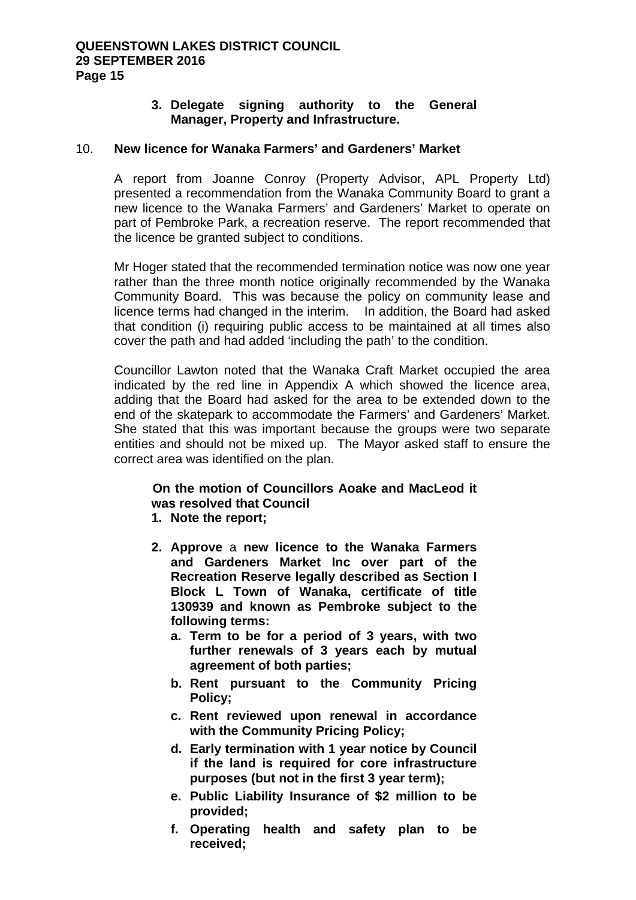**3. Delegate signing authority to the General Manager, Property and Infrastructure.**

## 10. New licence for Wanaka Farmers' and Gardeners' Market

A report from Joanne Conroy (Property Advisor, APL Property Ltd) presented a recommendation from the Wanaka Community Board to grant a new licence to the Wanaka Farmers' and Gardeners' Market to operate on part of Pembroke Park, a recreation reserve. The report recommended that the licence be granted subject to conditions.

Mr Hoger stated that the recommended termination notice was now one year rather than the three month notice originally recommended by the Wanaka Community Board. This was because the policy on community lease and licence terms had changed in the interim. In addition, the Board had asked that condition (i) requiring public access to be maintained at all times also cover the path and had added 'including the path' to the condition.

Councillor Lawton noted that the Wanaka Craft Market occupied the area indicated by the red line in Appendix A which showed the licence area, adding that the Board had asked for the area to be extended down to the end of the skatepark to accommodate the Farmers' and Gardeners' Market. She stated that this was important because the groups were two separate entities and should not be mixed up. The Mayor asked staff to ensure the correct area was identified on the plan.

**On the motion of Councillors Aoake and MacLeod it was resolved that Council**

1. **Note the report;**
2. **Approve** a **new licence to the Wanaka Farmers and Gardeners Market Inc over part of the Recreation Reserve legally described as Section I Block L Town of Wanaka, certificate of title 130939 and known as Pembroke subject to the following terms:**
   a. **Term to be for a period of 3 years, with two further renewals of 3 years each by mutual agreement of both parties;**
   b. **Rent pursuant to the Community Pricing Policy;**
   c. **Rent reviewed upon renewal in accordance with the Community Pricing Policy;**
   d. **Early termination with 1 year notice by Council if the land is required for core infrastructure purposes (but not in the first 3 year term);**
   e. **Public Liability Insurance of $2 million to be provided;**
   f. **Operating health and safety plan to be received;**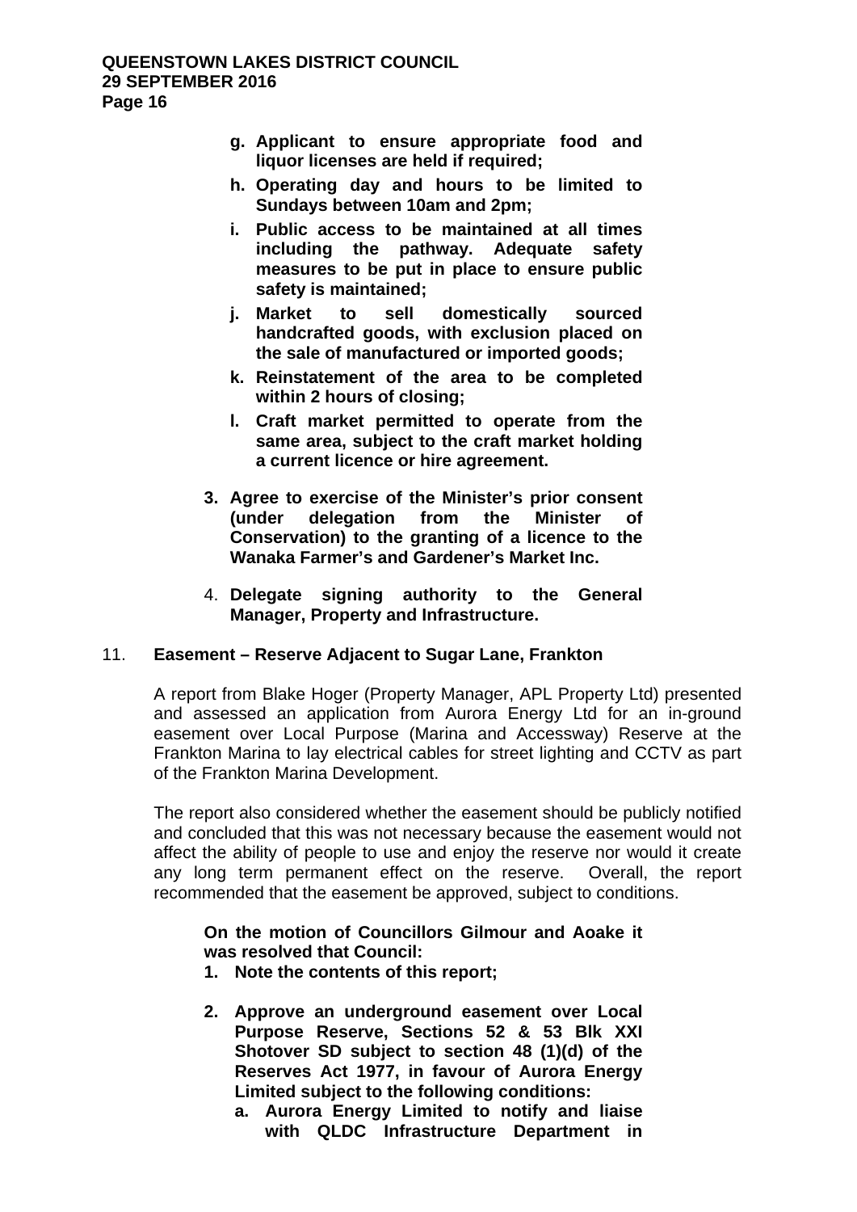g. **Applicant to ensure appropriate food and liquor licenses are held if required;**
h. **Operating day and hours to be limited to Sundays between 10am and 2pm;**
i. **Public access to be maintained at all times including the pathway. Adequate safety measures to be put in place to ensure public safety is maintained;**
j. **Market to sell domestically sourced handcrafted goods, with exclusion placed on the sale of manufactured or imported goods;**
k. **Reinstatement of the area to be completed within 2 hours of closing;**
l. **Craft market permitted to operate from the same area, subject to the craft market holding a current licence or hire agreement.**

3. **Agree to exercise of the Minister's prior consent (under delegation from the Minister of Conservation) to the granting of a licence to the Wanaka Farmer's and Gardener's Market Inc.**

4. **Delegate signing authority to the General Manager, Property and Infrastructure.**

## 11. Easement – Reserve Adjacent to Sugar Lane, Frankton

A report from Blake Hoger (Property Manager, APL Property Ltd) presented and assessed an application from Aurora Energy Ltd for an in-ground easement over Local Purpose (Marina and Accessway) Reserve at the Frankton Marina to lay electrical cables for street lighting and CCTV as part of the Frankton Marina Development.

The report also considered whether the easement should be publicly notified and concluded that this was not necessary because the easement would not affect the ability of people to use and enjoy the reserve nor would it create any long term permanent effect on the reserve. Overall, the report recommended that the easement be approved, subject to conditions.

**On the motion of Councillors Gilmour and Aoake it was resolved that Council:**

1. **Note the contents of this report;**

2. **Approve an underground easement over Local Purpose Reserve, Sections 52 & 53 Blk XXI Shotover SD subject to section 48 (1)(d) of the Reserves Act 1977, in favour of Aurora Energy Limited subject to the following conditions:**
   a. **Aurora Energy Limited to notify and liaise with QLDC Infrastructure Department in**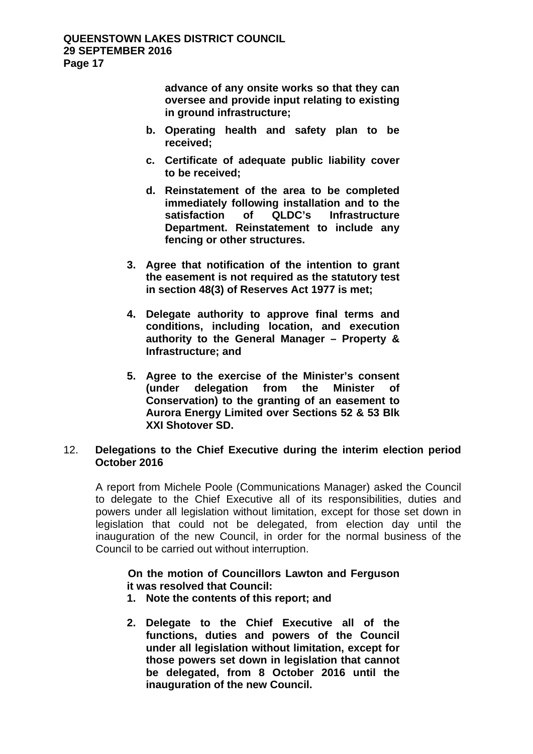**advance of any onsite works so that they can oversee and provide input relating to existing in ground infrastructure;**

**b. Operating health and safety plan to be received;**

**c. Certificate of adequate public liability cover to be received;**

**d. Reinstatement of the area to be completed immediately following installation and to the satisfaction of QLDC's Infrastructure Department. Reinstatement to include any fencing or other structures.**

**3. Agree that notification of the intention to grant the easement is not required as the statutory test in section 48(3) of Reserves Act 1977 is met;**

**4. Delegate authority to approve final terms and conditions, including location, and execution authority to the General Manager – Property & Infrastructure; and**

**5. Agree to the exercise of the Minister's consent (under delegation from the Minister of Conservation) to the granting of an easement to Aurora Energy Limited over Sections 52 & 53 Blk XXI Shotover SD.**

## 12. Delegations to the Chief Executive during the interim election period October 2016

A report from Michele Poole (Communications Manager) asked the Council to delegate to the Chief Executive all of its responsibilities, duties and powers under all legislation without limitation, except for those set down in legislation that could not be delegated, from election day until the inauguration of the new Council, in order for the normal business of the Council to be carried out without interruption.

**On the motion of Councillors Lawton and Ferguson it was resolved that Council:**

**1. Note the contents of this report; and**

**2. Delegate to the Chief Executive all of the functions, duties and powers of the Council under all legislation without limitation, except for those powers set down in legislation that cannot be delegated, from 8 October 2016 until the inauguration of the new Council.**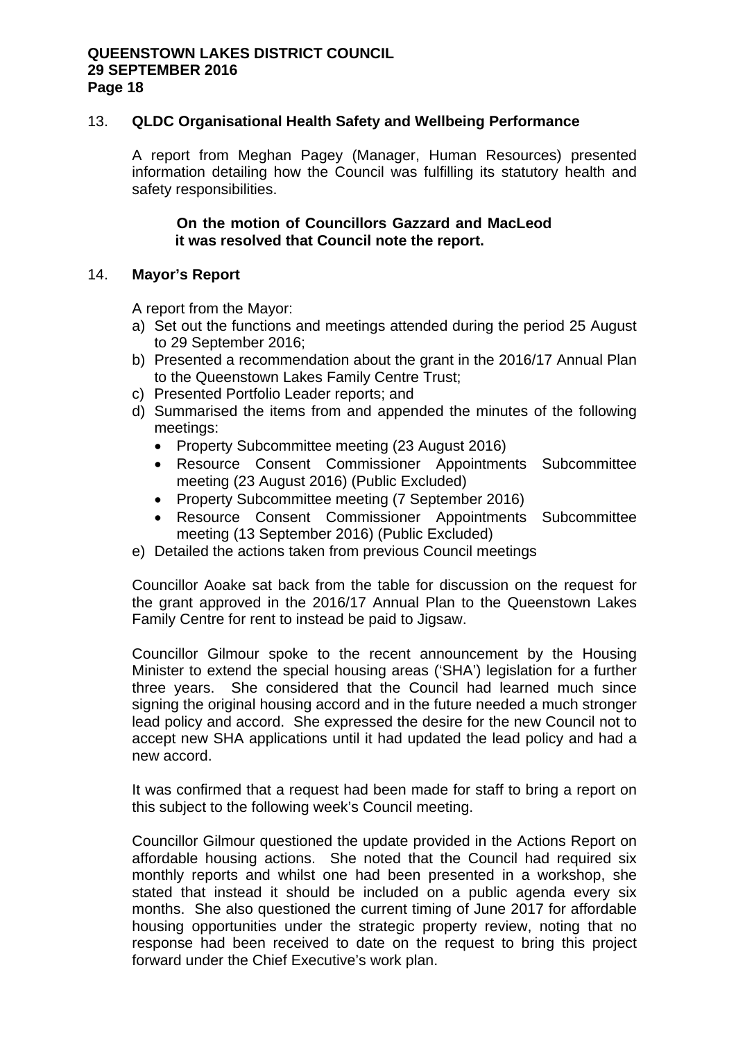## 13. QLDC Organisational Health Safety and Wellbeing Performance

A report from Meghan Pagey (Manager, Human Resources) presented information detailing how the Council was fulfilling its statutory health and safety responsibilities.

**On the motion of Councillors Gazzard and MacLeod it was resolved that Council note the report.**

## 14. Mayor's Report

A report from the Mayor:

a) Set out the functions and meetings attended during the period 25 August to 29 September 2016;
b) Presented a recommendation about the grant in the 2016/17 Annual Plan to the Queenstown Lakes Family Centre Trust;
c) Presented Portfolio Leader reports; and
d) Summarised the items from and appended the minutes of the following meetings:
   - Property Subcommittee meeting (23 August 2016)
   - Resource Consent Commissioner Appointments Subcommittee meeting (23 August 2016) (Public Excluded)
   - Property Subcommittee meeting (7 September 2016)
   - Resource Consent Commissioner Appointments Subcommittee meeting (13 September 2016) (Public Excluded)
e) Detailed the actions taken from previous Council meetings

Councillor Aoake sat back from the table for discussion on the request for the grant approved in the 2016/17 Annual Plan to the Queenstown Lakes Family Centre for rent to instead be paid to Jigsaw.

Councillor Gilmour spoke to the recent announcement by the Housing Minister to extend the special housing areas ('SHA') legislation for a further three years. She considered that the Council had learned much since signing the original housing accord and in the future needed a much stronger lead policy and accord. She expressed the desire for the new Council not to accept new SHA applications until it had updated the lead policy and had a new accord.

It was confirmed that a request had been made for staff to bring a report on this subject to the following week's Council meeting.

Councillor Gilmour questioned the update provided in the Actions Report on affordable housing actions. She noted that the Council had required six monthly reports and whilst one had been presented in a workshop, she stated that instead it should be included on a public agenda every six months. She also questioned the current timing of June 2017 for affordable housing opportunities under the strategic property review, noting that no response had been received to date on the request to bring this project forward under the Chief Executive's work plan.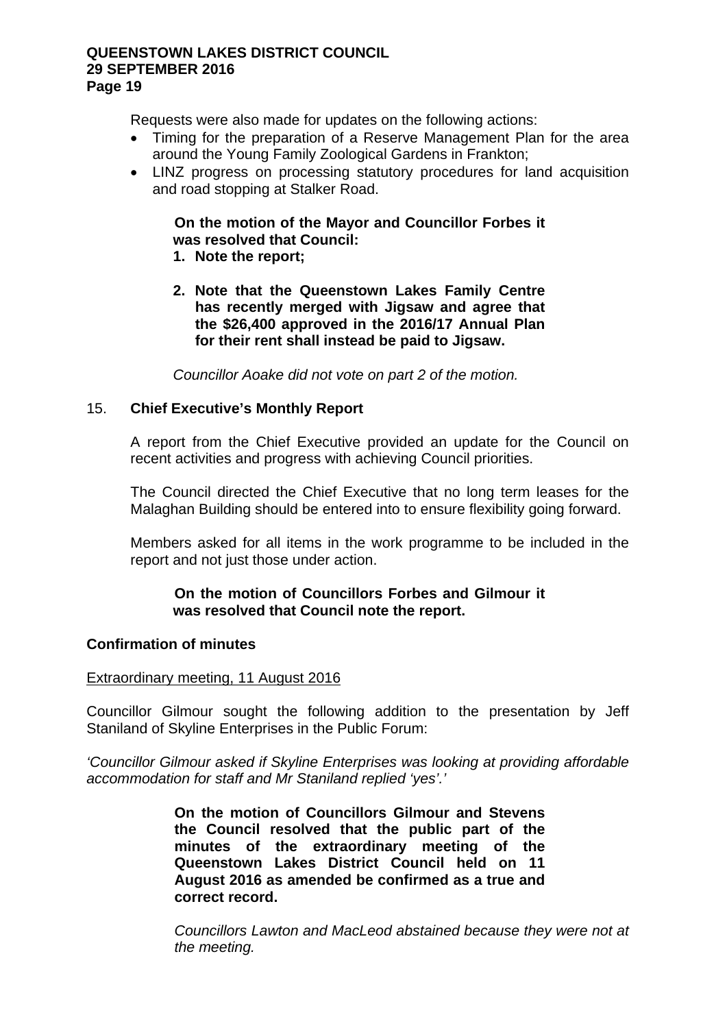Requests were also made for updates on the following actions:

- Timing for the preparation of a Reserve Management Plan for the area around the Young Family Zoological Gardens in Frankton;
- LINZ progress on processing statutory procedures for land acquisition and road stopping at Stalker Road.

**On the motion of the Mayor and Councillor Forbes it was resolved that Council:**

1. **Note the report;**
2. **Note that the Queenstown Lakes Family Centre has recently merged with Jigsaw and agree that the $26,400 approved in the 2016/17 Annual Plan for their rent shall instead be paid to Jigsaw.**

*Councillor Aoake did not vote on part 2 of the motion.*

## 15. Chief Executive's Monthly Report

A report from the Chief Executive provided an update for the Council on recent activities and progress with achieving Council priorities.

The Council directed the Chief Executive that no long term leases for the Malaghan Building should be entered into to ensure flexibility going forward.

Members asked for all items in the work programme to be included in the report and not just those under action.

**On the motion of Councillors Forbes and Gilmour it was resolved that Council note the report.**

## Confirmation of minutes

Extraordinary meeting, 11 August 2016

Councillor Gilmour sought the following addition to the presentation by Jeff Staniland of Skyline Enterprises in the Public Forum:

*'Councillor Gilmour asked if Skyline Enterprises was looking at providing affordable accommodation for staff and Mr Staniland replied 'yes'.'*

**On the motion of Councillors Gilmour and Stevens the Council resolved that the public part of the minutes of the extraordinary meeting of the Queenstown Lakes District Council held on 11 August 2016 as amended be confirmed as a true and correct record.**

*Councillors Lawton and MacLeod abstained because they were not at the meeting.*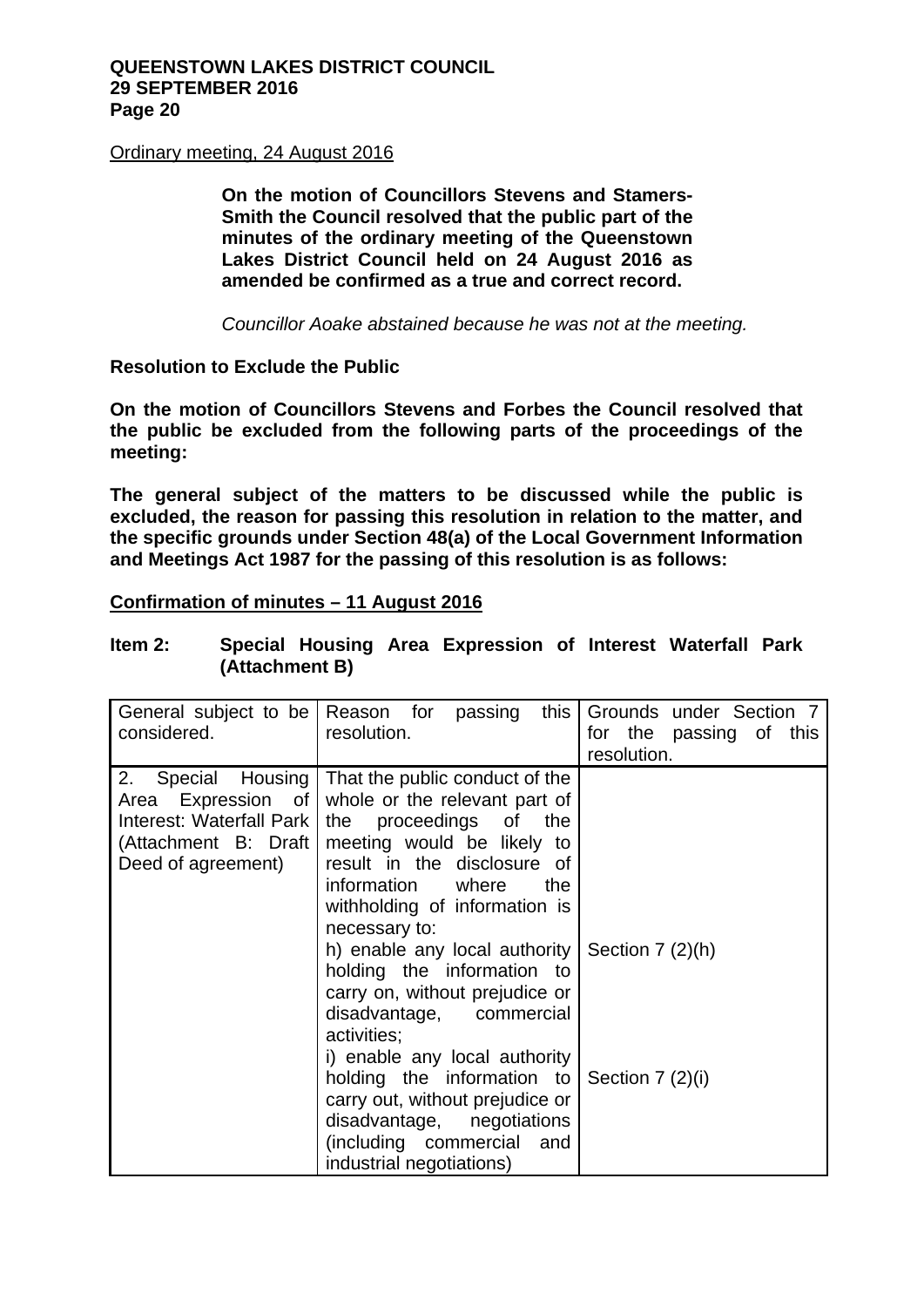Ordinary meeting, 24 August 2016

**On the motion of Councillors Stevens and Stamers-Smith the Council resolved that the public part of the minutes of the ordinary meeting of the Queenstown Lakes District Council held on 24 August 2016 as amended be confirmed as a true and correct record.**

*Councillor Aoake abstained because he was not at the meeting.*

**Resolution to Exclude the Public**

**On the motion of Councillors Stevens and Forbes the Council resolved that the public be excluded from the following parts of the proceedings of the meeting:**

**The general subject of the matters to be discussed while the public is excluded, the reason for passing this resolution in relation to the matter, and the specific grounds under Section 48(a) of the Local Government Information and Meetings Act 1987 for the passing of this resolution is as follows:**

**Confirmation of minutes – 11 August 2016**

**Item 2: Special Housing Area Expression of Interest Waterfall Park (Attachment B)**

| General subject to be considered. | Reason for passing this resolution. | Grounds under Section 7 for the passing of this resolution. |
|---|---|---|
| 2. Special Housing Area Expression of Interest: Waterfall Park (Attachment B: Draft Deed of agreement) | That the public conduct of the whole or the relevant part of the proceedings of the meeting would be likely to result in the disclosure of information where the withholding of information is necessary to:<br>h) enable any local authority holding the information to carry on, without prejudice or disadvantage, commercial activities;<br>i) enable any local authority holding the information to carry out, without prejudice or disadvantage, negotiations (including commercial and industrial negotiations) | Section 7 (2)(h)<br><br>Section 7 (2)(i) |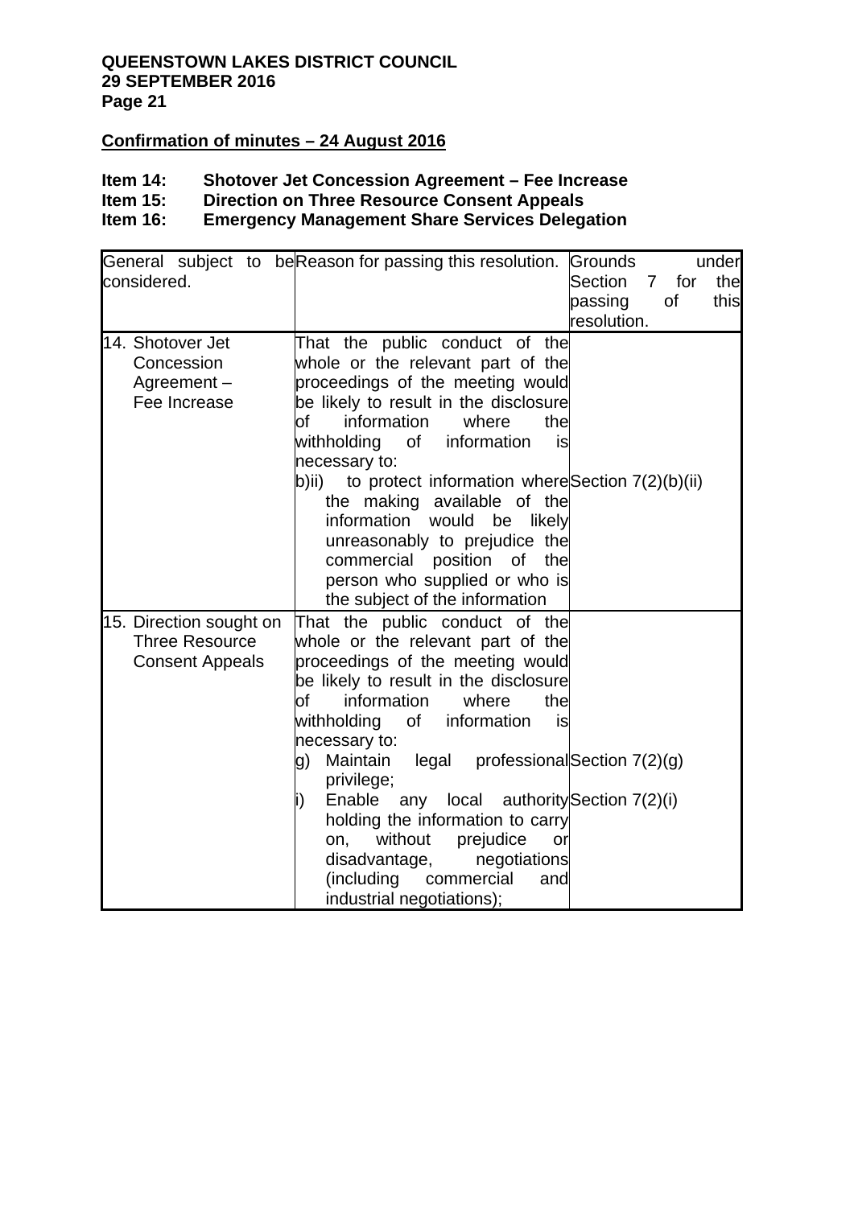## Confirmation of minutes – 24 August 2016

**Item 14: Shotover Jet Concession Agreement – Fee Increase**
**Item 15: Direction on Three Resource Consent Appeals**
**Item 16: Emergency Management Share Services Delegation**

| General subject to be considered. | Reason for passing this resolution. | Grounds under Section 7 for the passing of this resolution. |
|---|---|---|
| 14. Shotover Jet Concession Agreement – Fee Increase | That the public conduct of the whole or the relevant part of the proceedings of the meeting would be likely to result in the disclosure of information where the withholding of information is necessary to:<br>b)ii) to protect information where the making available of the information would be likely unreasonably to prejudice the commercial position of the person who supplied or who is the subject of the information | Section 7(2)(b)(ii) |
| 15. Direction sought on Three Resource Consent Appeals | That the public conduct of the whole or the relevant part of the proceedings of the meeting would be likely to result in the disclosure of information where the withholding of information is necessary to:<br>g) Maintain legal professional privilege;<br>i) Enable any local authority holding the information to carry on, without prejudice or disadvantage, negotiations (including commercial and industrial negotiations); | Section 7(2)(g)<br>Section 7(2)(i) |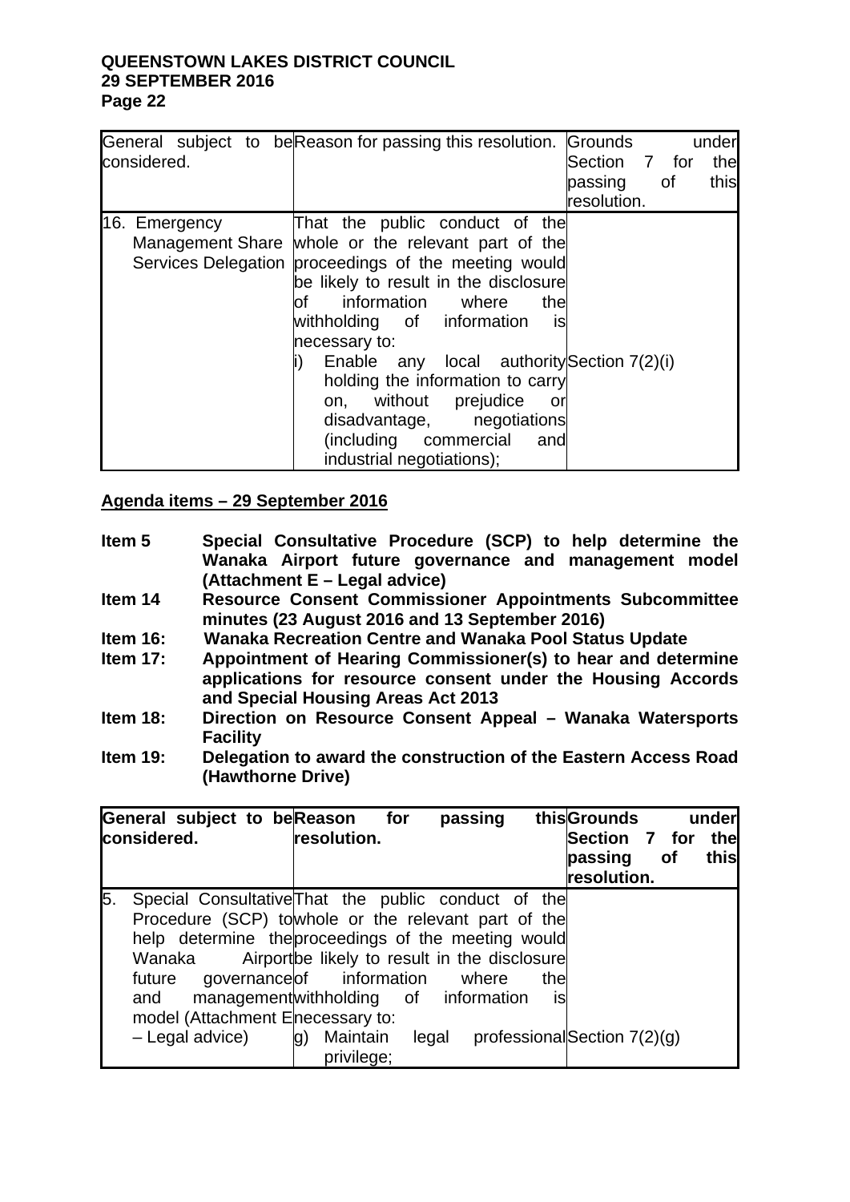| General subject to be considered. | Reason for passing this resolution. | Grounds under Section 7 for the passing of this resolution. |
|---|---|---|
| 16. Emergency Management Share Services Delegation | That the public conduct of the whole or the relevant part of the proceedings of the meeting would be likely to result in the disclosure of information where the withholding of information is necessary to:<br>i) Enable any local authority holding the information to carry on, without prejudice or disadvantage, negotiations (including commercial and industrial negotiations); | Section 7(2)(i) |

**Agenda items – 29 September 2016**

**Item 5** **Special Consultative Procedure (SCP) to help determine the Wanaka Airport future governance and management model (Attachment E – Legal advice)**

**Item 14** **Resource Consent Commissioner Appointments Subcommittee minutes (23 August 2016 and 13 September 2016)**

**Item 16:** **Wanaka Recreation Centre and Wanaka Pool Status Update**

**Item 17:** **Appointment of Hearing Commissioner(s) to hear and determine applications for resource consent under the Housing Accords and Special Housing Areas Act 2013**

**Item 18:** **Direction on Resource Consent Appeal – Wanaka Watersports Facility**

**Item 19:** **Delegation to award the construction of the Eastern Access Road (Hawthorne Drive)**

| **General subject to be considered.** | **Reason for passing this resolution.** | **Grounds under Section 7 for the passing of this resolution.** |
|---|---|---|
| 5. Special Consultative Procedure (SCP) to help determine the Wanaka Airport future governance and management model (Attachment E – Legal advice) | That the public conduct of the whole or the relevant part of the proceedings of the meeting would be likely to result in the disclosure of information where the withholding of information is necessary to:<br>g) Maintain legal professional privilege; | Section 7(2)(g) |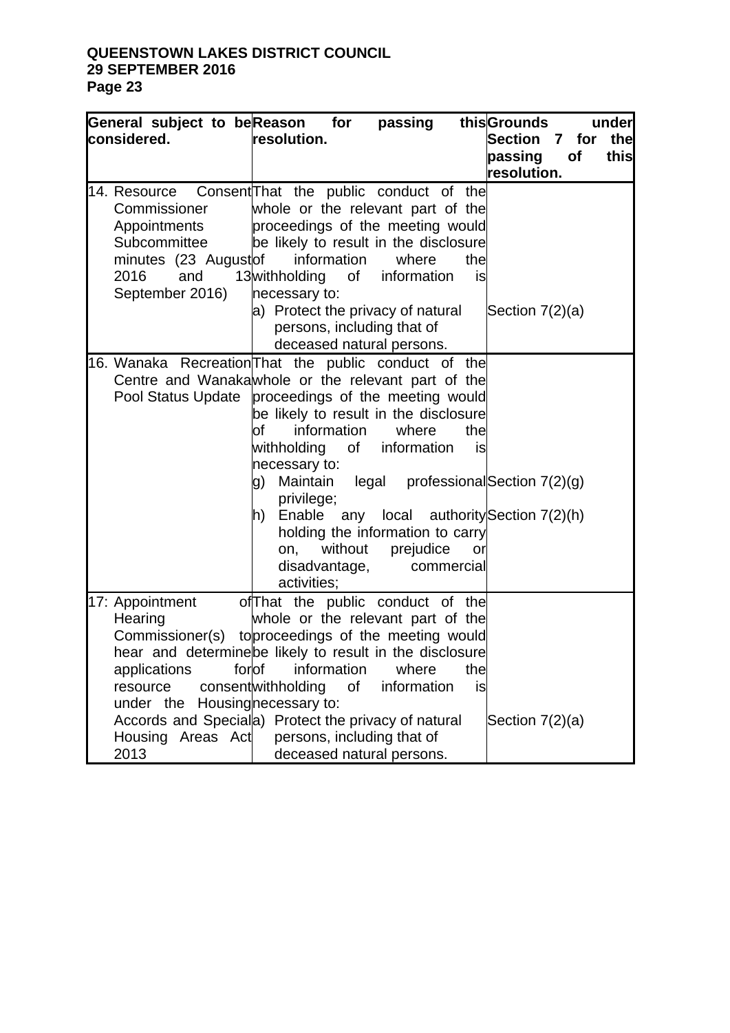| General subject to be considered. | Reason for passing this resolution. | Grounds under Section 7 for the passing of this resolution. |
|---|---|---|
| 14. Resource Consent Commissioner Appointments Subcommittee minutes (23 August 2016 and 13 September 2016) | That the public conduct of the whole or the relevant part of the proceedings of the meeting would be likely to result in the disclosure of information where the withholding of information is necessary to:<br>a) Protect the privacy of natural persons, including that of deceased natural persons. | Section 7(2)(a) |
| 16. Wanaka Recreation Centre and Wanaka Pool Status Update | That the public conduct of the whole or the relevant part of the proceedings of the meeting would be likely to result in the disclosure of information where the withholding of information is necessary to:<br>g) Maintain legal professional privilege;<br>h) Enable any local authority holding the information to carry on, without prejudice or disadvantage, commercial activities; | Section 7(2)(g)<br>Section 7(2)(h) |
| 17: Appointment of Hearing Commissioner(s) to hear and determine applications for resource consent under the Housing Accords and Special Housing Areas Act 2013 | That the public conduct of the whole or the relevant part of the proceedings of the meeting would be likely to result in the disclosure of information where the withholding of information is necessary to:<br>a) Protect the privacy of natural persons, including that of deceased natural persons. | Section 7(2)(a) |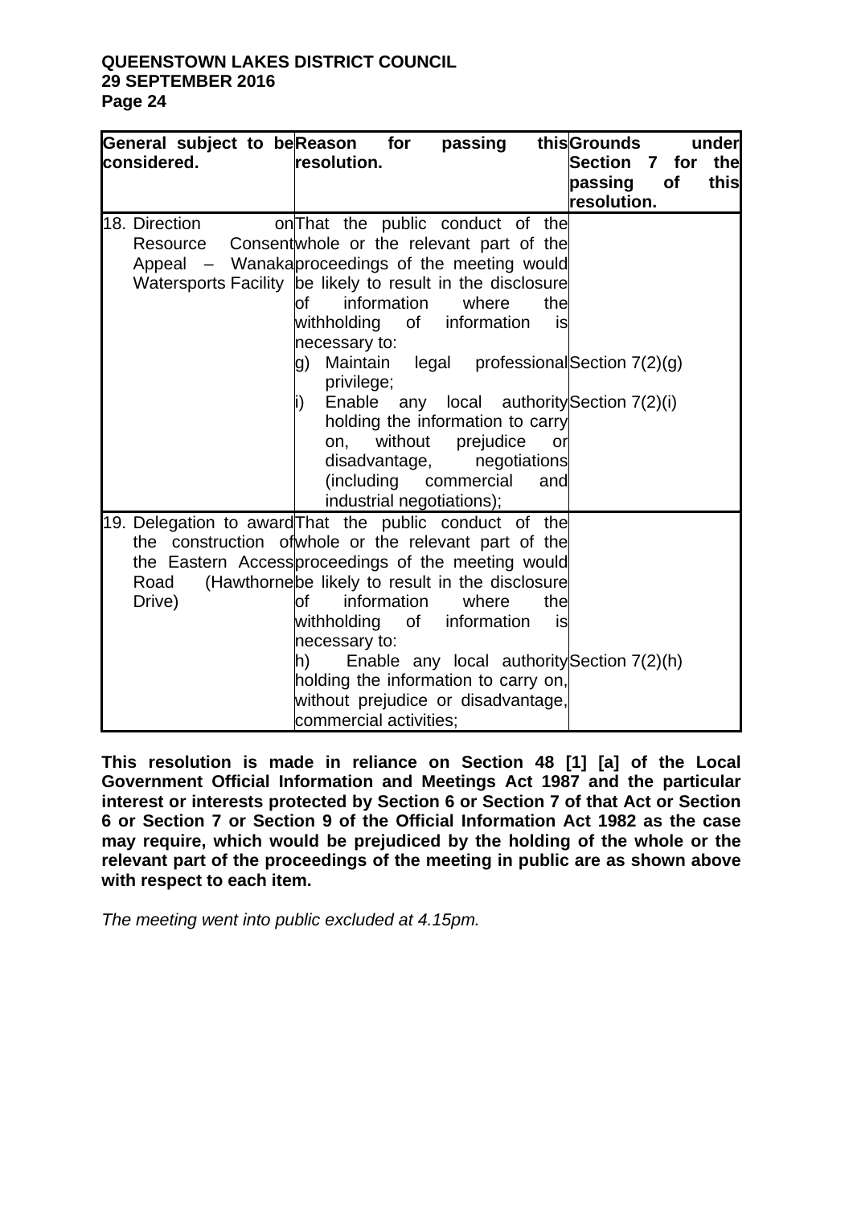| General subject to be considered. | Reason for passing this resolution. | Grounds under Section 7 for the passing of this resolution. |
|---|---|---|
| 18. Direction on Resource Consent Appeal – Wanaka Watersports Facility | That the public conduct of the whole or the relevant part of the proceedings of the meeting would be likely to result in the disclosure of information where the withholding of information is necessary to:<br>g) Maintain legal professional privilege;<br>i) Enable any local authority holding the information to carry on, without prejudice or disadvantage, negotiations (including commercial and industrial negotiations); | <br><br><br>Section 7(2)(g)<br>Section 7(2)(i) |
| 19. Delegation to award the construction of the Eastern Access Road (Hawthorne Drive) | That the public conduct of the whole or the relevant part of the proceedings of the meeting would be likely to result in the disclosure of information where the withholding of information is necessary to:<br>h) Enable any local authority holding the information to carry on, without prejudice or disadvantage, commercial activities; | <br><br><br>Section 7(2)(h) |

**This resolution is made in reliance on Section 48 [1] [a] of the Local Government Official Information and Meetings Act 1987 and the particular interest or interests protected by Section 6 or Section 7 of that Act or Section 6 or Section 7 or Section 9 of the Official Information Act 1982 as the case may require, which would be prejudiced by the holding of the whole or the relevant part of the proceedings of the meeting in public are as shown above with respect to each item.**

*The meeting went into public excluded at 4.15pm.*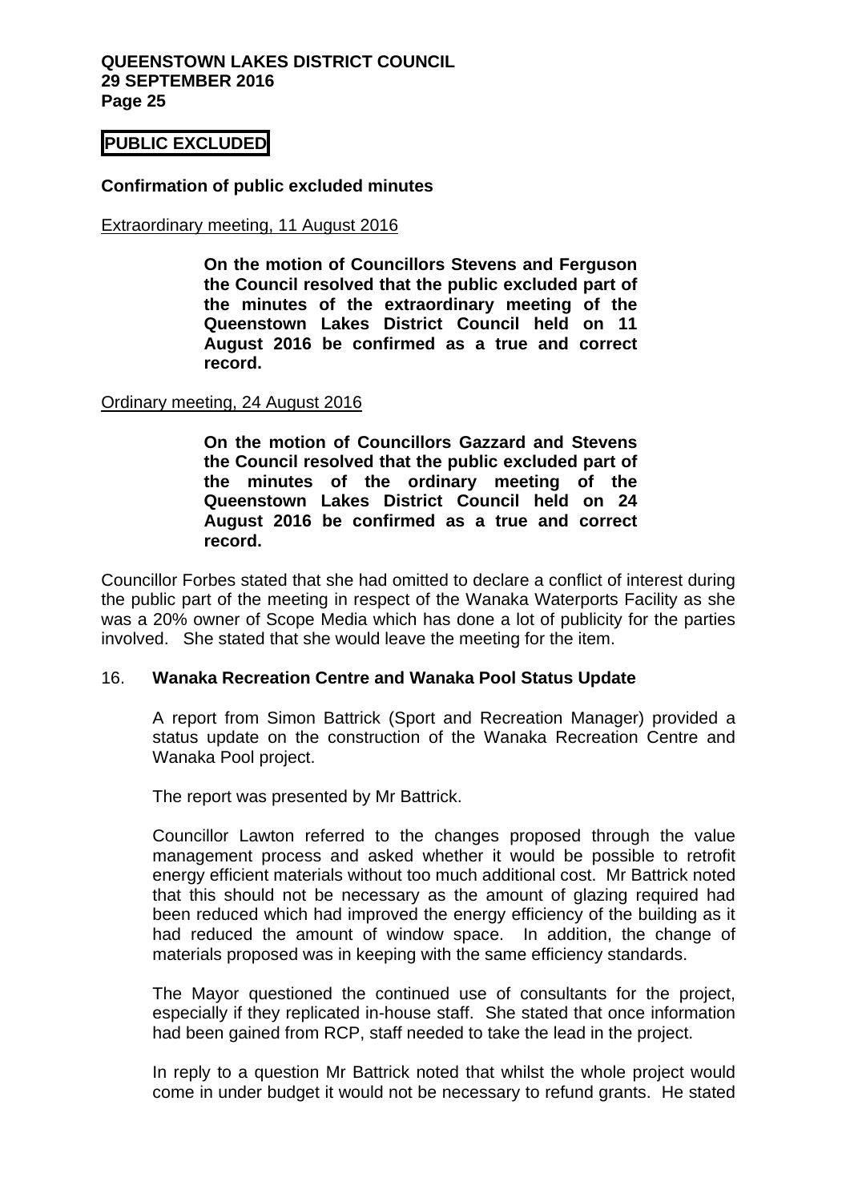**PUBLIC EXCLUDED**

**Confirmation of public excluded minutes**

Extraordinary meeting, 11 August 2016

> **On the motion of Councillors Stevens and Ferguson the Council resolved that the public excluded part of the minutes of the extraordinary meeting of the Queenstown Lakes District Council held on 11 August 2016 be confirmed as a true and correct record.**

Ordinary meeting, 24 August 2016

> **On the motion of Councillors Gazzard and Stevens the Council resolved that the public excluded part of the minutes of the ordinary meeting of the Queenstown Lakes District Council held on 24 August 2016 be confirmed as a true and correct record.**

Councillor Forbes stated that she had omitted to declare a conflict of interest during the public part of the meeting in respect of the Wanaka Waterports Facility as she was a 20% owner of Scope Media which has done a lot of publicity for the parties involved. She stated that she would leave the meeting for the item.

16. **Wanaka Recreation Centre and Wanaka Pool Status Update**

A report from Simon Battrick (Sport and Recreation Manager) provided a status update on the construction of the Wanaka Recreation Centre and Wanaka Pool project.

The report was presented by Mr Battrick.

Councillor Lawton referred to the changes proposed through the value management process and asked whether it would be possible to retrofit energy efficient materials without too much additional cost. Mr Battrick noted that this should not be necessary as the amount of glazing required had been reduced which had improved the energy efficiency of the building as it had reduced the amount of window space. In addition, the change of materials proposed was in keeping with the same efficiency standards.

The Mayor questioned the continued use of consultants for the project, especially if they replicated in-house staff. She stated that once information had been gained from RCP, staff needed to take the lead in the project.

In reply to a question Mr Battrick noted that whilst the whole project would come in under budget it would not be necessary to refund grants. He stated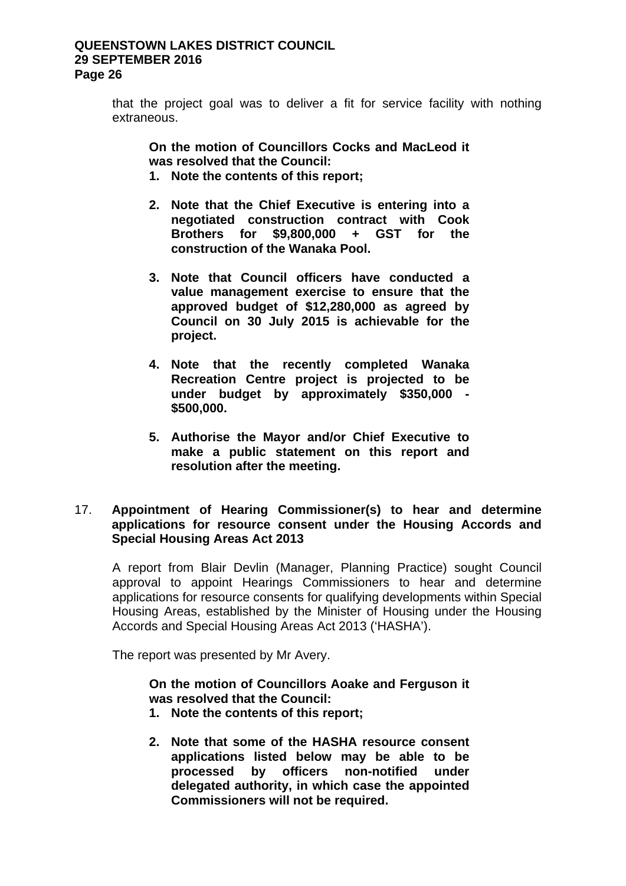that the project goal was to deliver a fit for service facility with nothing extraneous.

**On the motion of Councillors Cocks and MacLeod it was resolved that the Council:**

1. **Note the contents of this report;**

2. **Note that the Chief Executive is entering into a negotiated construction contract with Cook Brothers for $9,800,000 + GST for the construction of the Wanaka Pool.**

3. **Note that Council officers have conducted a value management exercise to ensure that the approved budget of $12,280,000 as agreed by Council on 30 July 2015 is achievable for the project.**

4. **Note that the recently completed Wanaka Recreation Centre project is projected to be under budget by approximately $350,000 - $500,000.**

5. **Authorise the Mayor and/or Chief Executive to make a public statement on this report and resolution after the meeting.**

17. **Appointment of Hearing Commissioner(s) to hear and determine applications for resource consent under the Housing Accords and Special Housing Areas Act 2013**

A report from Blair Devlin (Manager, Planning Practice) sought Council approval to appoint Hearings Commissioners to hear and determine applications for resource consents for qualifying developments within Special Housing Areas, established by the Minister of Housing under the Housing Accords and Special Housing Areas Act 2013 ('HASHA').

The report was presented by Mr Avery.

**On the motion of Councillors Aoake and Ferguson it was resolved that the Council:**

1. **Note the contents of this report;**

2. **Note that some of the HASHA resource consent applications listed below may be able to be processed by officers non-notified under delegated authority, in which case the appointed Commissioners will not be required.**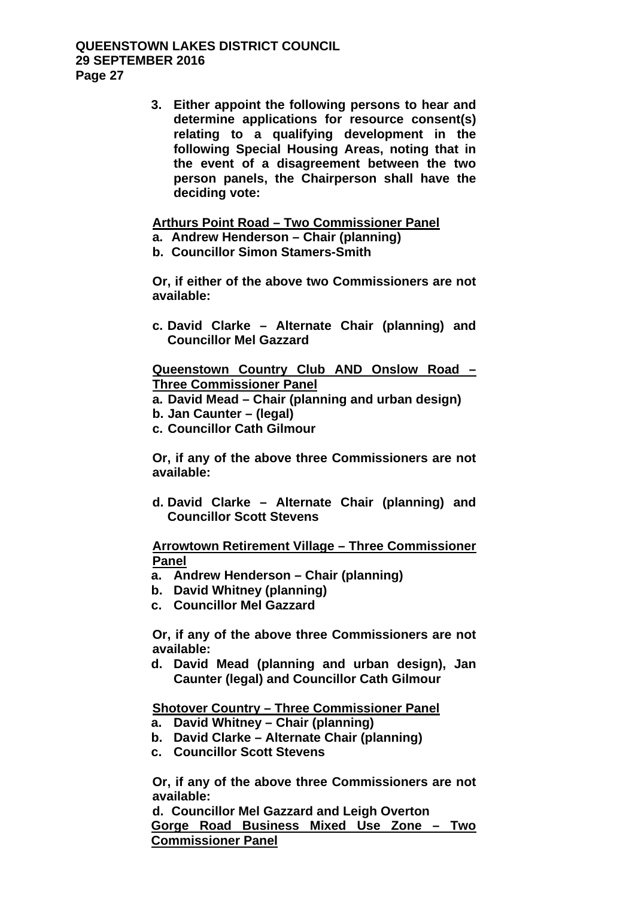**3. Either appoint the following persons to hear and determine applications for resource consent(s) relating to a qualifying development in the following Special Housing Areas, noting that in the event of a disagreement between the two person panels, the Chairperson shall have the deciding vote:**

**<u>Arthurs Point Road – Two Commissioner Panel</u>**

**a. Andrew Henderson – Chair (planning)**
**b. Councillor Simon Stamers-Smith**

**Or, if either of the above two Commissioners are not available:**

**c. David Clarke – Alternate Chair (planning) and Councillor Mel Gazzard**

**<u>Queenstown Country Club AND Onslow Road – Three Commissioner Panel</u>**

**a. David Mead – Chair (planning and urban design)**
**b. Jan Caunter – (legal)**
**c. Councillor Cath Gilmour**

**Or, if any of the above three Commissioners are not available:**

**d. David Clarke – Alternate Chair (planning) and Councillor Scott Stevens**

**<u>Arrowtown Retirement Village – Three Commissioner Panel</u>**

**a. Andrew Henderson – Chair (planning)**
**b. David Whitney (planning)**
**c. Councillor Mel Gazzard**

**Or, if any of the above three Commissioners are not available:**

**d. David Mead (planning and urban design), Jan Caunter (legal) and Councillor Cath Gilmour**

**<u>Shotover Country – Three Commissioner Panel</u>**

**a. David Whitney – Chair (planning)**
**b. David Clarke – Alternate Chair (planning)**
**c. Councillor Scott Stevens**

**Or, if any of the above three Commissioners are not available:**

**d. Councillor Mel Gazzard and Leigh Overton**

**<u>Gorge Road Business Mixed Use Zone – Two Commissioner Panel</u>**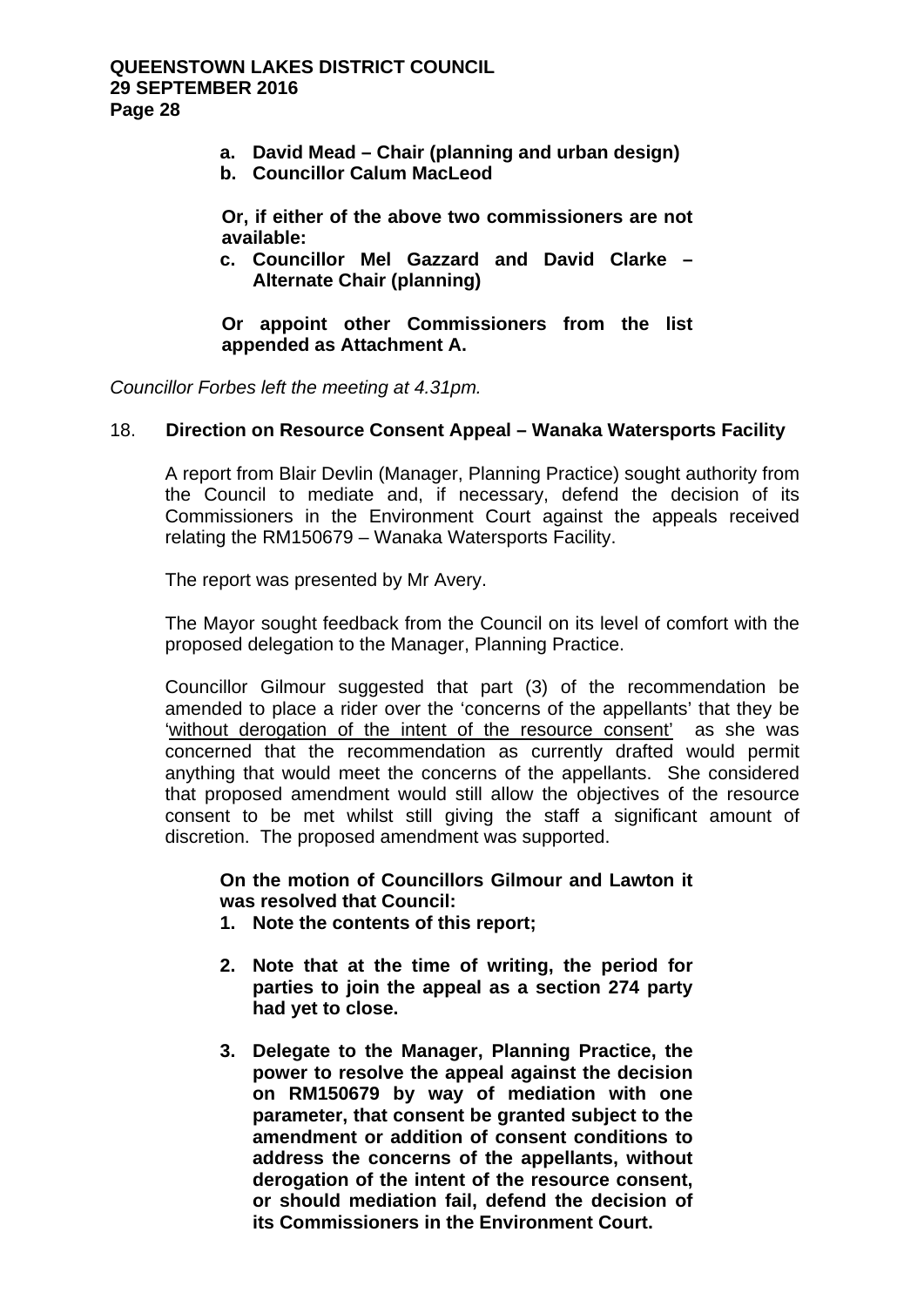**a. David Mead – Chair (planning and urban design)**
**b. Councillor Calum MacLeod**

**Or, if either of the above two commissioners are not available:**
**c. Councillor Mel Gazzard and David Clarke – Alternate Chair (planning)**

**Or appoint other Commissioners from the list appended as Attachment A.**

*Councillor Forbes left the meeting at 4.31pm.*

18. **Direction on Resource Consent Appeal – Wanaka Watersports Facility**

A report from Blair Devlin (Manager, Planning Practice) sought authority from the Council to mediate and, if necessary, defend the decision of its Commissioners in the Environment Court against the appeals received relating the RM150679 – Wanaka Watersports Facility.

The report was presented by Mr Avery.

The Mayor sought feedback from the Council on its level of comfort with the proposed delegation to the Manager, Planning Practice.

Councillor Gilmour suggested that part (3) of the recommendation be amended to place a rider over the 'concerns of the appellants' that they be '<u>without derogation of the intent of the resource consent</u>' as she was concerned that the recommendation as currently drafted would permit anything that would meet the concerns of the appellants. She considered that proposed amendment would still allow the objectives of the resource consent to be met whilst still giving the staff a significant amount of discretion. The proposed amendment was supported.

**On the motion of Councillors Gilmour and Lawton it was resolved that Council:**

1. **Note the contents of this report;**
2. **Note that at the time of writing, the period for parties to join the appeal as a section 274 party had yet to close.**
3. **Delegate to the Manager, Planning Practice, the power to resolve the appeal against the decision on RM150679 by way of mediation with one parameter, that consent be granted subject to the amendment or addition of consent conditions to address the concerns of the appellants, without derogation of the intent of the resource consent, or should mediation fail, defend the decision of its Commissioners in the Environment Court.**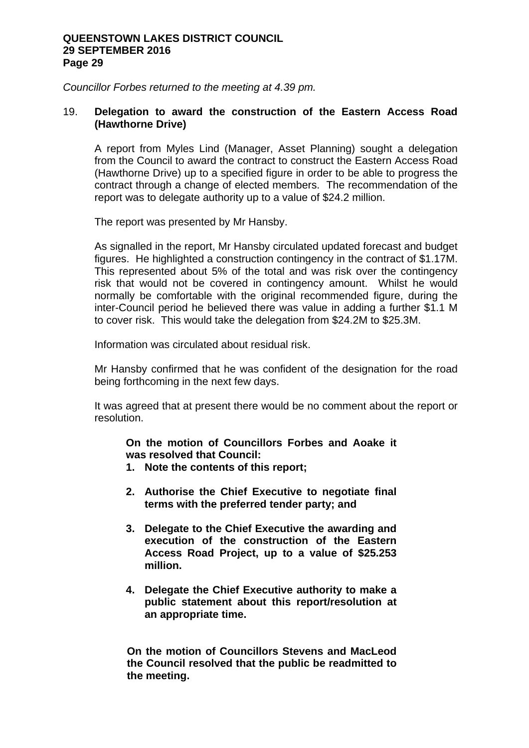*Councillor Forbes returned to the meeting at 4.39 pm.*

## 19. Delegation to award the construction of the Eastern Access Road (Hawthorne Drive)

A report from Myles Lind (Manager, Asset Planning) sought a delegation from the Council to award the contract to construct the Eastern Access Road (Hawthorne Drive) up to a specified figure in order to be able to progress the contract through a change of elected members. The recommendation of the report was to delegate authority up to a value of $24.2 million.

The report was presented by Mr Hansby.

As signalled in the report, Mr Hansby circulated updated forecast and budget figures. He highlighted a construction contingency in the contract of $1.17M. This represented about 5% of the total and was risk over the contingency risk that would not be covered in contingency amount. Whilst he would normally be comfortable with the original recommended figure, during the inter-Council period he believed there was value in adding a further $1.1 M to cover risk. This would take the delegation from $24.2M to $25.3M.

Information was circulated about residual risk.

Mr Hansby confirmed that he was confident of the designation for the road being forthcoming in the next few days.

It was agreed that at present there would be no comment about the report or resolution.

**On the motion of Councillors Forbes and Aoake it was resolved that Council:**

1. **Note the contents of this report;**
2. **Authorise the Chief Executive to negotiate final terms with the preferred tender party; and**
3. **Delegate to the Chief Executive the awarding and execution of the construction of the Eastern Access Road Project, up to a value of $25.253 million.**
4. **Delegate the Chief Executive authority to make a public statement about this report/resolution at an appropriate time.**

**On the motion of Councillors Stevens and MacLeod the Council resolved that the public be readmitted to the meeting.**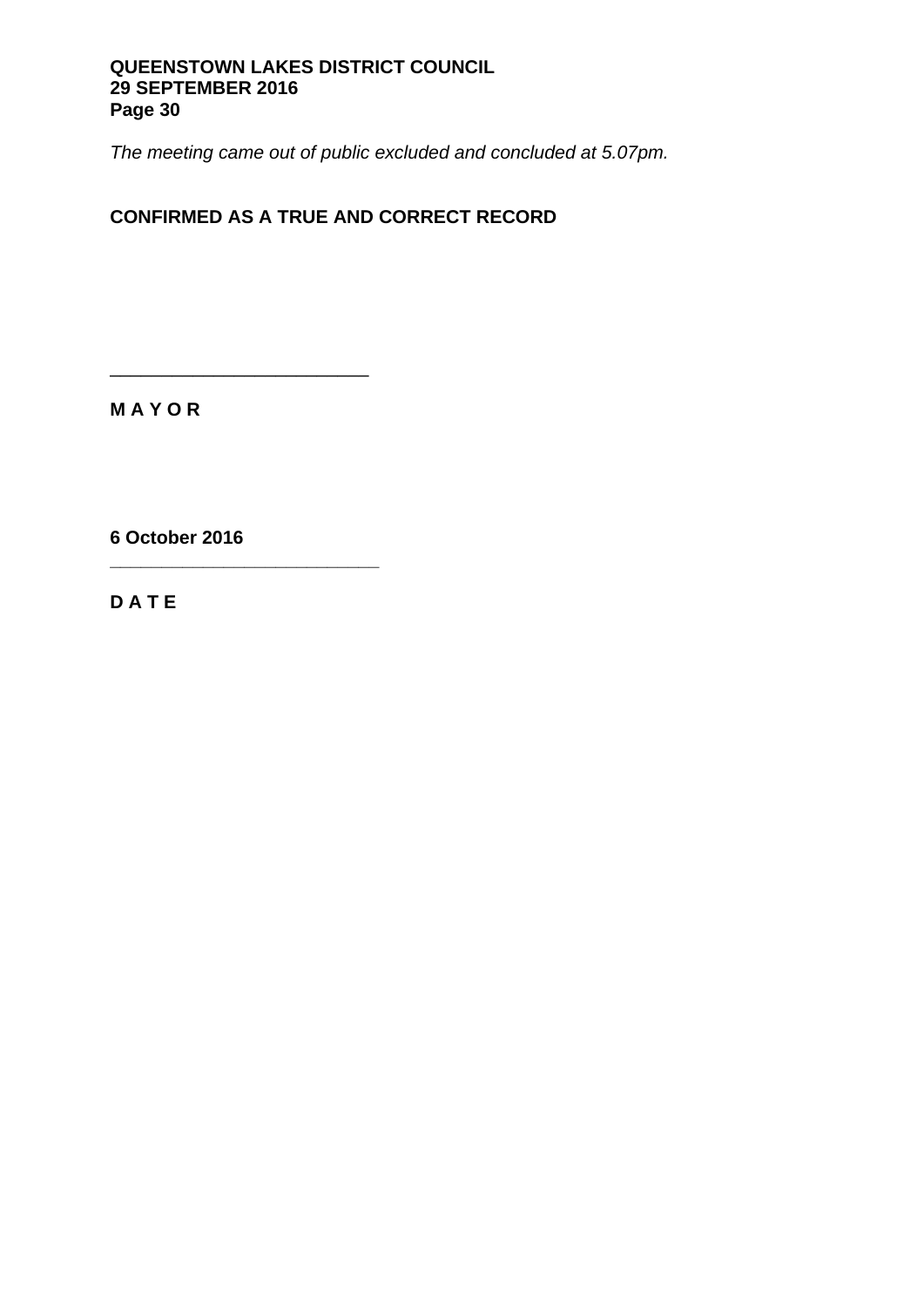*The meeting came out of public excluded and concluded at 5.07pm.*

**CONFIRMED AS A TRUE AND CORRECT RECORD**

\_\_\_\_\_\_\_\_\_\_\_\_\_\_\_\_\_\_\_\_\_\_\_\_\_\_

**M A Y O R**

**6 October 2016**

\_\_\_\_\_\_\_\_\_\_\_\_\_\_\_\_\_\_\_\_\_\_\_\_\_\_

**D A T E**